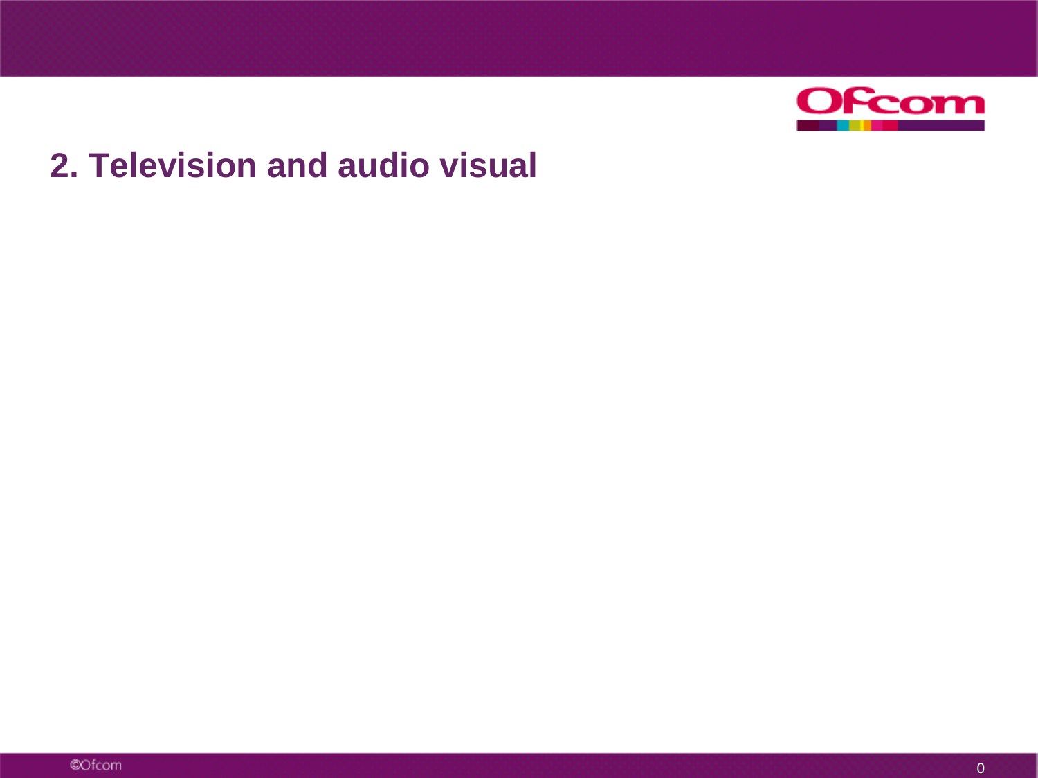# 2. Television and audio visual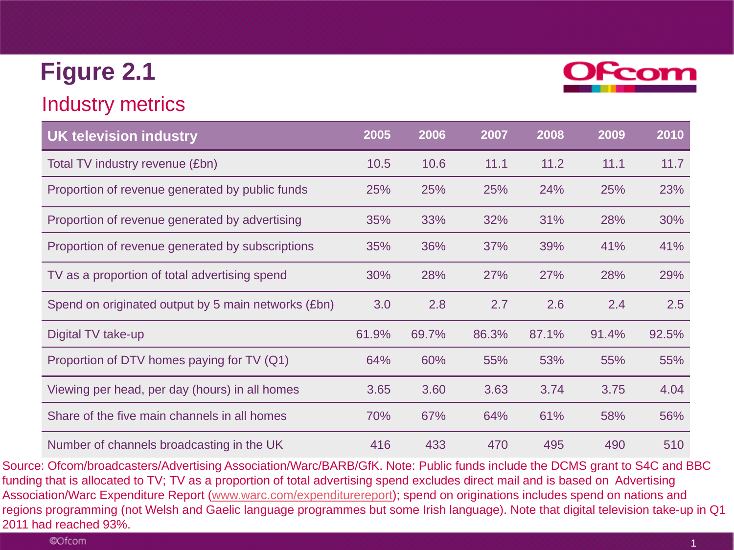# Figure 2.1

## Industry metrics

| UK television industry | 2005 | 2006 | 2007 | 2008 | 2009 | 2010 |
|---|---|---|---|---|---|---|
| Total TV industry revenue (£bn) | 10.5 | 10.6 | 11.1 | 11.2 | 11.1 | 11.7 |
| Proportion of revenue generated by public funds | 25% | 25% | 25% | 24% | 25% | 23% |
| Proportion of revenue generated by advertising | 35% | 33% | 32% | 31% | 28% | 30% |
| Proportion of revenue generated by subscriptions | 35% | 36% | 37% | 39% | 41% | 41% |
| TV as a proportion of total advertising spend | 30% | 28% | 27% | 27% | 28% | 29% |
| Spend on originated output by 5 main networks (£bn) | 3.0 | 2.8 | 2.7 | 2.6 | 2.4 | 2.5 |
| Digital TV take-up | 61.9% | 69.7% | 86.3% | 87.1% | 91.4% | 92.5% |
| Proportion of DTV homes paying for TV (Q1) | 64% | 60% | 55% | 53% | 55% | 55% |
| Viewing per head, per day (hours) in all homes | 3.65 | 3.60 | 3.63 | 3.74 | 3.75 | 4.04 |
| Share of the five main channels in all homes | 70% | 67% | 64% | 61% | 58% | 56% |
| Number of channels broadcasting in the UK | 416 | 433 | 470 | 495 | 490 | 510 |

Source: Ofcom/broadcasters/Advertising Association/Warc/BARB/GfK. Note: Public funds include the DCMS grant to S4C and BBC funding that is allocated to TV; TV as a proportion of total advertising spend excludes direct mail and is based on Advertising Association/Warc Expenditure Report (www.warc.com/expenditurereport); spend on originations includes spend on nations and regions programming (not Welsh and Gaelic language programmes but some Irish language). Note that digital television take-up in Q1 2011 had reached 93%.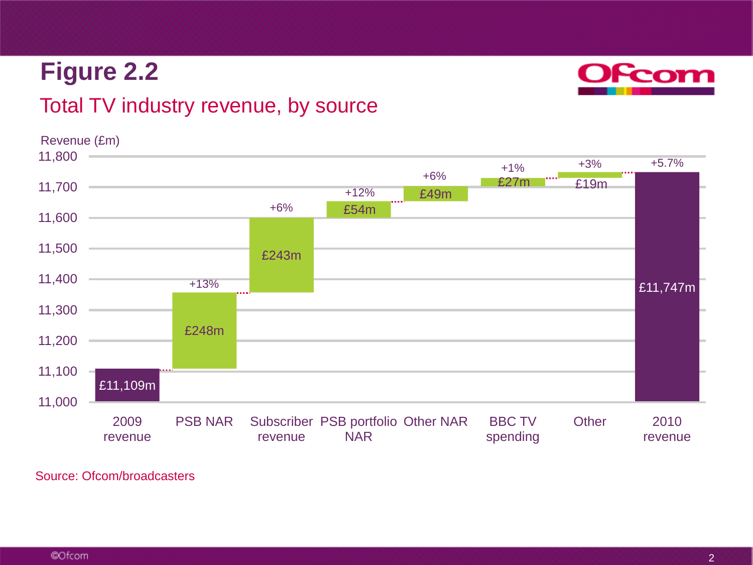# Figure 2.2

## Total TV industry revenue, by source

Revenue (£m)

| Category | Value | Change |
|---|---|---|
| 2009 revenue | £11,109m | |
| PSB NAR | £248m | +13% |
| Subscriber revenue | £243m | +6% |
| PSB portfolio NAR | £54m | +12% |
| Other NAR | £49m | +6% |
| BBC TV spending | £27m | +1% |
| Other | £19m | +3% |
| 2010 revenue | £11,747m | +5.7% |

Source: Ofcom/broadcasters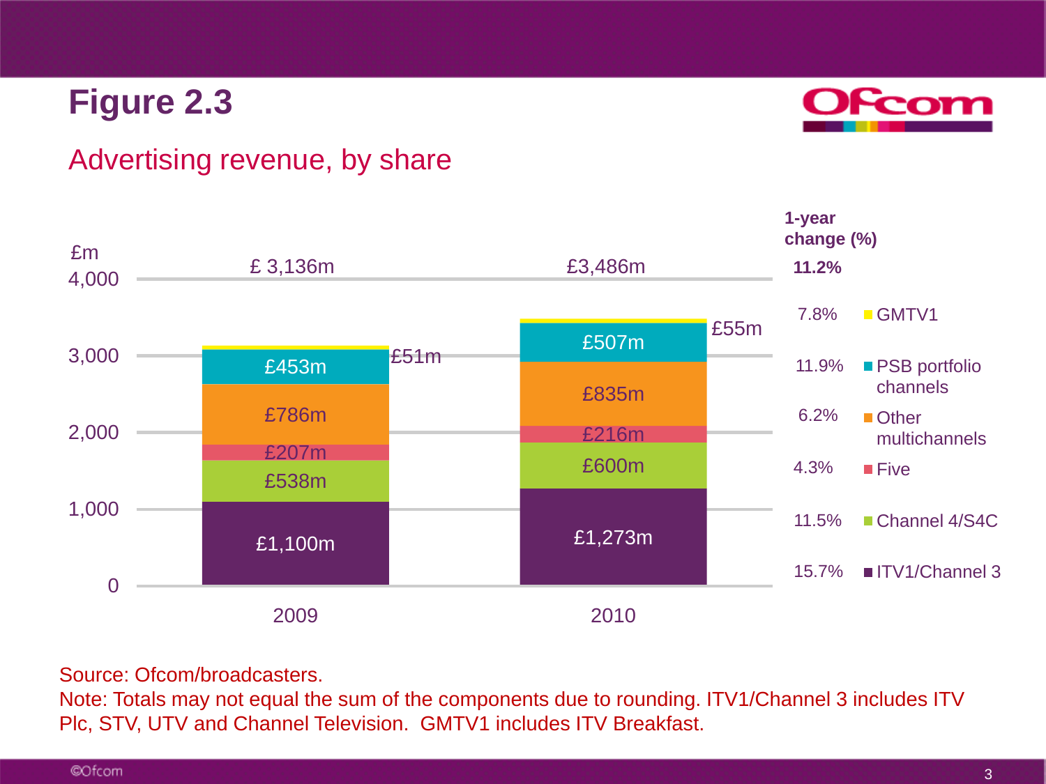# Figure 2.3

## Advertising revenue, by share

| £m | 2009 | 2010 | 1-year change (%) |
|---|---|---|---|
| Total | £ 3,136m | £3,486m | 11.2% |
| GMTV1 | £51m | £55m | 7.8% |
| PSB portfolio channels | £453m | £507m | 11.9% |
| Other multichannels | £786m | £835m | 6.2% |
| Five | £207m | £216m | 4.3% |
| Channel 4/S4C | £538m | £600m | 11.5% |
| ITV1/Channel 3 | £1,100m | £1,273m | 15.7% |

Source: Ofcom/broadcasters.
Note: Totals may not equal the sum of the components due to rounding. ITV1/Channel 3 includes ITV Plc, STV, UTV and Channel Television. GMTV1 includes ITV Breakfast.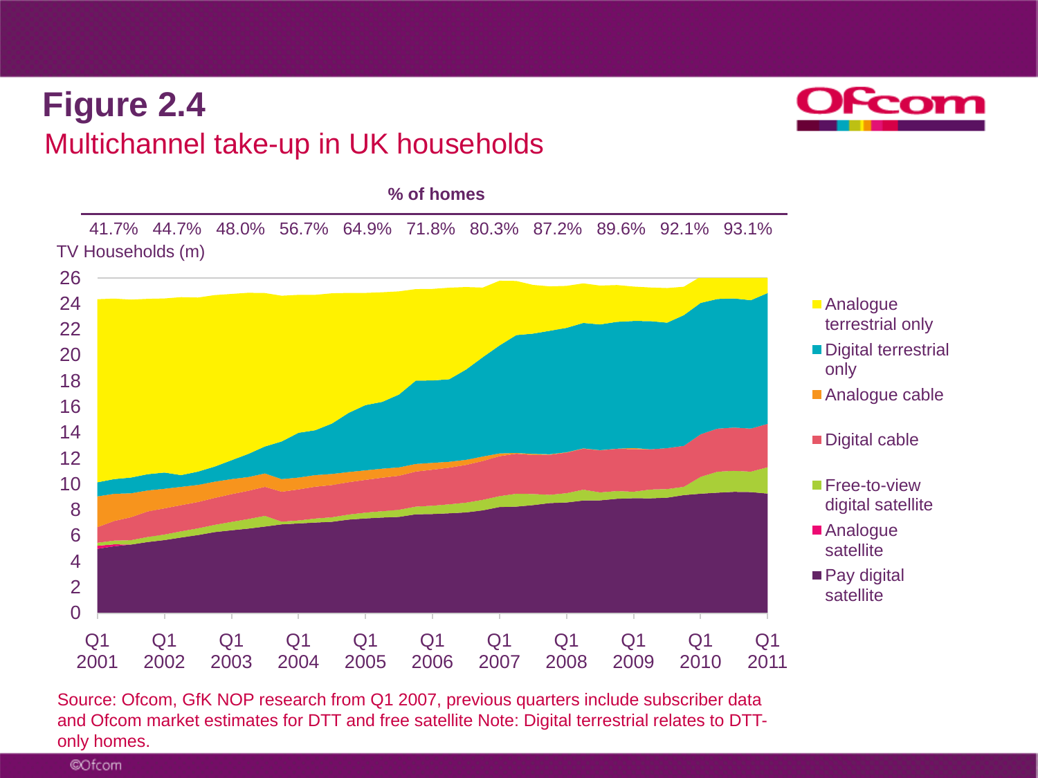# Figure 2.4

## Multichannel take-up in UK households

**% of homes**

| 41.7% | 44.7% | 48.0% | 56.7% | 64.9% | 71.8% | 80.3% | 87.2% | 89.6% | 92.1% | 93.1% |
|---|---|---|---|---|---|---|---|---|---|---|

TV Households (m)

Y-axis: 0, 2, 4, 6, 8, 10, 12, 14, 16, 18, 20, 22, 24, 26

X-axis: Q1 2001, Q1 2002, Q1 2003, Q1 2004, Q1 2005, Q1 2006, Q1 2007, Q1 2008, Q1 2009, Q1 2010, Q1 2011

Legend:
- Analogue terrestrial only
- Digital terrestrial only
- Analogue cable
- Digital cable
- Free-to-view digital satellite
- Analogue satellite
- Pay digital satellite

Source: Ofcom, GfK NOP research from Q1 2007, previous quarters include subscriber data and Ofcom market estimates for DTT and free satellite Note: Digital terrestrial relates to DTT-only homes.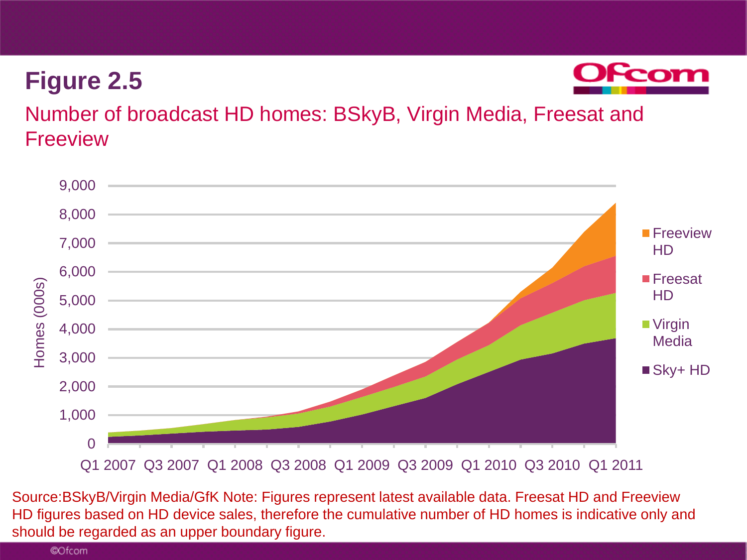# Figure 2.5

## Number of broadcast HD homes: BSkyB, Virgin Media, Freesat and Freeview

Homes (000s)

9,000
8,000
7,000
6,000
5,000
4,000
3,000
2,000
1,000
0

Q1 2007 Q3 2007 Q1 2008 Q3 2008 Q1 2009 Q3 2009 Q1 2010 Q3 2010 Q1 2011

- Freeview HD
- Freesat HD
- Virgin Media
- Sky+ HD

Source:BSkyB/Virgin Media/GfK Note: Figures represent latest available data. Freesat HD and Freeview HD figures based on HD device sales, therefore the cumulative number of HD homes is indicative only and should be regarded as an upper boundary figure.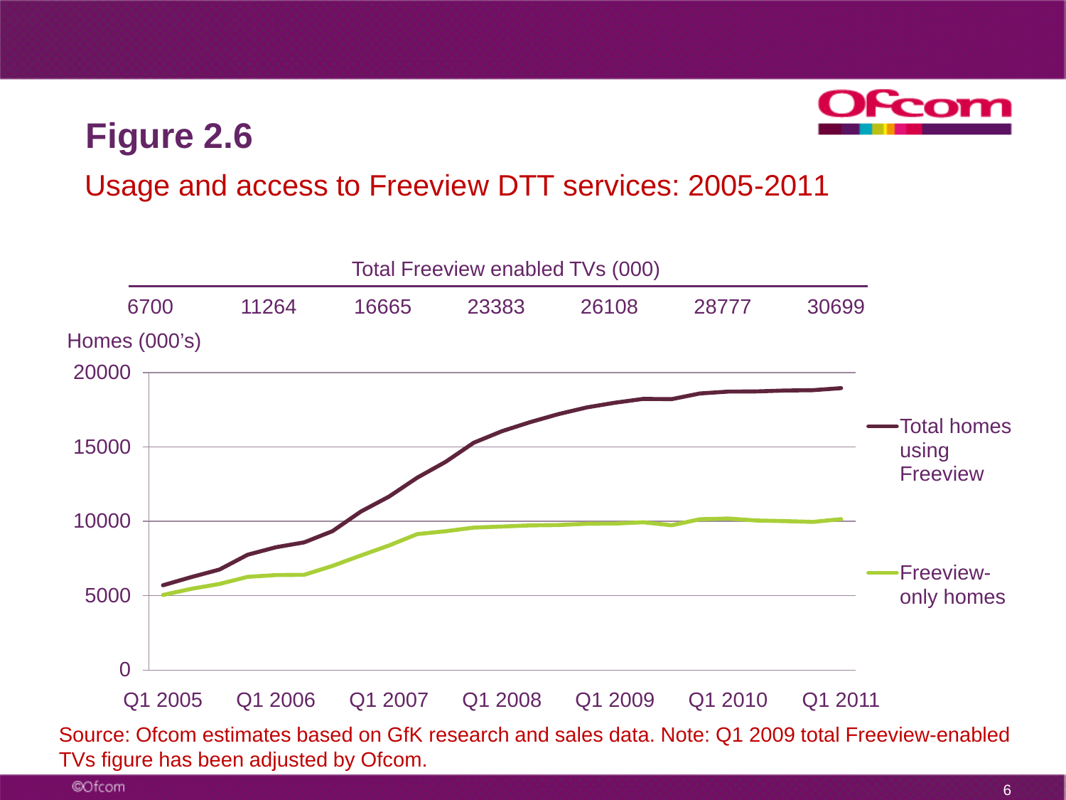# Figure 2.6

## Usage and access to Freeview DTT services: 2005-2011

Total Freeview enabled TVs (000)

| Q1 2005 | Q1 2006 | Q1 2007 | Q1 2008 | Q1 2009 | Q1 2010 | Q1 2011 |
|---|---|---|---|---|---|---|
| 6700 | 11264 | 16665 | 23383 | 26108 | 28777 | 30699 |

Homes (000's)

Legend: Total homes using Freeview; Freeview-only homes

Source: Ofcom estimates based on GfK research and sales data. Note: Q1 2009 total Freeview-enabled TVs figure has been adjusted by Ofcom.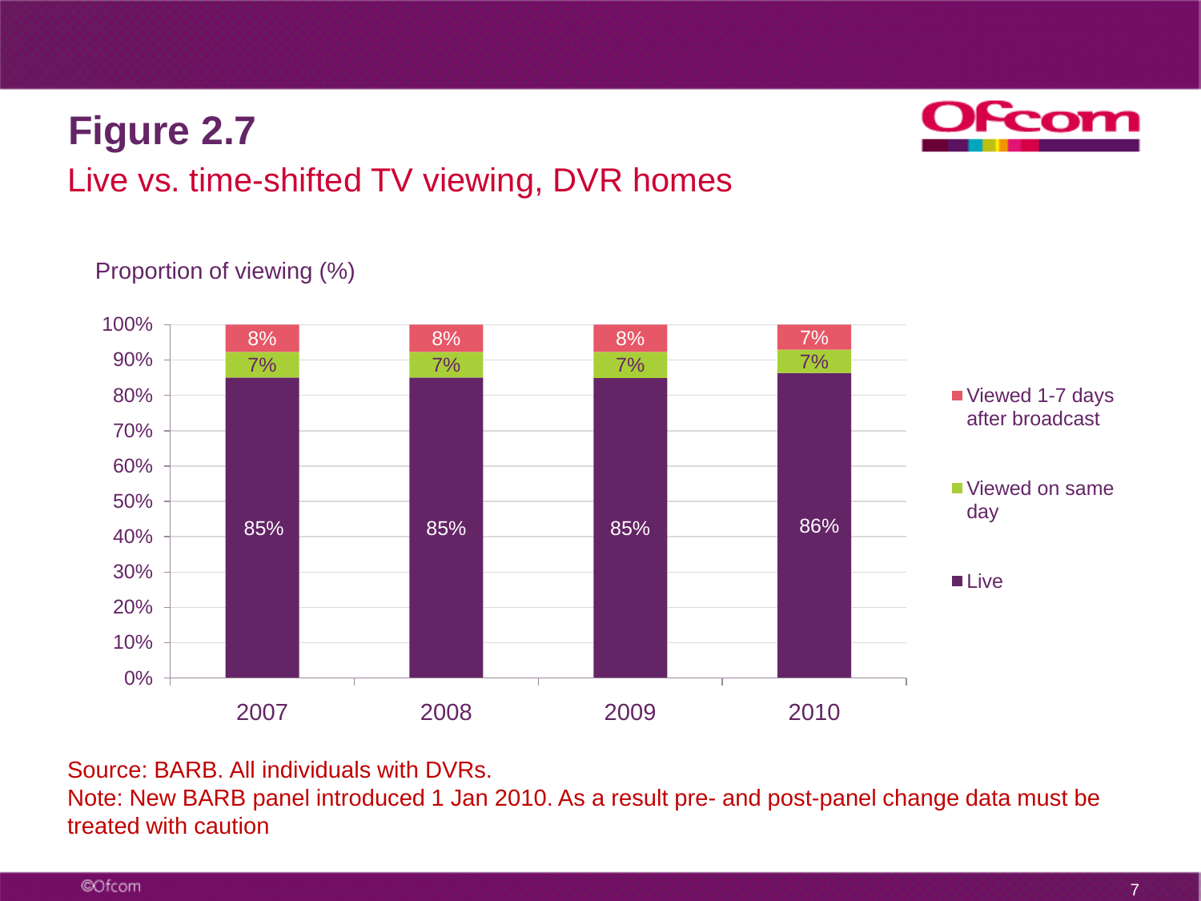# Figure 2.7

## Live vs. time-shifted TV viewing, DVR homes

Proportion of viewing (%)

| | 2007 | 2008 | 2009 | 2010 |
|---|---|---|---|---|
| Viewed 1-7 days after broadcast | 8% | 8% | 8% | 7% |
| Viewed on same day | 7% | 7% | 7% | 7% |
| Live | 85% | 85% | 85% | 86% |

Source: BARB. All individuals with DVRs.
Note: New BARB panel introduced 1 Jan 2010. As a result pre- and post-panel change data must be treated with caution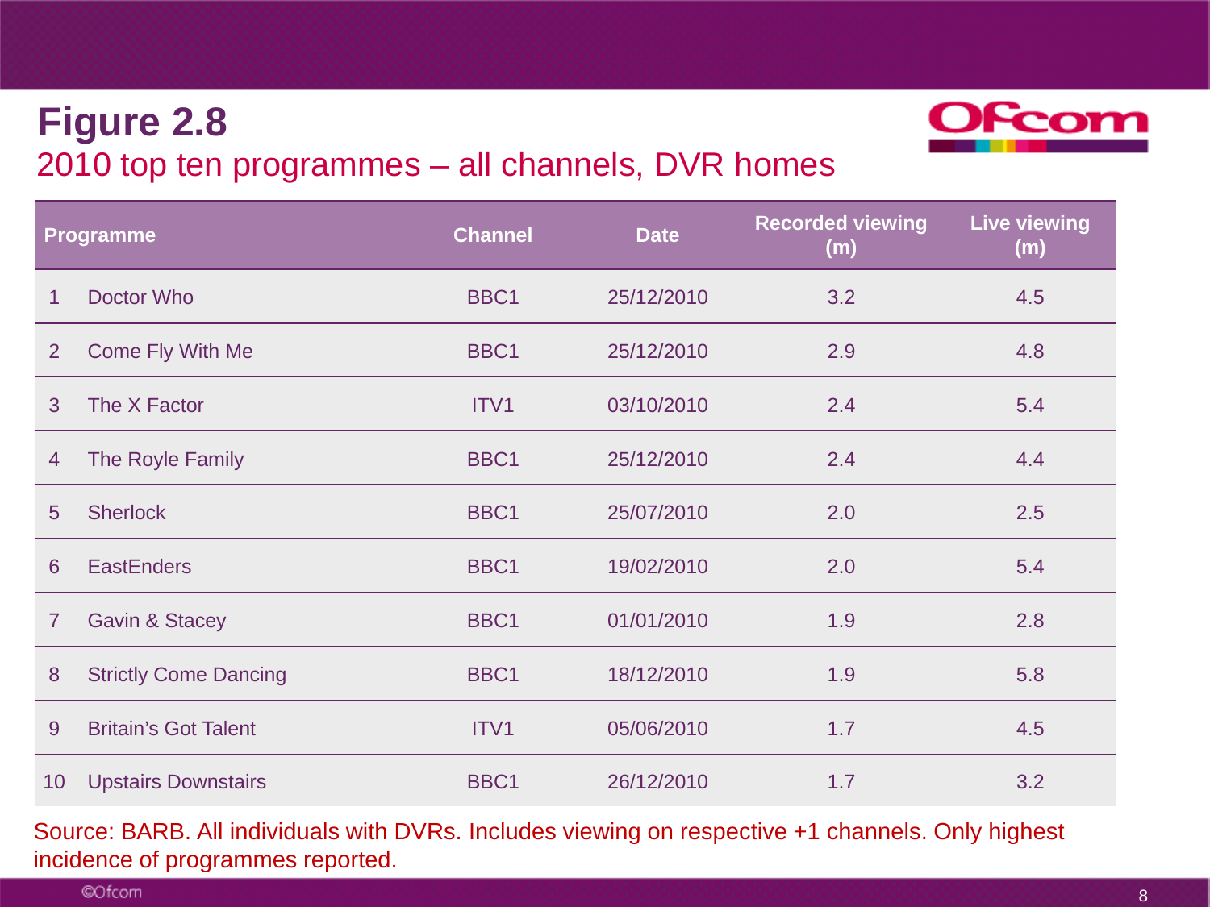# Figure 2.8

## 2010 top ten programmes – all channels, DVR homes

| | Programme | Channel | Date | Recorded viewing (m) | Live viewing (m) |
|---|---|---|---|---|---|
| 1 | Doctor Who | BBC1 | 25/12/2010 | 3.2 | 4.5 |
| 2 | Come Fly With Me | BBC1 | 25/12/2010 | 2.9 | 4.8 |
| 3 | The X Factor | ITV1 | 03/10/2010 | 2.4 | 5.4 |
| 4 | The Royle Family | BBC1 | 25/12/2010 | 2.4 | 4.4 |
| 5 | Sherlock | BBC1 | 25/07/2010 | 2.0 | 2.5 |
| 6 | EastEnders | BBC1 | 19/02/2010 | 2.0 | 5.4 |
| 7 | Gavin & Stacey | BBC1 | 01/01/2010 | 1.9 | 2.8 |
| 8 | Strictly Come Dancing | BBC1 | 18/12/2010 | 1.9 | 5.8 |
| 9 | Britain's Got Talent | ITV1 | 05/06/2010 | 1.7 | 4.5 |
| 10 | Upstairs Downstairs | BBC1 | 26/12/2010 | 1.7 | 3.2 |

Source: BARB. All individuals with DVRs. Includes viewing on respective +1 channels. Only highest incidence of programmes reported.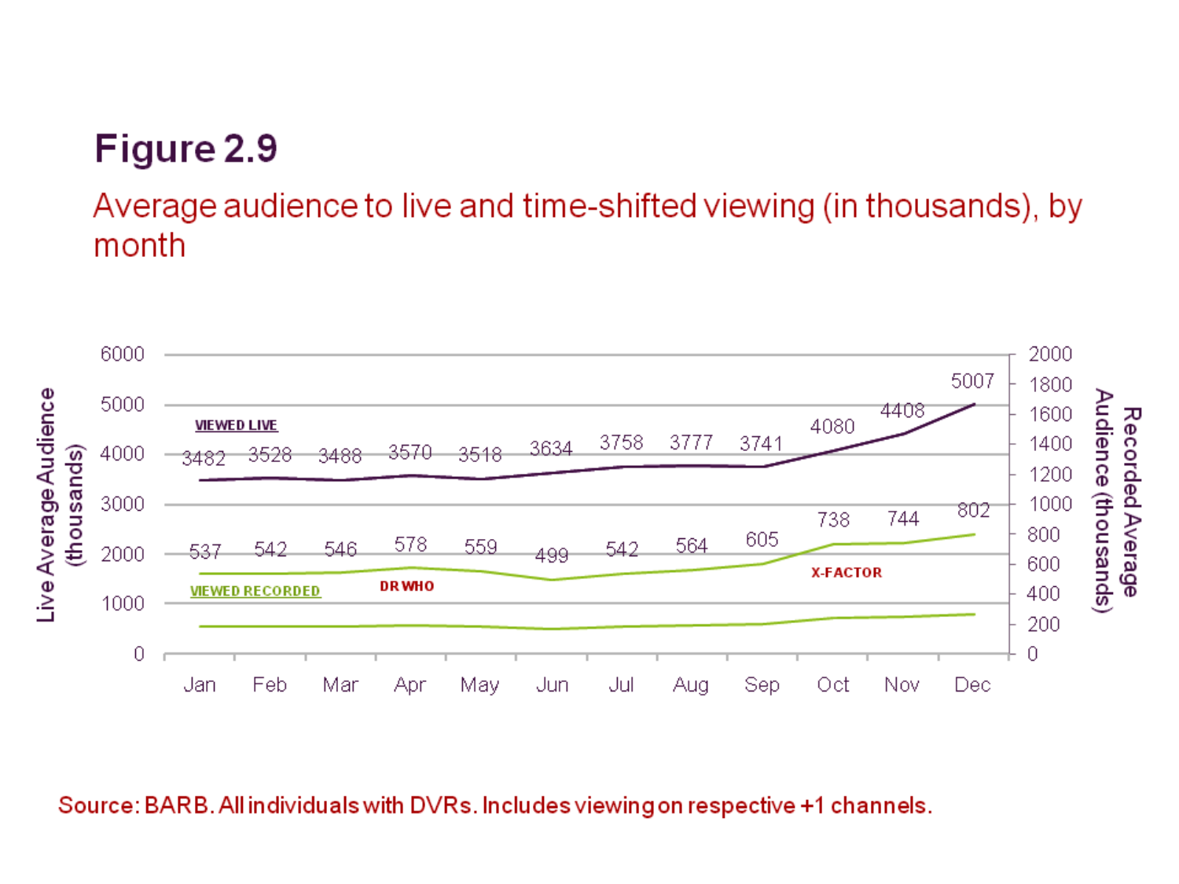# Figure 2.9

Average audience to live and time-shifted viewing (in thousands), by month

| Month | Viewed Live (thousands) | Viewed Recorded (thousands) |
| --- | --- | --- |
| Jan | 3482 | 537 |
| Feb | 3528 | 542 |
| Mar | 3488 | 546 |
| Apr | 3570 | 578 |
| May | 3518 | 559 |
| Jun | 3634 | 499 |
| Jul | 3758 | 542 |
| Aug | 3777 | 564 |
| Sep | 3741 | 605 |
| Oct | 4080 | 738 |
| Nov | 4408 | 744 |
| Dec | 5007 | 802 |

Annotations: DR WHO (Apr–May), X-FACTOR (Oct–Nov)

Source: BARB. All individuals with DVRs. Includes viewing on respective +1 channels.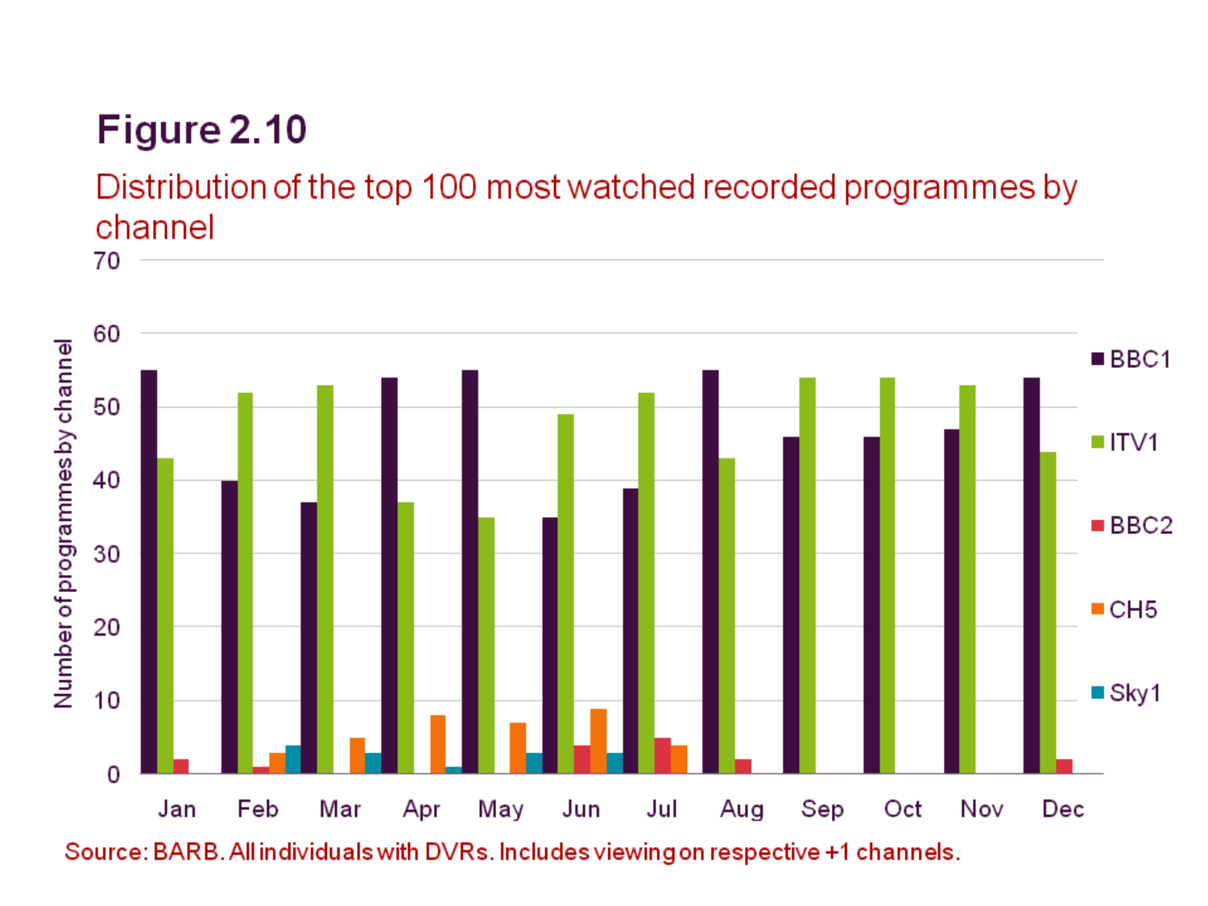# Figure 2.10

Distribution of the top 100 most watched recorded programmes by channel

Source: BARB. All individuals with DVRs. Includes viewing on respective +1 channels.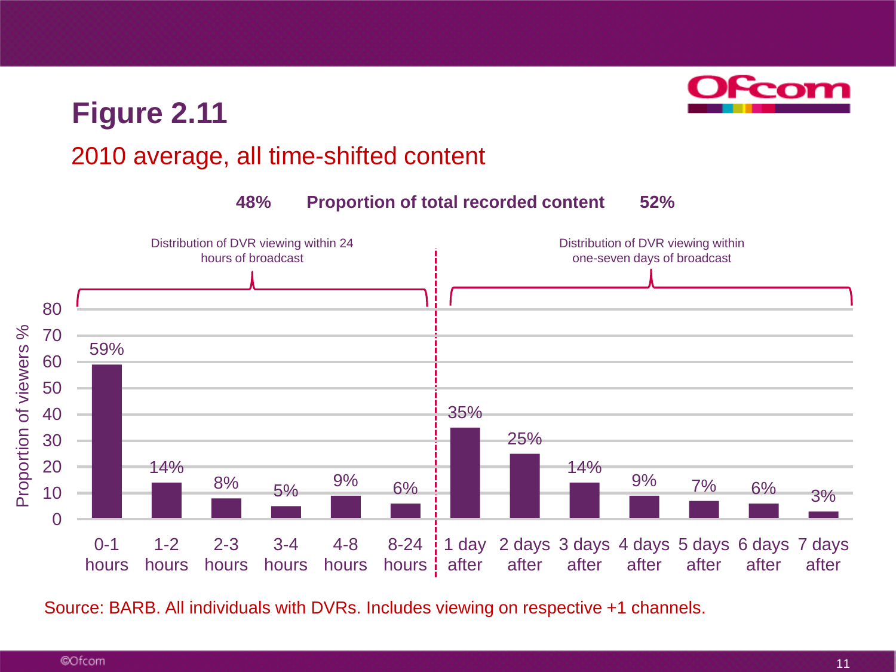# Figure 2.11

## 2010 average, all time-shifted content

**48%** **Proportion of total recorded content** **52%**

| Distribution of DVR viewing within 24 hours of broadcast | Proportion of viewers % |
| --- | --- |
| 0-1 hours | 59% |
| 1-2 hours | 14% |
| 2-3 hours | 8% |
| 3-4 hours | 5% |
| 4-8 hours | 9% |
| 8-24 hours | 6% |

| Distribution of DVR viewing within one-seven days of broadcast | Proportion of viewers % |
| --- | --- |
| 1 day after | 35% |
| 2 days after | 25% |
| 3 days after | 14% |
| 4 days after | 9% |
| 5 days after | 7% |
| 6 days after | 6% |
| 7 days after | 3% |

Source: BARB. All individuals with DVRs. Includes viewing on respective +1 channels.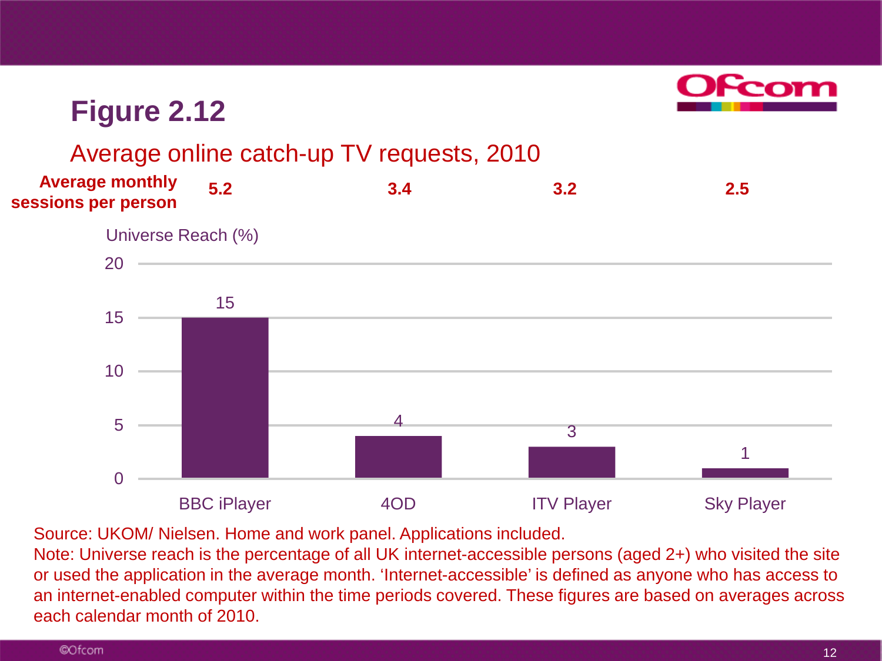# Figure 2.12

## Average online catch-up TV requests, 2010

| | BBC iPlayer | 4OD | ITV Player | Sky Player |
|---|---|---|---|---|
| **Average monthly sessions per person** | **5.2** | **3.4** | **3.2** | **2.5** |
| Universe Reach (%) | 15 | 4 | 3 | 1 |

Source: UKOM/ Nielsen. Home and work panel. Applications included.
Note: Universe reach is the percentage of all UK internet-accessible persons (aged 2+) who visited the site or used the application in the average month. 'Internet-accessible' is defined as anyone who has access to an internet-enabled computer within the time periods covered. These figures are based on averages across each calendar month of 2010.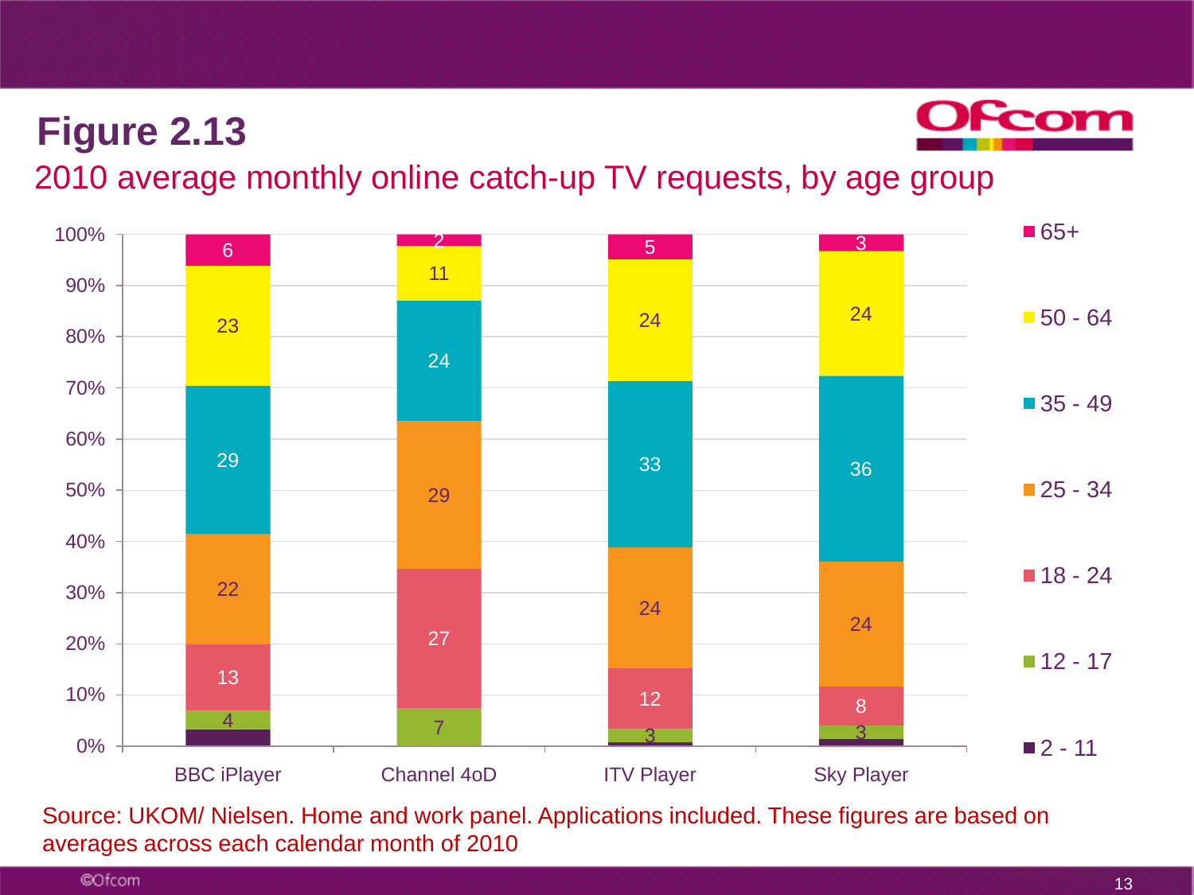# Figure 2.13

## 2010 average monthly online catch-up TV requests, by age group

| Age group | BBC iPlayer | Channel 4oD | ITV Player | Sky Player |
|---|---|---|---|---|
| 65+ | 6 | 2 | 5 | 3 |
| 50 - 64 | 23 | 11 | 24 | 24 |
| 35 - 49 | 29 | 24 | 33 | 36 |
| 25 - 34 | 22 | 29 | 24 | 24 |
| 18 - 24 | 13 | 27 | 12 | 8 |
| 12 - 17 | 4 | 7 | 3 | 3 |
| 2 - 11 | | | | |

Source: UKOM/ Nielsen. Home and work panel. Applications included. These figures are based on averages across each calendar month of 2010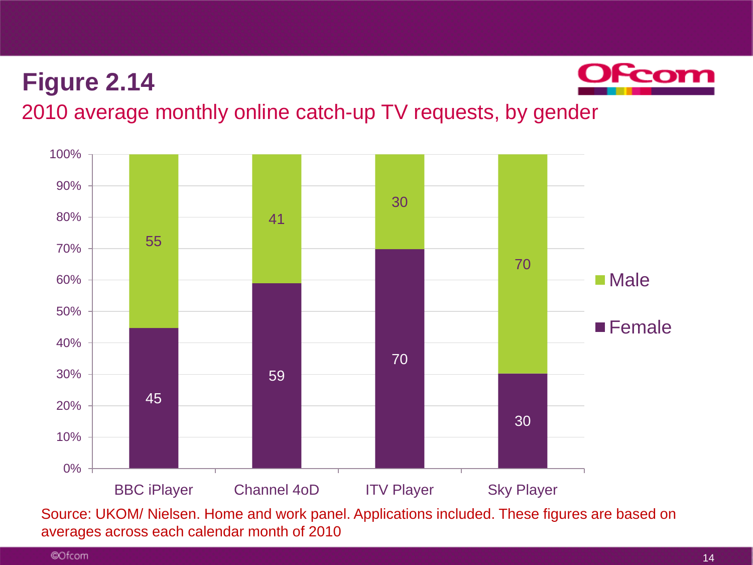# Figure 2.14

## 2010 average monthly online catch-up TV requests, by gender

| | BBC iPlayer | Channel 4oD | ITV Player | Sky Player |
|---|---|---|---|---|
| Male | 55 | 41 | 30 | 70 |
| Female | 45 | 59 | 70 | 30 |

Source: UKOM/ Nielsen. Home and work panel. Applications included. These figures are based on averages across each calendar month of 2010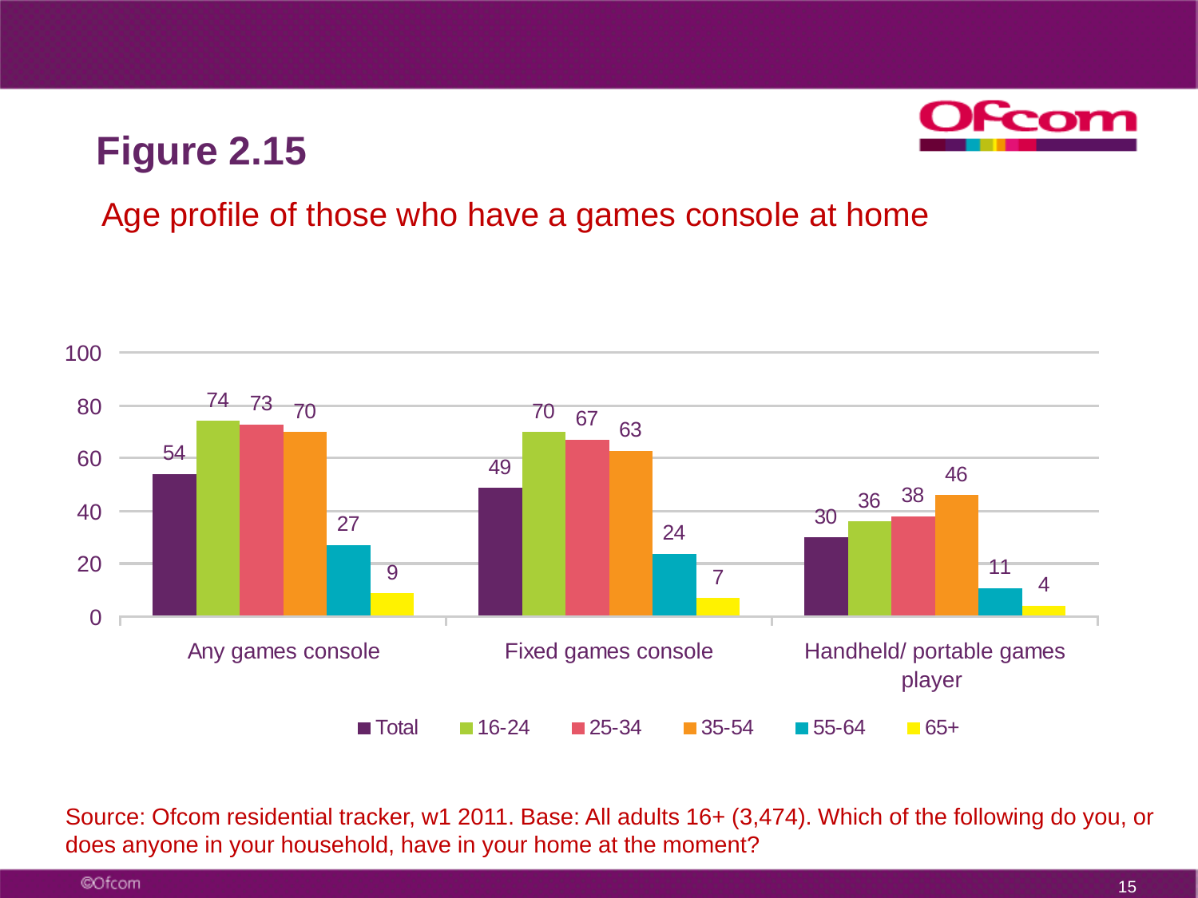# Figure 2.15

## Age profile of those who have a games console at home

| | Total | 16-24 | 25-34 | 35-54 | 55-64 | 65+ |
|---|---|---|---|---|---|---|
| Any games console | 54 | 74 | 73 | 70 | 27 | 9 |
| Fixed games console | 49 | 70 | 67 | 63 | 24 | 7 |
| Handheld/ portable games player | 30 | 36 | 38 | 46 | 11 | 4 |

Source: Ofcom residential tracker, w1 2011. Base: All adults 16+ (3,474). Which of the following do you, or does anyone in your household, have in your home at the moment?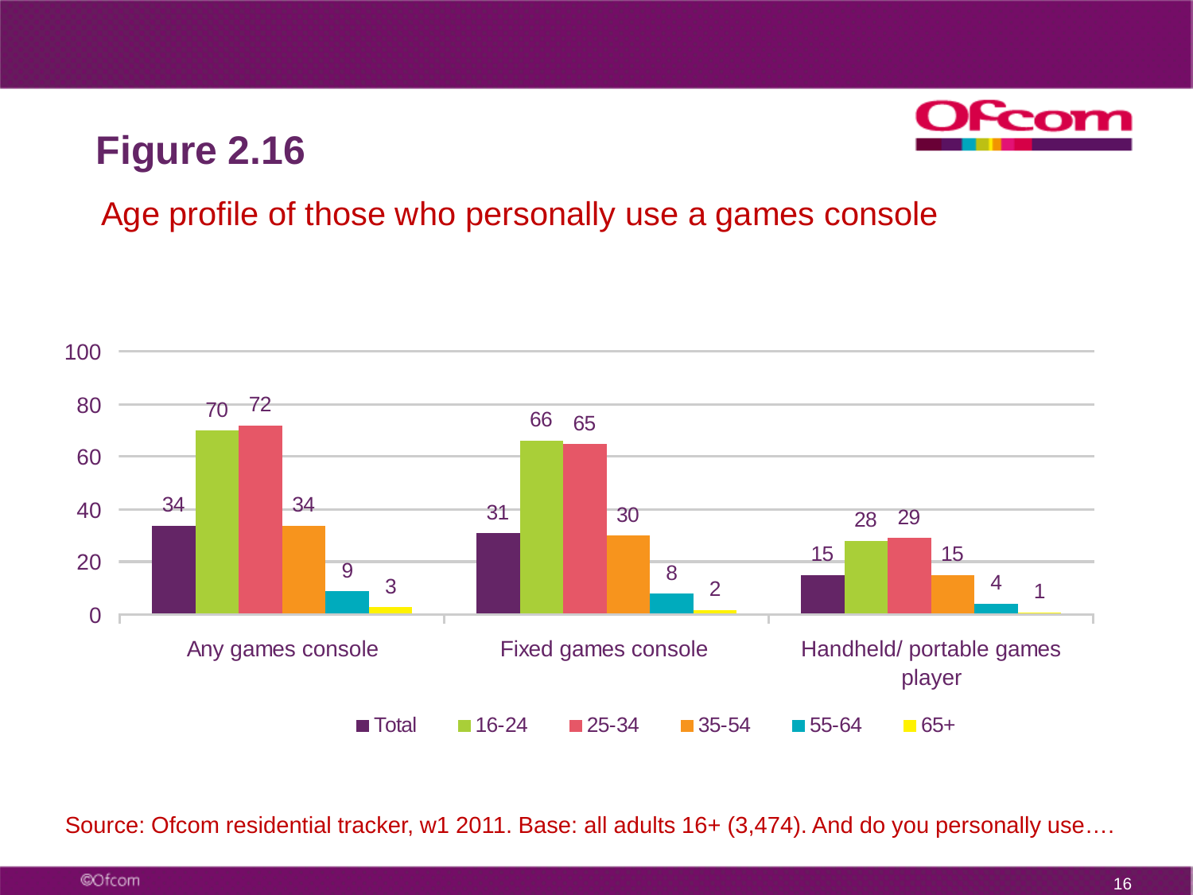## Figure 2.16

Age profile of those who personally use a games console

| | Total | 16-24 | 25-34 | 35-54 | 55-64 | 65+ |
|---|---|---|---|---|---|---|
| Any games console | 34 | 70 | 72 | 34 | 9 | 3 |
| Fixed games console | 31 | 66 | 65 | 30 | 8 | 2 |
| Handheld/ portable games player | 15 | 28 | 29 | 15 | 4 | 1 |

Source: Ofcom residential tracker, w1 2011. Base: all adults 16+ (3,474). And do you personally use….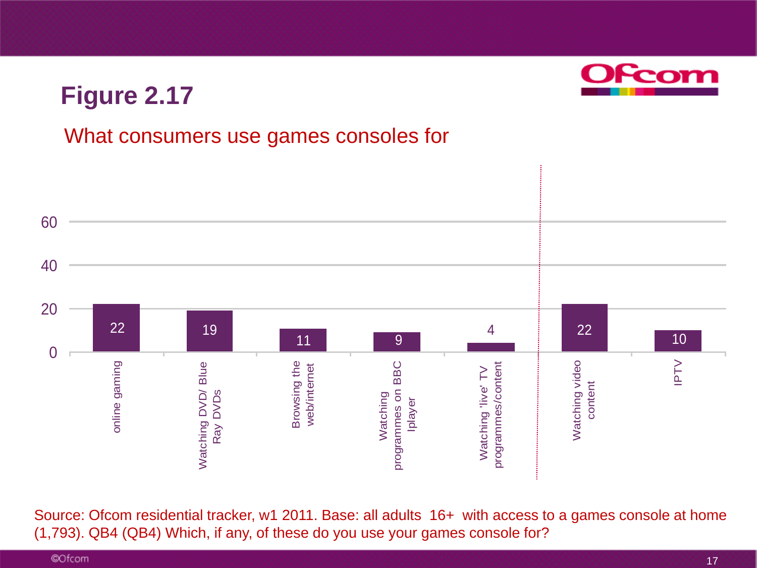# Figure 2.17

## What consumers use games consoles for

| Use | % |
| --- | --- |
| online gaming | 22 |
| Watching DVD/ Blue Ray DVDs | 19 |
| Browsing the web/internet | 11 |
| Watching programmes on BBC Iplayer | 9 |
| Watching 'live' TV programmes/content | 4 |
| Watching video content | 22 |
| IPTV | 10 |

Source: Ofcom residential tracker, w1 2011. Base: all adults 16+ with access to a games console at home (1,793). QB4 (QB4) Which, if any, of these do you use your games console for?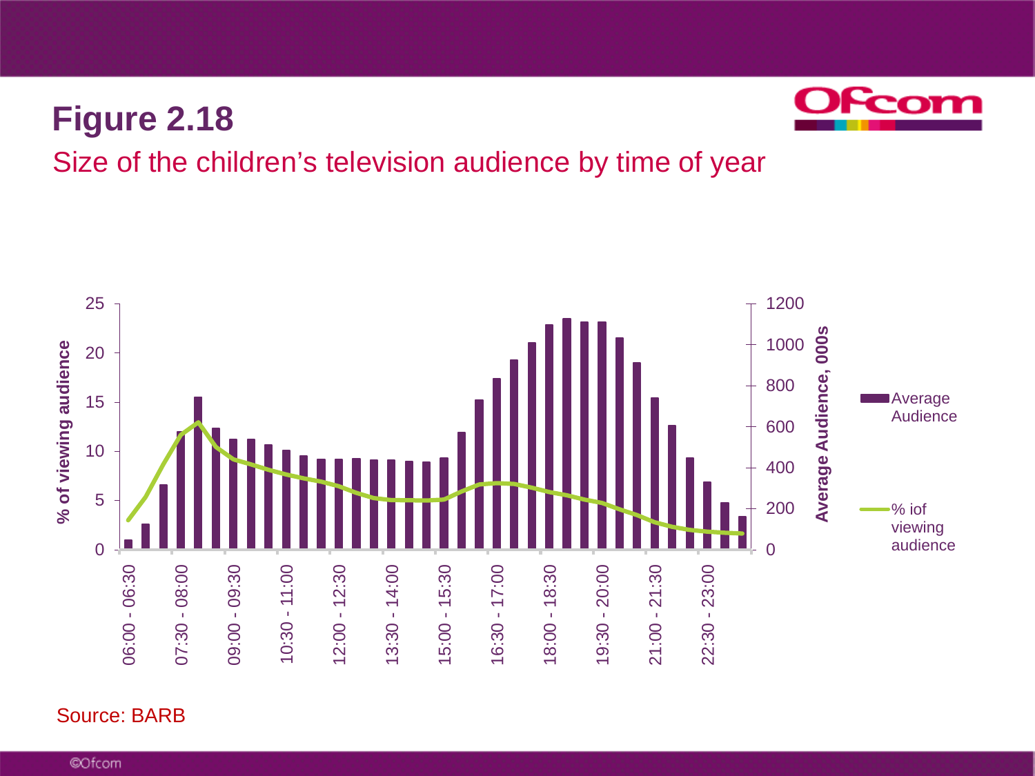# Figure 2.18

## Size of the children's television audience by time of year

% of viewing audience

Average Audience, 000s

Average Audience

% iof viewing audience

06:00 - 06:30, 07:30 - 08:00, 09:00 - 09:30, 10:30 - 11:00, 12:00 - 12:30, 13:30 - 14:00, 15:00 - 15:30, 16:30 - 17:00, 18:00 - 18:30, 19:30 - 20:00, 21:00 - 21:30, 22:30 - 23:00

Source: BARB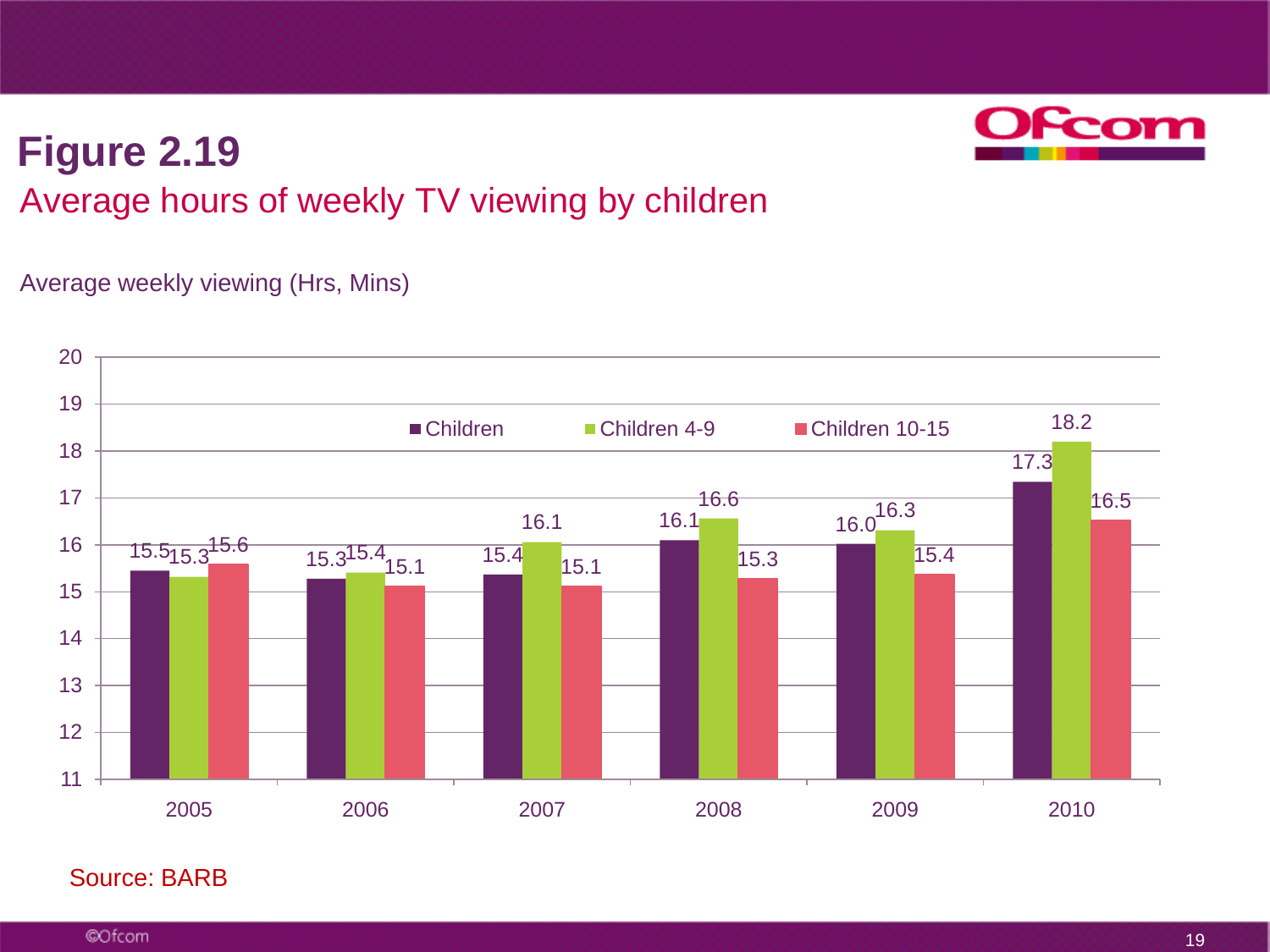# Figure 2.19

## Average hours of weekly TV viewing by children

Average weekly viewing (Hrs, Mins)

| Year | Children | Children 4-9 | Children 10-15 |
|---|---|---|---|
| 2005 | 15.5 | 15.3 | 15.6 |
| 2006 | 15.3 | 15.4 | 15.1 |
| 2007 | 15.4 | 16.1 | 15.1 |
| 2008 | 16.1 | 16.6 | 15.3 |
| 2009 | 16.0 | 16.3 | 15.4 |
| 2010 | 17.3 | 18.2 | 16.5 |

Source: BARB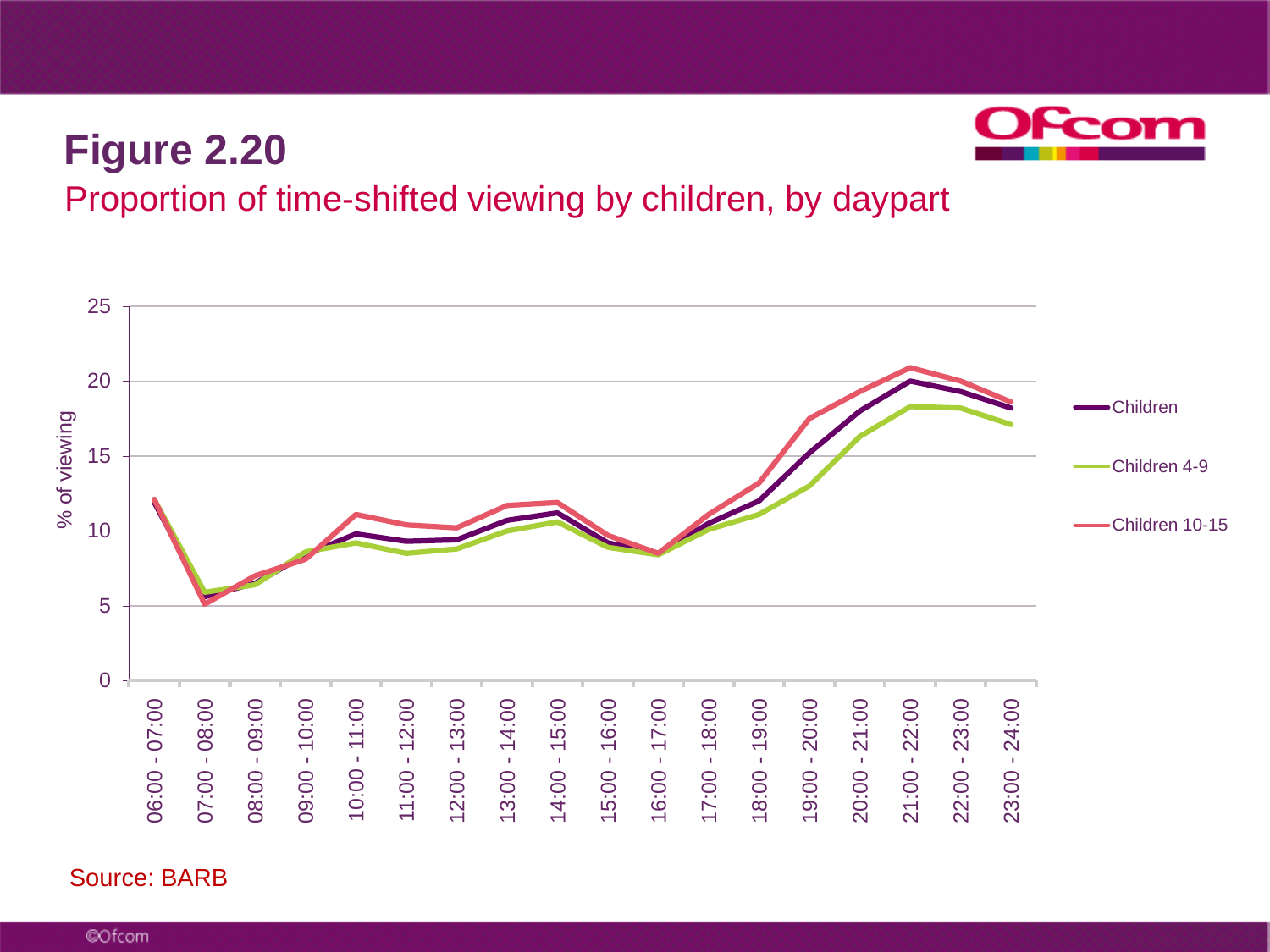# Figure 2.20

## Proportion of time-shifted viewing by children, by daypart

Source: BARB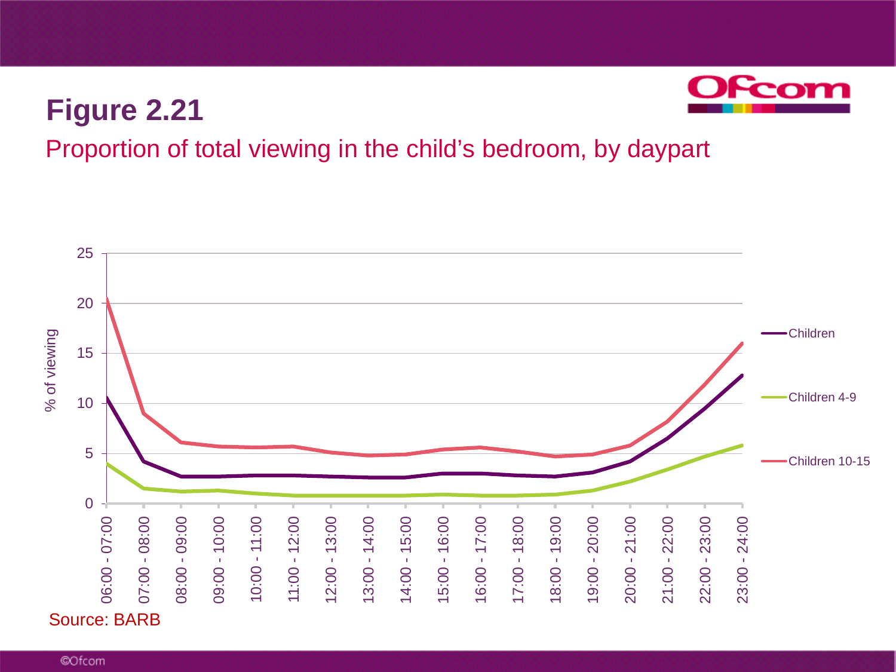# Figure 2.21

Proportion of total viewing in the child's bedroom, by daypart

Source: BARB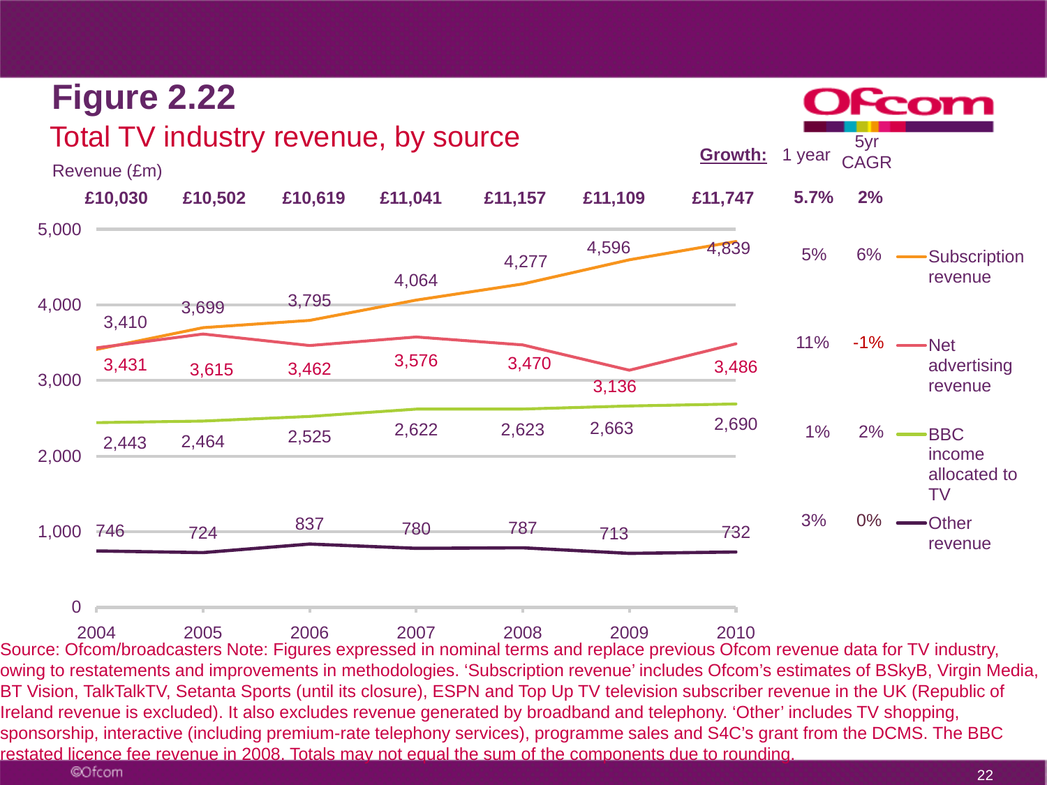# Figure 2.22

## Total TV industry revenue, by source

Revenue (£m)

| | 2004 | 2005 | 2006 | 2007 | 2008 | 2009 | 2010 | Growth: 1 year | 5yr CAGR |
|---|---|---|---|---|---|---|---|---|---|
| Total | £10,030 | £10,502 | £10,619 | £11,041 | £11,157 | £11,109 | £11,747 | 5.7% | 2% |
| Subscription revenue | 3,410 | 3,699 | 3,795 | 4,064 | 4,277 | 4,596 | 4,839 | 5% | 6% |
| Net advertising revenue | 3,431 | 3,615 | 3,462 | 3,576 | 3,470 | 3,136 | 3,486 | 11% | -1% |
| BBC income allocated to TV | 2,443 | 2,464 | 2,525 | 2,622 | 2,623 | 2,663 | 2,690 | 1% | 2% |
| Other revenue | 746 | 724 | 837 | 780 | 787 | 713 | 732 | 3% | 0% |

Source: Ofcom/broadcasters Note: Figures expressed in nominal terms and replace previous Ofcom revenue data for TV industry, owing to restatements and improvements in methodologies. 'Subscription revenue' includes Ofcom's estimates of BSkyB, Virgin Media, BT Vision, TalkTalkTV, Setanta Sports (until its closure), ESPN and Top Up TV television subscriber revenue in the UK (Republic of Ireland revenue is excluded). It also excludes revenue generated by broadband and telephony. 'Other' includes TV shopping, sponsorship, interactive (including premium-rate telephony services), programme sales and S4C's grant from the DCMS. The BBC restated licence fee revenue in 2008. Totals may not equal the sum of the components due to rounding.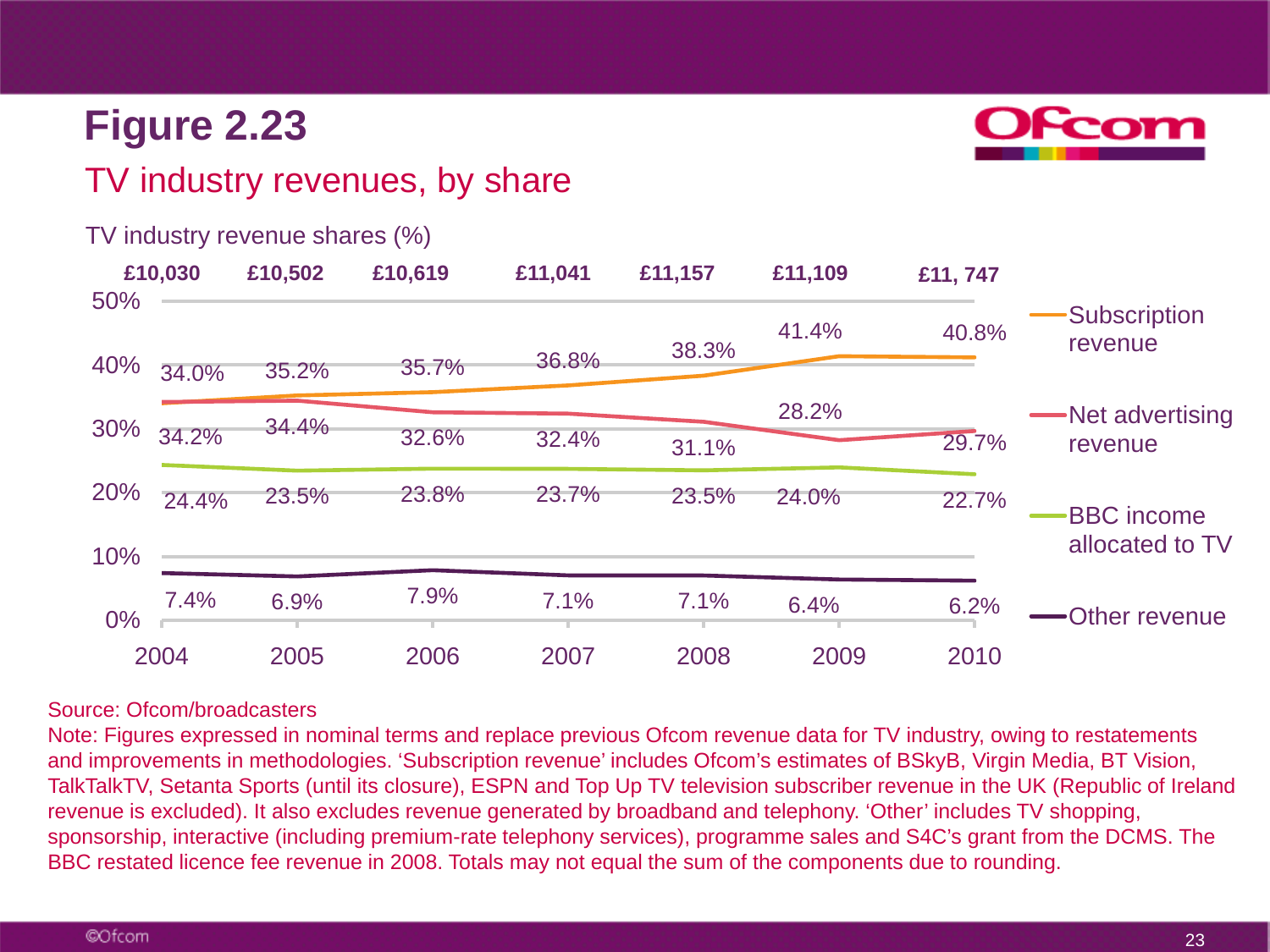# Figure 2.23

## TV industry revenues, by share

TV industry revenue shares (%)

| | 2004 | 2005 | 2006 | 2007 | 2008 | 2009 | 2010 |
|---|---|---|---|---|---|---|---|
| Total | £10,030 | £10,502 | £10,619 | £11,041 | £11,157 | £11,109 | £11, 747 |
| Subscription revenue | 34.0% | 35.2% | 35.7% | 36.8% | 38.3% | 41.4% | 40.8% |
| Net advertising revenue | 34.2% | 34.4% | 32.6% | 32.4% | 31.1% | 28.2% | 29.7% |
| BBC income allocated to TV | 24.4% | 23.5% | 23.8% | 23.7% | 23.5% | 24.0% | 22.7% |
| Other revenue | 7.4% | 6.9% | 7.9% | 7.1% | 7.1% | 6.4% | 6.2% |

Source: Ofcom/broadcasters

Note: Figures expressed in nominal terms and replace previous Ofcom revenue data for TV industry, owing to restatements and improvements in methodologies. 'Subscription revenue' includes Ofcom's estimates of BSkyB, Virgin Media, BT Vision, TalkTalkTV, Setanta Sports (until its closure), ESPN and Top Up TV television subscriber revenue in the UK (Republic of Ireland revenue is excluded). It also excludes revenue generated by broadband and telephony. 'Other' includes TV shopping, sponsorship, interactive (including premium-rate telephony services), programme sales and S4C's grant from the DCMS. The BBC restated licence fee revenue in 2008. Totals may not equal the sum of the components due to rounding.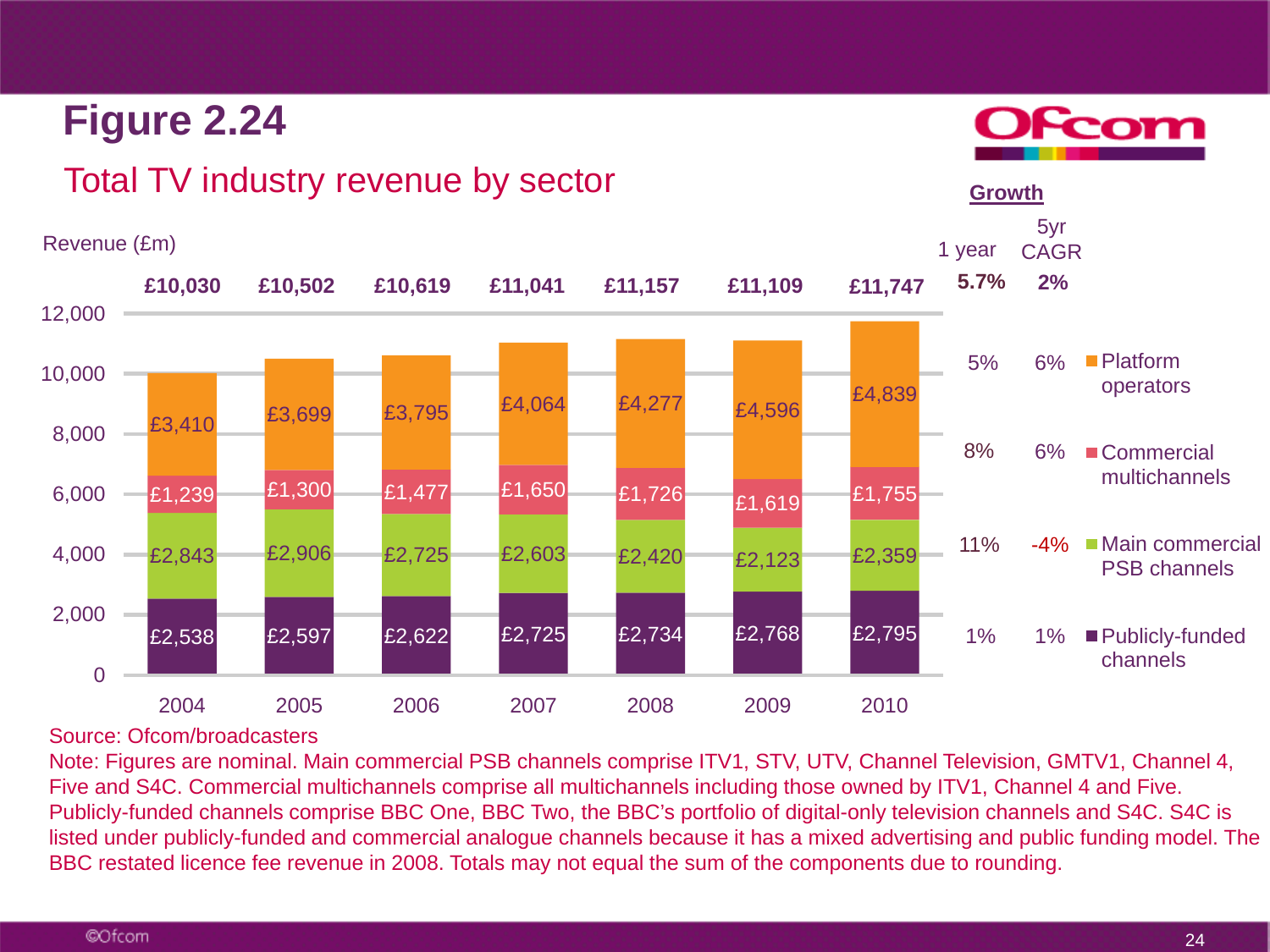# Figure 2.24

## Total TV industry revenue by sector

Revenue (£m)

| Sector | 2004 | 2005 | 2006 | 2007 | 2008 | 2009 | 2010 | 1 year growth | 5yr CAGR |
|---|---|---|---|---|---|---|---|---|---|
| Platform operators | £3,410 | £3,699 | £3,795 | £4,064 | £4,277 | £4,596 | £4,839 | 5% | 6% |
| Commercial multichannels | £1,239 | £1,300 | £1,477 | £1,650 | £1,726 | £1,619 | £1,755 | 8% | 6% |
| Main commercial PSB channels | £2,843 | £2,906 | £2,725 | £2,603 | £2,420 | £2,123 | £2,359 | 11% | -4% |
| Publicly-funded channels | £2,538 | £2,597 | £2,622 | £2,725 | £2,734 | £2,768 | £2,795 | 1% | 1% |
| **Total** | **£10,030** | **£10,502** | **£10,619** | **£11,041** | **£11,157** | **£11,109** | **£11,747** | **5.7%** | **2%** |

Source: Ofcom/broadcasters

Note: Figures are nominal. Main commercial PSB channels comprise ITV1, STV, UTV, Channel Television, GMTV1, Channel 4, Five and S4C. Commercial multichannels comprise all multichannels including those owned by ITV1, Channel 4 and Five. Publicly-funded channels comprise BBC One, BBC Two, the BBC's portfolio of digital-only television channels and S4C. S4C is listed under publicly-funded and commercial analogue channels because it has a mixed advertising and public funding model. The BBC restated licence fee revenue in 2008. Totals may not equal the sum of the components due to rounding.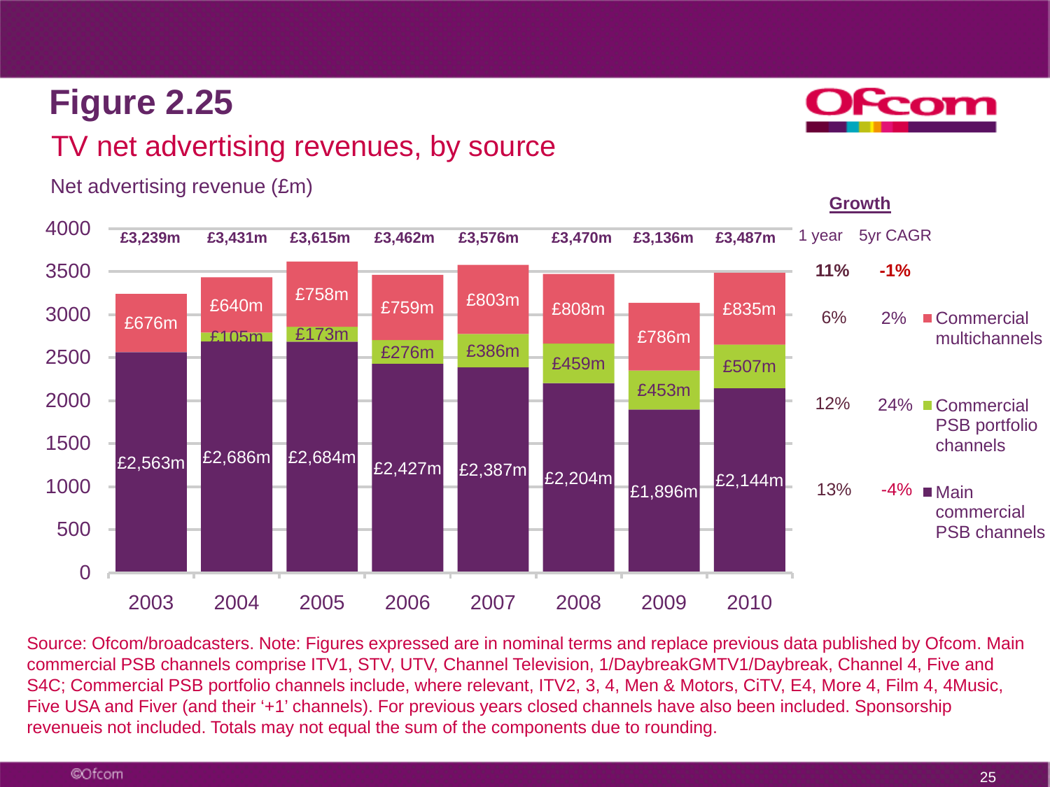# Figure 2.25

## TV net advertising revenues, by source

Net advertising revenue (£m)

| | 2003 | 2004 | 2005 | 2006 | 2007 | 2008 | 2009 | 2010 | 1 year growth | 5yr CAGR |
|---|---|---|---|---|---|---|---|---|---|---|
| Total | £3,239m | £3,431m | £3,615m | £3,462m | £3,576m | £3,470m | £3,136m | £3,487m | 11% | -1% |
| Commercial multichannels | £676m | £640m | £758m | £759m | £803m | £808m | £786m | £835m | 6% | 2% |
| Commercial PSB portfolio channels | | £105m | £173m | £276m | £386m | £459m | £453m | £507m | 12% | 24% |
| Main commercial PSB channels | £2,563m | £2,686m | £2,684m | £2,427m | £2,387m | £2,204m | £1,896m | £2,144m | 13% | -4% |

Source: Ofcom/broadcasters. Note: Figures expressed are in nominal terms and replace previous data published by Ofcom. Main commercial PSB channels comprise ITV1, STV, UTV, Channel Television, 1/DaybreakGMTV1/Daybreak, Channel 4, Five and S4C; Commercial PSB portfolio channels include, where relevant, ITV2, 3, 4, Men & Motors, CiTV, E4, More 4, Film 4, 4Music, Five USA and Fiver (and their '+1' channels). For previous years closed channels have also been included. Sponsorship revenueis not included. Totals may not equal the sum of the components due to rounding.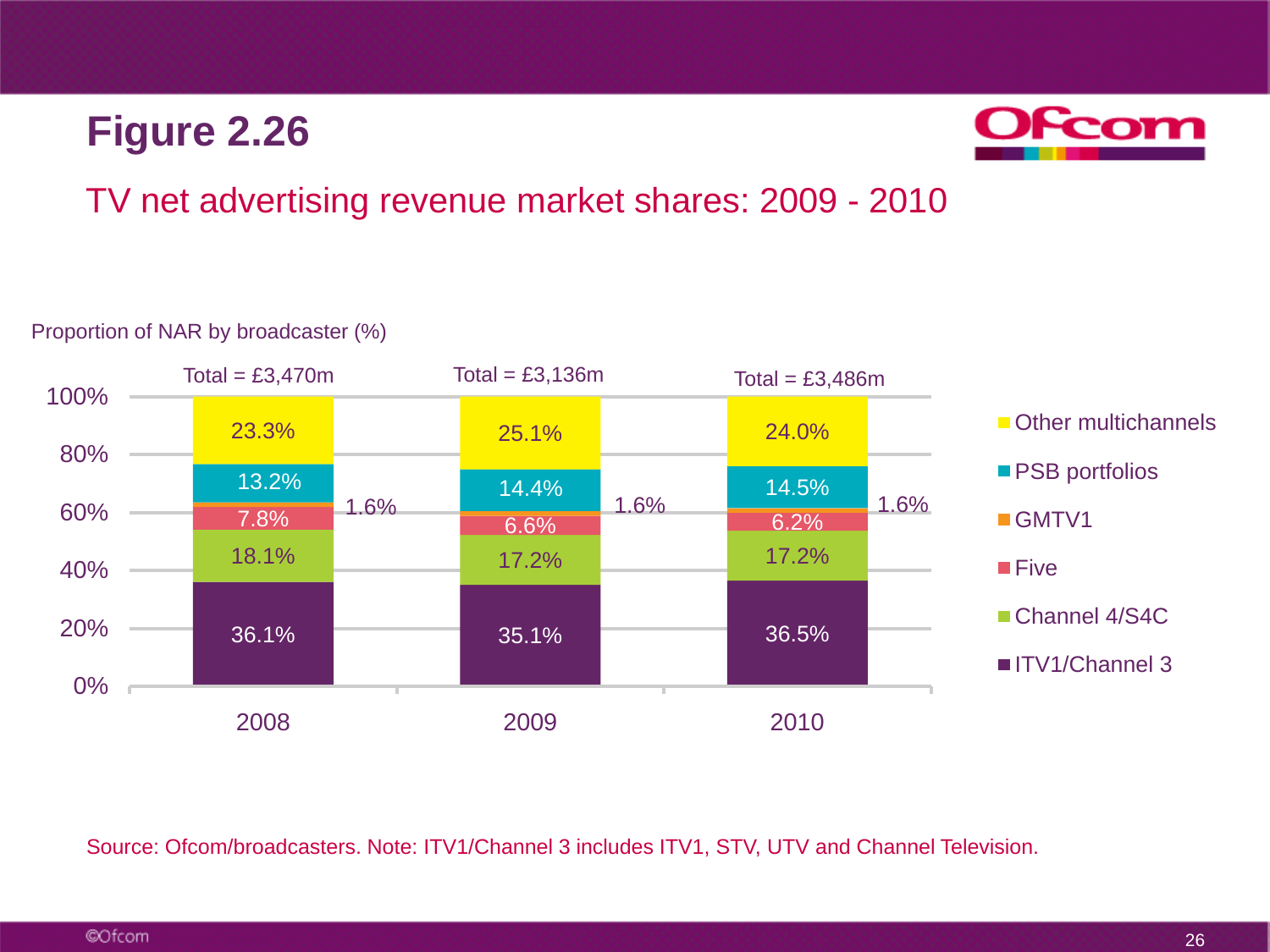# Figure 2.26

## TV net advertising revenue market shares: 2009 - 2010

Proportion of NAR by broadcaster (%)

| Broadcaster | 2008 | 2009 | 2010 |
| --- | --- | --- | --- |
| Other multichannels | 23.3% | 25.1% | 24.0% |
| PSB portfolios | 13.2% | 14.4% | 14.5% |
| GMTV1 | 1.6% | 1.6% | 1.6% |
| Five | 7.8% | 6.6% | 6.2% |
| Channel 4/S4C | 18.1% | 17.2% | 17.2% |
| ITV1/Channel 3 | 36.1% | 35.1% | 36.5% |
| Total | £3,470m | £3,136m | £3,486m |

Source: Ofcom/broadcasters. Note: ITV1/Channel 3 includes ITV1, STV, UTV and Channel Television.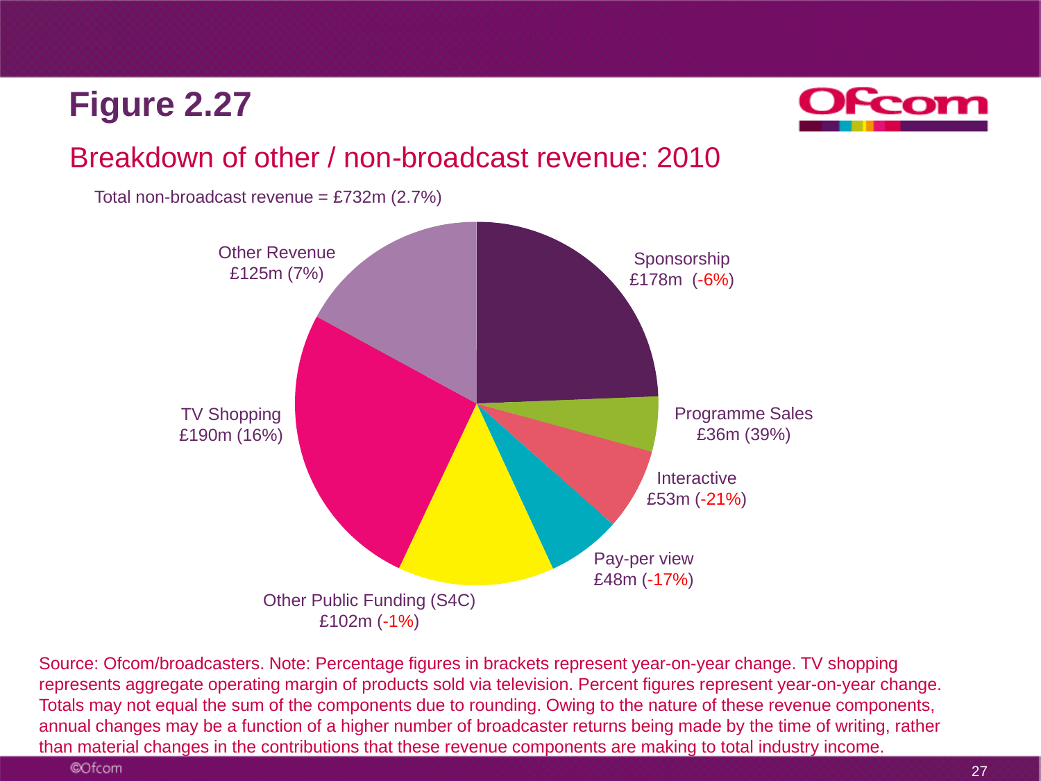# Figure 2.27

## Breakdown of other / non-broadcast revenue: 2010

Total non-broadcast revenue = £732m (2.7%)

| Category | Revenue (year-on-year change) |
| --- | --- |
| Sponsorship | £178m (-6%) |
| Programme Sales | £36m (39%) |
| Interactive | £53m (-21%) |
| Pay-per view | £48m (-17%) |
| Other Public Funding (S4C) | £102m (-1%) |
| TV Shopping | £190m (16%) |
| Other Revenue | £125m (7%) |

Source: Ofcom/broadcasters. Note: Percentage figures in brackets represent year-on-year change. TV shopping represents aggregate operating margin of products sold via television. Percent figures represent year-on-year change. Totals may not equal the sum of the components due to rounding. Owing to the nature of these revenue components, annual changes may be a function of a higher number of broadcaster returns being made by the time of writing, rather than material changes in the contributions that these revenue components are making to total industry income.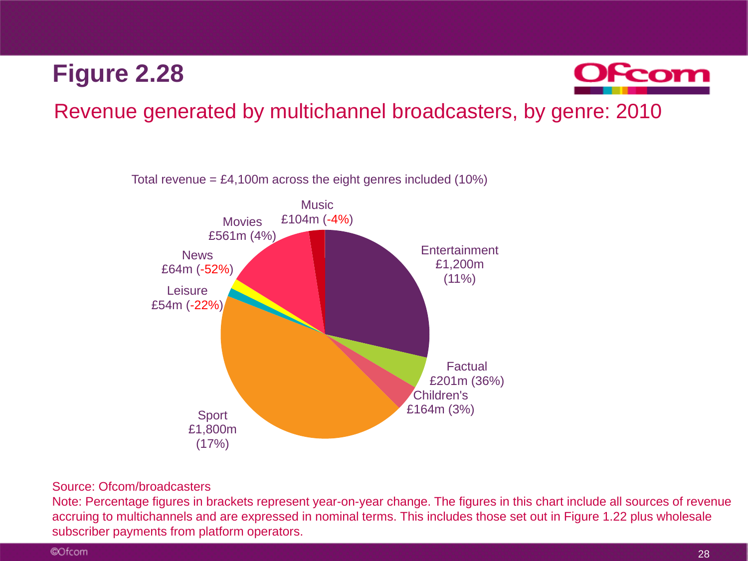# Figure 2.28

## Revenue generated by multichannel broadcasters, by genre: 2010

Total revenue = £4,100m across the eight genres included (10%)

| Genre | Revenue | Year-on-year change |
| --- | --- | --- |
| Entertainment | £1,200m | 11% |
| Factual | £201m | 36% |
| Children's | £164m | 3% |
| Sport | £1,800m | 17% |
| Leisure | £54m | -22% |
| News | £64m | -52% |
| Movies | £561m | 4% |
| Music | £104m | -4% |

Source: Ofcom/broadcasters

Note: Percentage figures in brackets represent year-on-year change. The figures in this chart include all sources of revenue accruing to multichannels and are expressed in nominal terms. This includes those set out in Figure 1.22 plus wholesale subscriber payments from platform operators.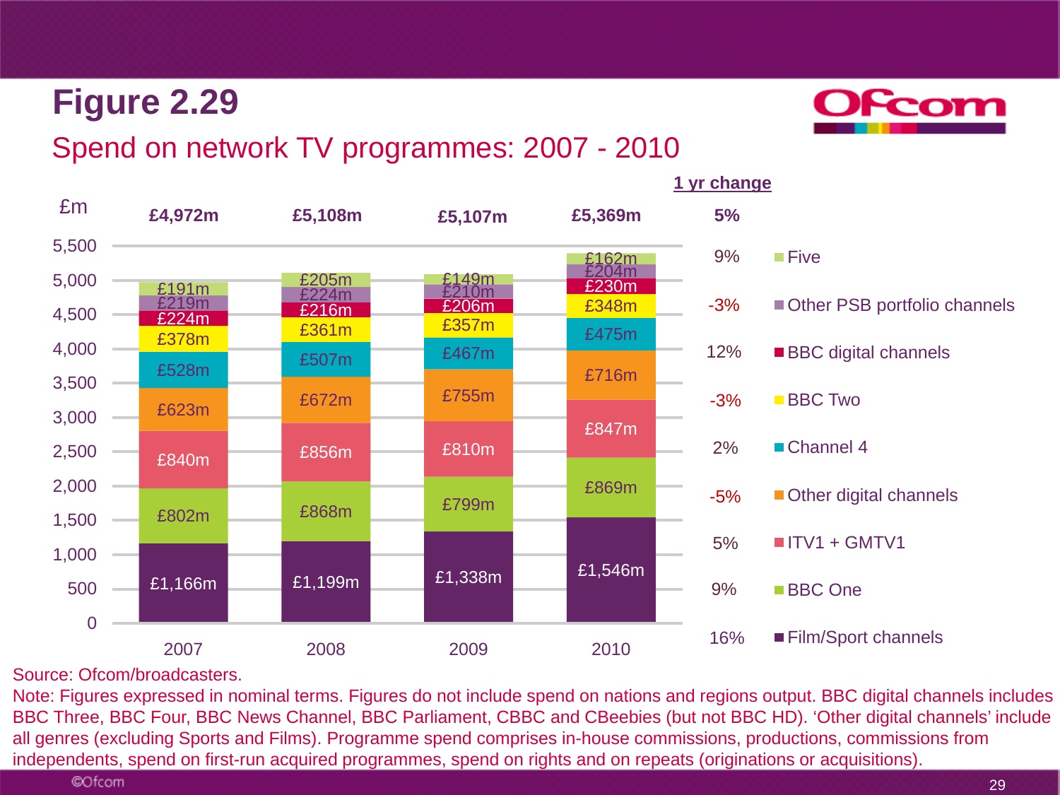# Figure 2.29

## Spend on network TV programmes: 2007 - 2010

| £m | 2007 | 2008 | 2009 | 2010 | 1 yr change |
|---|---|---|---|---|---|
| **Total** | **£4,972m** | **£5,108m** | **£5,107m** | **£5,369m** | **5%** |
| Five | £191m | £205m | £149m | £162m | 9% |
| Other PSB portfolio channels | £219m | £224m | £210m | £204m | -3% |
| BBC digital channels | £224m | £216m | £206m | £230m | 12% |
| BBC Two | £378m | £361m | £357m | £348m | -3% |
| Channel 4 | £528m | £507m | £467m | £475m | 2% |
| Other digital channels | £623m | £672m | £755m | £716m | -5% |
| ITV1 + GMTV1 | £840m | £856m | £810m | £847m | 5% |
| BBC One | £802m | £868m | £799m | £869m | 9% |
| Film/Sport channels | £1,166m | £1,199m | £1,338m | £1,546m | 16% |

Source: Ofcom/broadcasters.

Note: Figures expressed in nominal terms. Figures do not include spend on nations and regions output. BBC digital channels includes BBC Three, BBC Four, BBC News Channel, BBC Parliament, CBBC and CBeebies (but not BBC HD). 'Other digital channels' include all genres (excluding Sports and Films). Programme spend comprises in-house commissions, productions, commissions from independents, spend on first-run acquired programmes, spend on rights and on repeats (originations or acquisitions).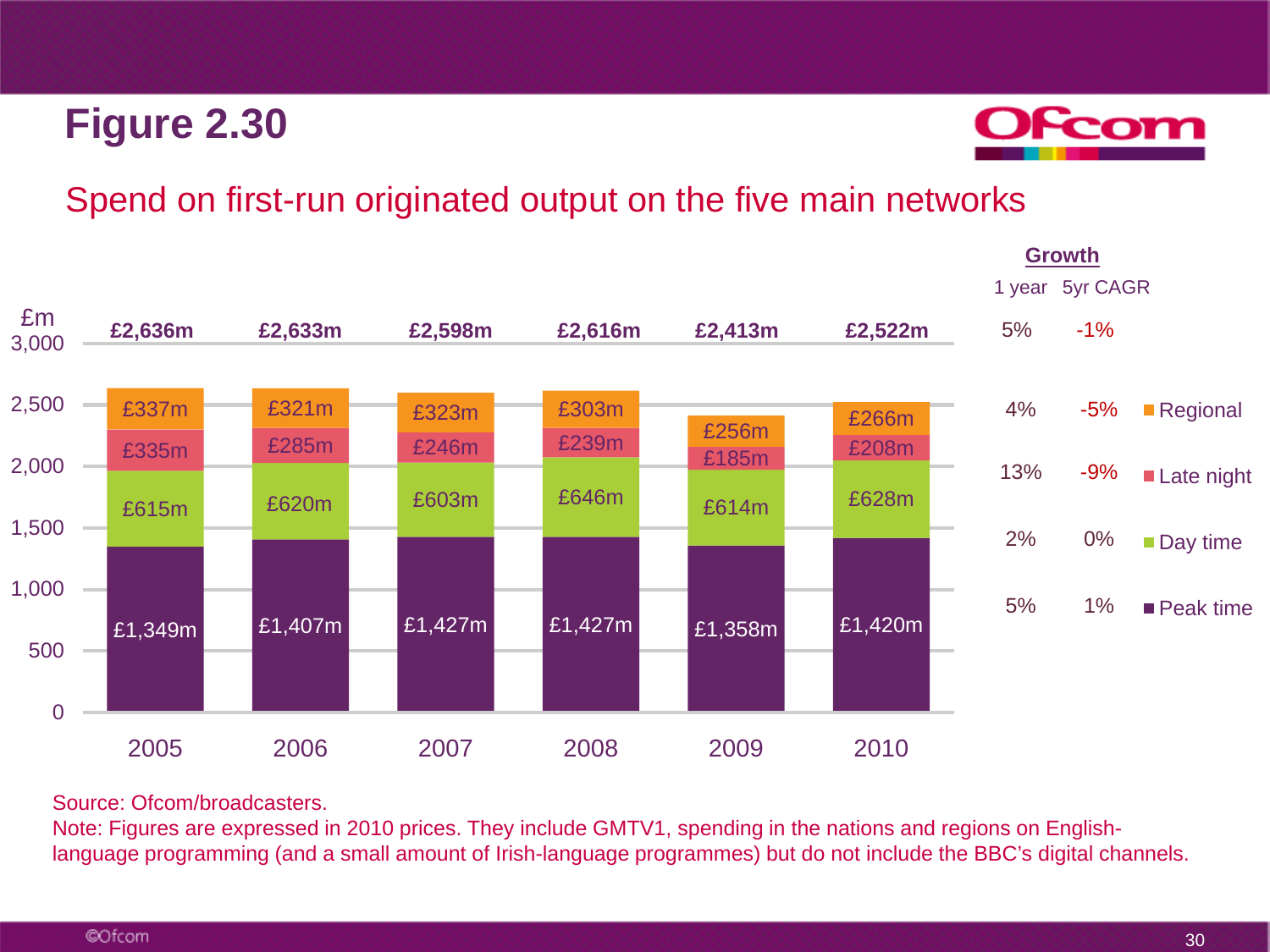# Figure 2.30

## Spend on first-run originated output on the five main networks

| £m | 2005 | 2006 | 2007 | 2008 | 2009 | 2010 | Growth: 1 year | Growth: 5yr CAGR |
|---|---|---|---|---|---|---|---|---|
| Total | £2,636m | £2,633m | £2,598m | £2,616m | £2,413m | £2,522m | 5% | -1% |
| Regional | £337m | £321m | £323m | £303m | £256m | £266m | 4% | -5% |
| Late night | £335m | £285m | £246m | £239m | £185m | £208m | 13% | -9% |
| Day time | £615m | £620m | £603m | £646m | £614m | £628m | 2% | 0% |
| Peak time | £1,349m | £1,407m | £1,427m | £1,427m | £1,358m | £1,420m | 5% | 1% |

Source: Ofcom/broadcasters.
Note: Figures are expressed in 2010 prices. They include GMTV1, spending in the nations and regions on English-language programming (and a small amount of Irish-language programmes) but do not include the BBC's digital channels.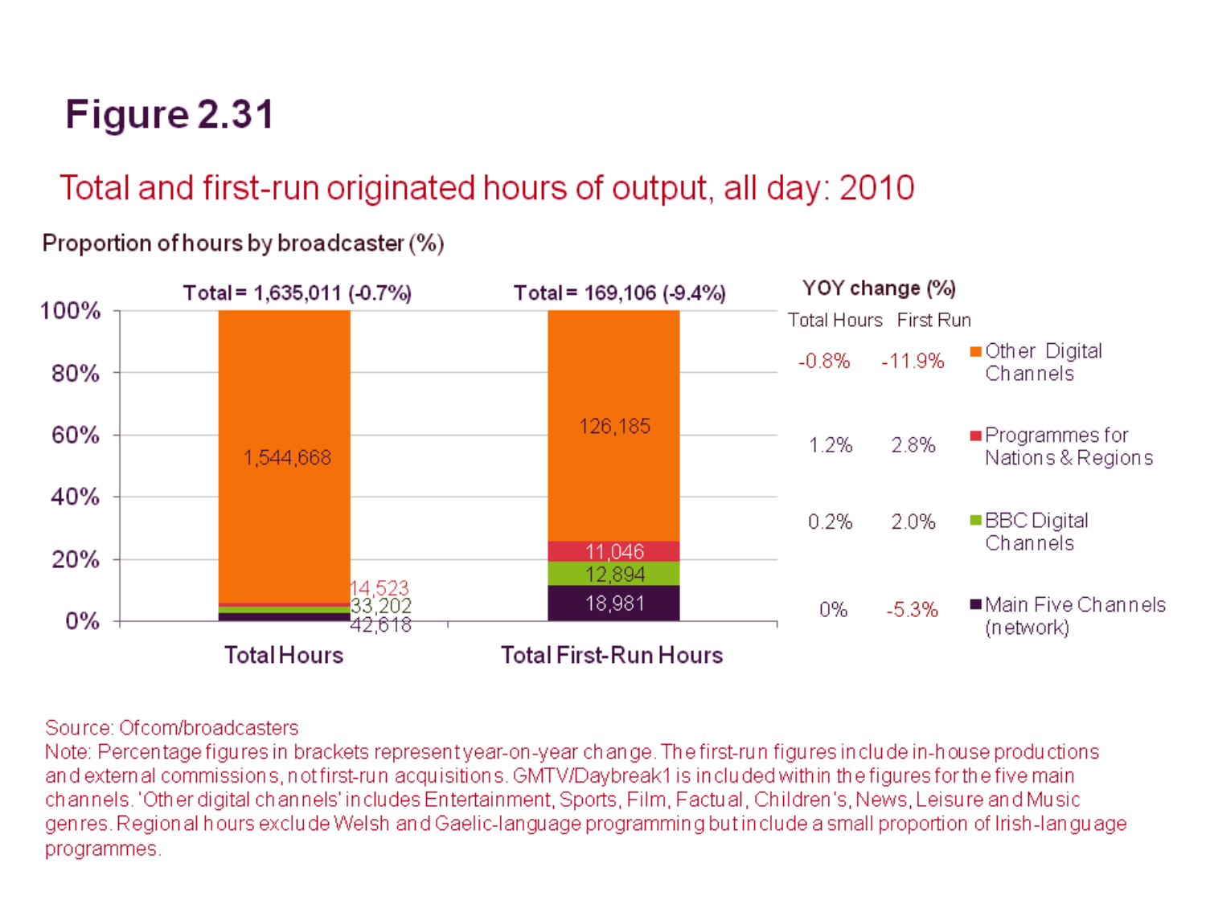# Figure 2.31

## Total and first-run originated hours of output, all day: 2010

**Proportion of hours by broadcaster (%)**

| | Total Hours | Total First-Run Hours |
|---|---|---|
| Total | 1,635,011 (-0.7%) | 169,106 (-9.4%) |
| Other Digital Channels | 1,544,668 | 126,185 |
| Programmes for Nations & Regions | 14,523 | 11,046 |
| BBC Digital Channels | 33,202 | 12,894 |
| Main Five Channels (network) | 42,618 | 18,981 |

**YOY change (%)**

| | Total Hours | First Run |
|---|---|---|
| Other Digital Channels | -0.8% | -11.9% |
| Programmes for Nations & Regions | 1.2% | 2.8% |
| BBC Digital Channels | 0.2% | 2.0% |
| Main Five Channels (network) | 0% | -5.3% |

Source: Ofcom/broadcasters

Note: Percentage figures in brackets represent year-on-year change. The first-run figures include in-house productions and external commissions, not first-run acquisitions. GMTV/Daybreak1 is included within the figures for the five main channels. 'Other digital channels' includes Entertainment, Sports, Film, Factual, Children's, News, Leisure and Music genres. Regional hours exclude Welsh and Gaelic-language programming but include a small proportion of Irish-language programmes.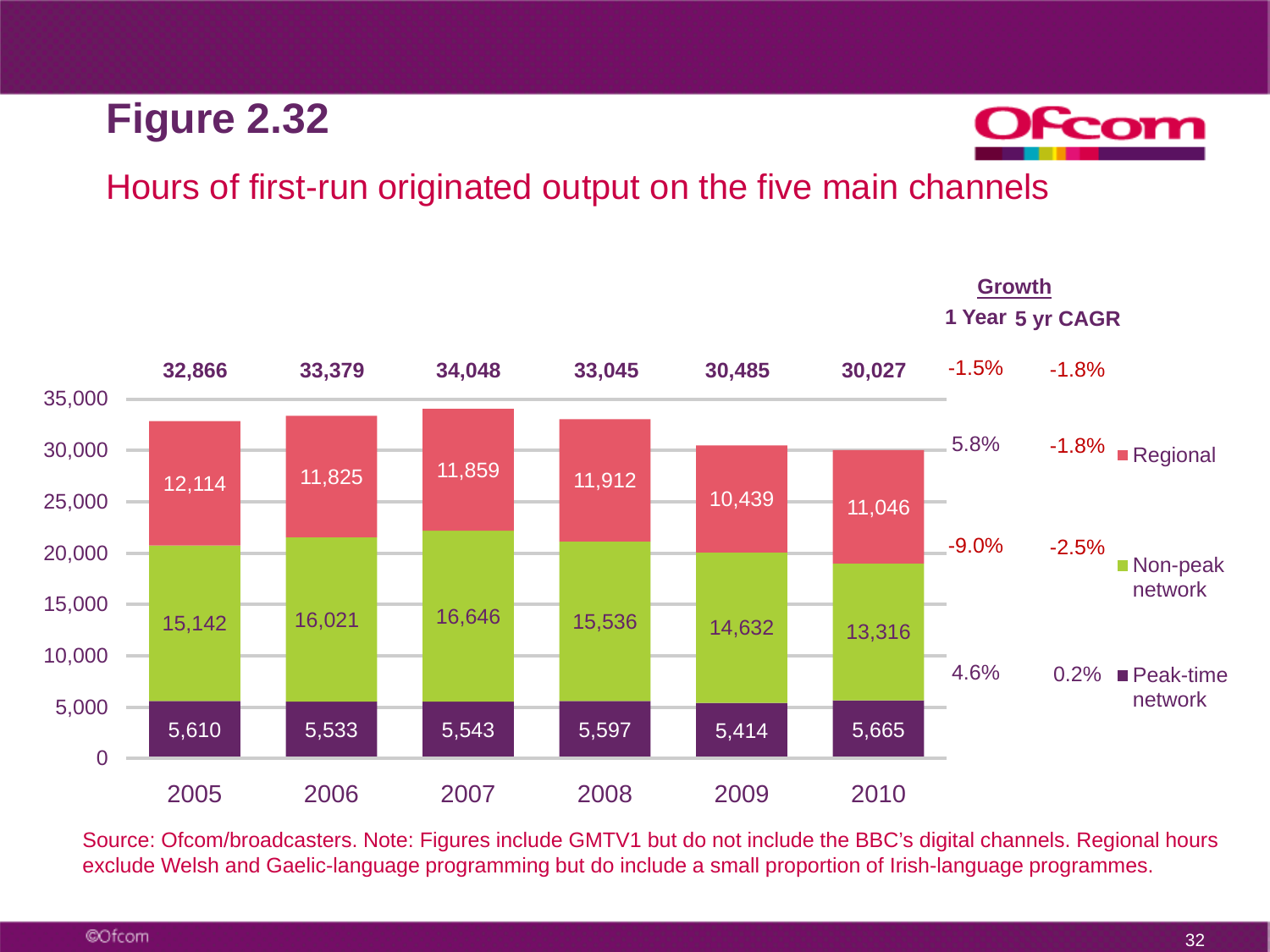# Figure 2.32

## Hours of first-run originated output on the five main channels

| | 2005 | 2006 | 2007 | 2008 | 2009 | 2010 | Growth: 1 Year | Growth: 5 yr CAGR |
|---|---|---|---|---|---|---|---|---|
| Total | 32,866 | 33,379 | 34,048 | 33,045 | 30,485 | 30,027 | -1.5% | -1.8% |
| Regional | 12,114 | 11,825 | 11,859 | 11,912 | 10,439 | 11,046 | 5.8% | -1.8% |
| Non-peak network | 15,142 | 16,021 | 16,646 | 15,536 | 14,632 | 13,316 | -9.0% | -2.5% |
| Peak-time network | 5,610 | 5,533 | 5,543 | 5,597 | 5,414 | 5,665 | 4.6% | 0.2% |

Source: Ofcom/broadcasters. Note: Figures include GMTV1 but do not include the BBC's digital channels. Regional hours exclude Welsh and Gaelic-language programming but do include a small proportion of Irish-language programmes.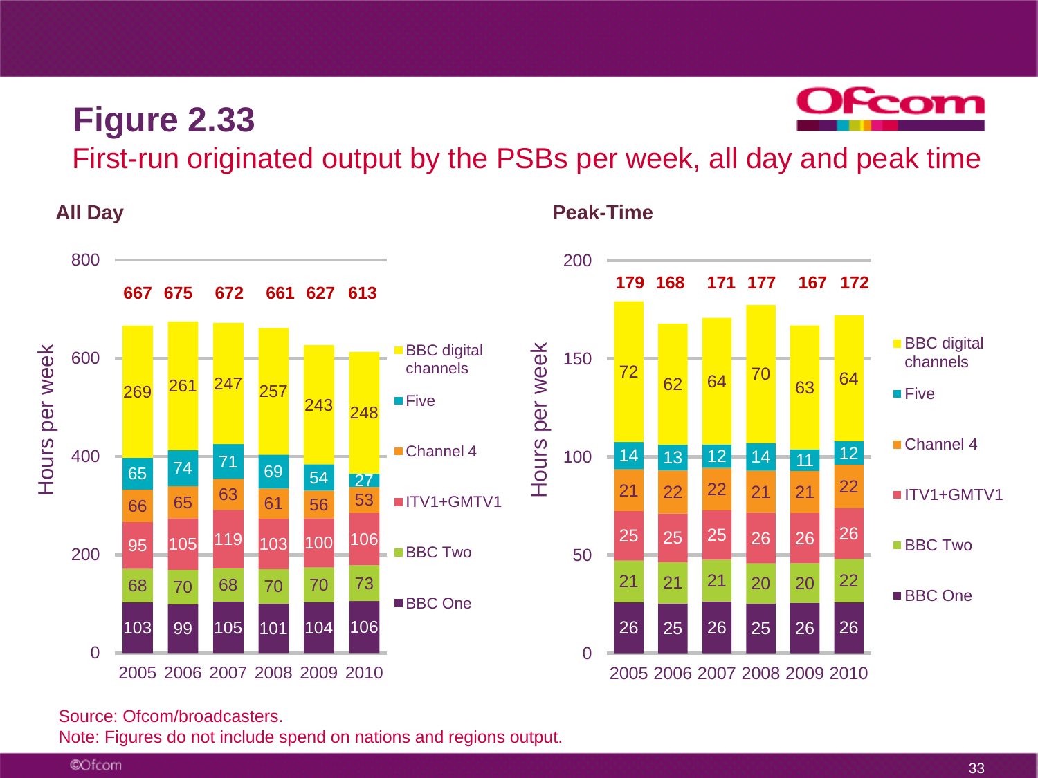# Figure 2.33

## First-run originated output by the PSBs per week, all day and peak time

### All Day

Hours per week

| | 2005 | 2006 | 2007 | 2008 | 2009 | 2010 |
|---|---|---|---|---|---|---|
| BBC digital channels | 269 | 261 | 247 | 257 | 243 | 248 |
| Five | 65 | 74 | 71 | 69 | 54 | 27 |
| Channel 4 | 66 | 65 | 63 | 61 | 56 | 53 |
| ITV1+GMTV1 | 95 | 105 | 119 | 103 | 100 | 106 |
| BBC Two | 68 | 70 | 68 | 70 | 70 | 73 |
| BBC One | 103 | 99 | 105 | 101 | 104 | 106 |
| Total | 667 | 675 | 672 | 661 | 627 | 613 |

### Peak-Time

Hours per week

| | 2005 | 2006 | 2007 | 2008 | 2009 | 2010 |
|---|---|---|---|---|---|---|
| BBC digital channels | 72 | 62 | 64 | 70 | 63 | 64 |
| Five | 14 | 13 | 12 | 14 | 11 | 12 |
| Channel 4 | 21 | 22 | 22 | 21 | 21 | 22 |
| ITV1+GMTV1 | 25 | 25 | 25 | 26 | 26 | 26 |
| BBC Two | 21 | 21 | 21 | 20 | 20 | 22 |
| BBC One | 26 | 25 | 26 | 25 | 26 | 26 |
| Total | 179 | 168 | 171 | 177 | 167 | 172 |

Source: Ofcom/broadcasters.
Note: Figures do not include spend on nations and regions output.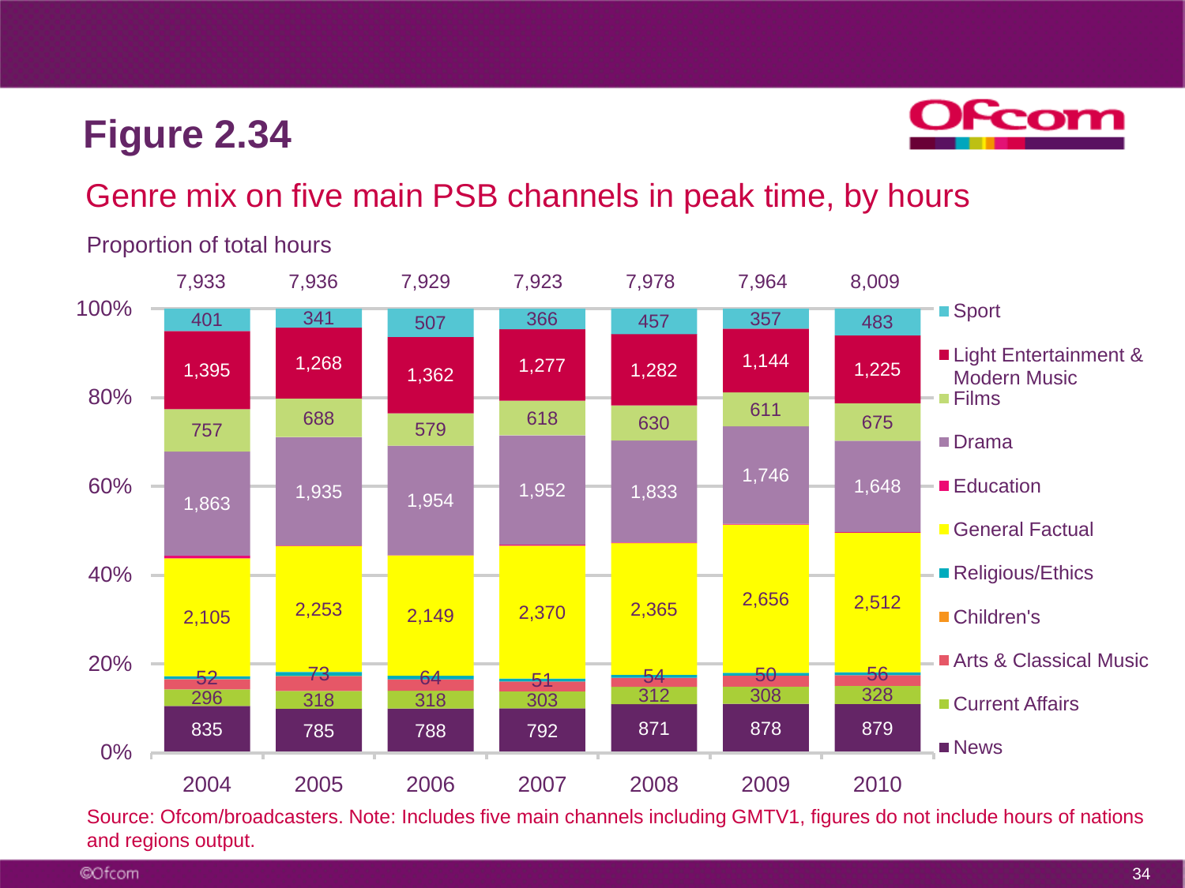# Figure 2.34

## Genre mix on five main PSB channels in peak time, by hours

Proportion of total hours

| Genre | 2004 | 2005 | 2006 | 2007 | 2008 | 2009 | 2010 |
|---|---|---|---|---|---|---|---|
| Total | 7,933 | 7,936 | 7,929 | 7,923 | 7,978 | 7,964 | 8,009 |
| Sport | 401 | 341 | 507 | 366 | 457 | 357 | 483 |
| Light Entertainment & Modern Music | 1,395 | 1,268 | 1,362 | 1,277 | 1,282 | 1,144 | 1,225 |
| Films | 757 | 688 | 579 | 618 | 630 | 611 | 675 |
| Drama | 1,863 | 1,935 | 1,954 | 1,952 | 1,833 | 1,746 | 1,648 |
| General Factual | 2,105 | 2,253 | 2,149 | 2,370 | 2,365 | 2,656 | 2,512 |
| Religious/Ethics | 52 | 73 | 64 | 51 | 54 | 50 | 56 |
| Current Affairs | 296 | 318 | 318 | 303 | 312 | 308 | 328 |
| News | 835 | 785 | 788 | 792 | 871 | 878 | 879 |

Legend: Sport, Light Entertainment & Modern Music, Films, Drama, Education, General Factual, Religious/Ethics, Children's, Arts & Classical Music, Current Affairs, News

Source: Ofcom/broadcasters. Note: Includes five main channels including GMTV1, figures do not include hours of nations and regions output.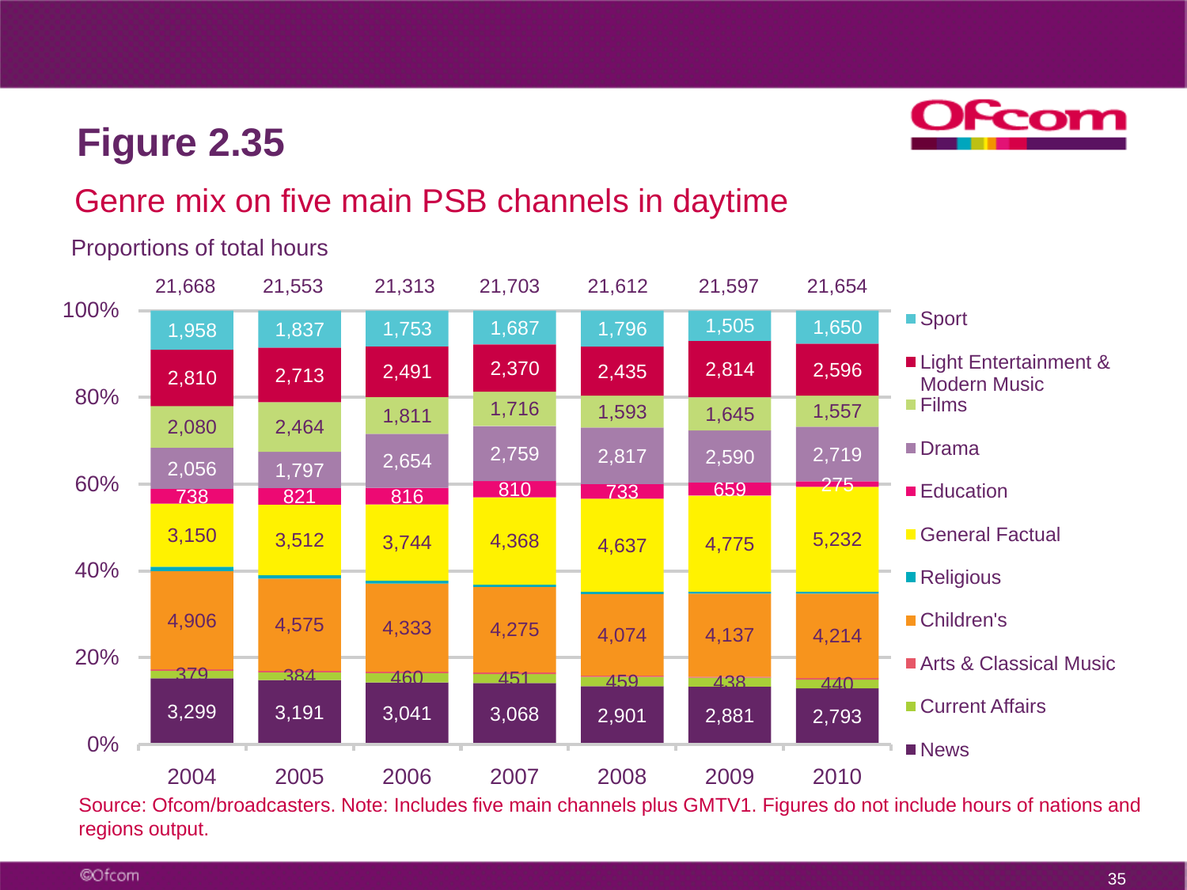# Figure 2.35

## Genre mix on five main PSB channels in daytime

Proportions of total hours

| Genre | 2004 | 2005 | 2006 | 2007 | 2008 | 2009 | 2010 |
|---|---|---|---|---|---|---|---|
| Total hours | 21,668 | 21,553 | 21,313 | 21,703 | 21,612 | 21,597 | 21,654 |
| Sport | 1,958 | 1,837 | 1,753 | 1,687 | 1,796 | 1,505 | 1,650 |
| Light Entertainment & Modern Music | 2,810 | 2,713 | 2,491 | 2,370 | 2,435 | 2,814 | 2,596 |
| Films | 2,080 | 2,464 | 1,811 | 1,716 | 1,593 | 1,645 | 1,557 |
| Drama | 2,056 | 1,797 | 2,654 | 2,759 | 2,817 | 2,590 | 2,719 |
| Education | 738 | 821 | 816 | 810 | 733 | 659 | 275 |
| General Factual | 3,150 | 3,512 | 3,744 | 4,368 | 4,637 | 4,775 | 5,232 |
| Religious | | | | | | | |
| Children's | 4,906 | 4,575 | 4,333 | 4,275 | 4,074 | 4,137 | 4,214 |
| Arts & Classical Music | | | | | | | |
| Current Affairs | 379 | 384 | 460 | 451 | 459 | 438 | 440 |
| News | 3,299 | 3,191 | 3,041 | 3,068 | 2,901 | 2,881 | 2,793 |

Source: Ofcom/broadcasters. Note: Includes five main channels plus GMTV1. Figures do not include hours of nations and regions output.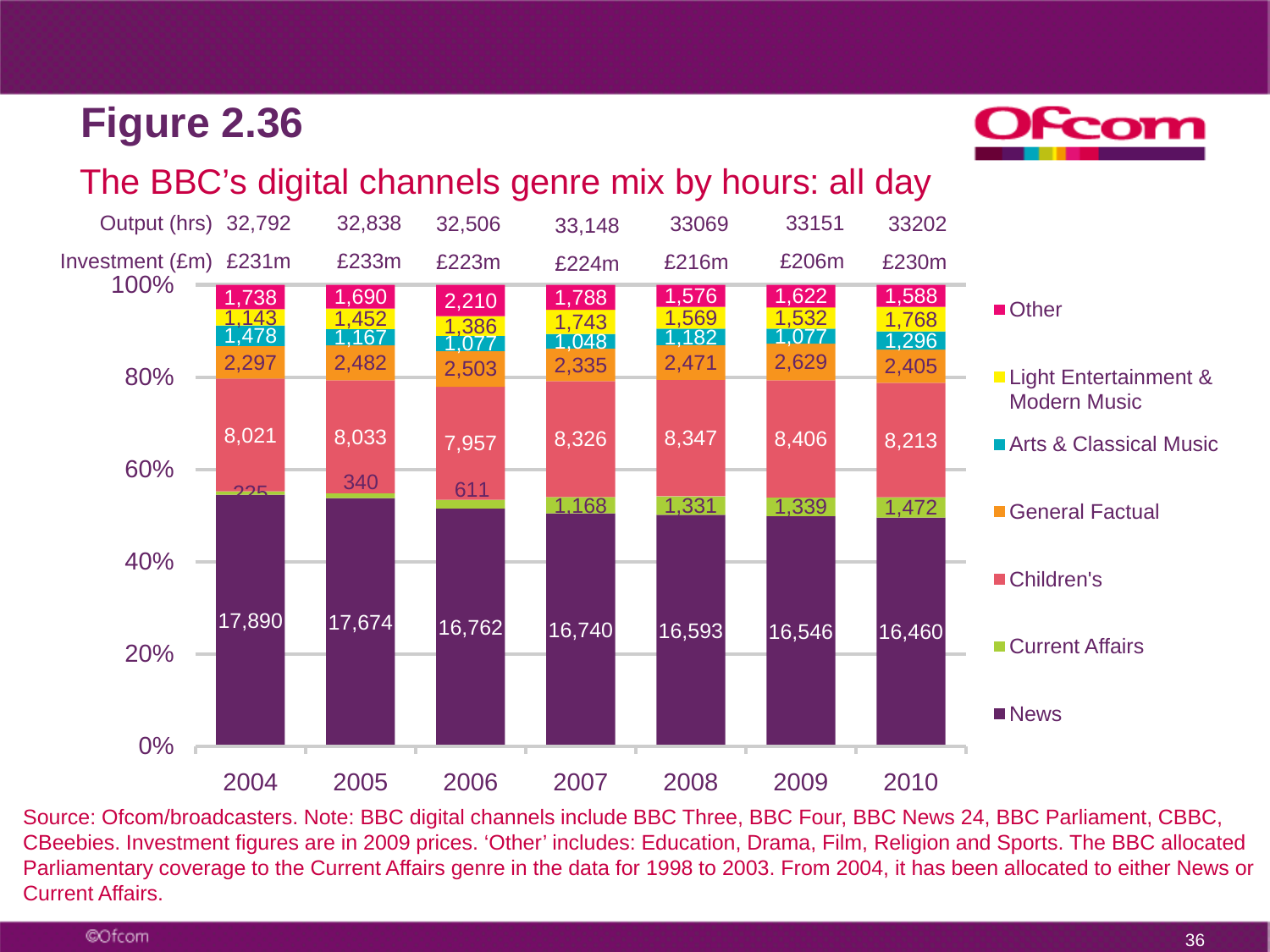# Figure 2.36

## The BBC's digital channels genre mix by hours: all day

| | 2004 | 2005 | 2006 | 2007 | 2008 | 2009 | 2010 |
|---|---|---|---|---|---|---|---|
| Output (hrs) | 32,792 | 32,838 | 32,506 | 33,148 | 33069 | 33151 | 33202 |
| Investment (£m) | £231m | £233m | £223m | £224m | £216m | £206m | £230m |
| Other | 1,738 | 1,690 | 2,210 | 1,788 | 1,576 | 1,622 | 1,588 |
| Light Entertainment & Modern Music | 1,143 | 1,452 | 1,386 | 1,743 | 1,569 | 1,532 | 1,768 |
| Arts & Classical Music | 1,478 | 1,167 | 1,077 | 1,048 | 1,182 | 1,077 | 1,296 |
| General Factual | 2,297 | 2,482 | 2,503 | 2,335 | 2,471 | 2,629 | 2,405 |
| Children's | 8,021 | 8,033 | 7,957 | 8,326 | 8,347 | 8,406 | 8,213 |
| Current Affairs | 225 | 340 | 611 | 1,168 | 1,331 | 1,339 | 1,472 |
| News | 17,890 | 17,674 | 16,762 | 16,740 | 16,593 | 16,546 | 16,460 |

Source: Ofcom/broadcasters. Note: BBC digital channels include BBC Three, BBC Four, BBC News 24, BBC Parliament, CBBC, CBeebies. Investment figures are in 2009 prices. 'Other' includes: Education, Drama, Film, Religion and Sports. The BBC allocated Parliamentary coverage to the Current Affairs genre in the data for 1998 to 2003. From 2004, it has been allocated to either News or Current Affairs.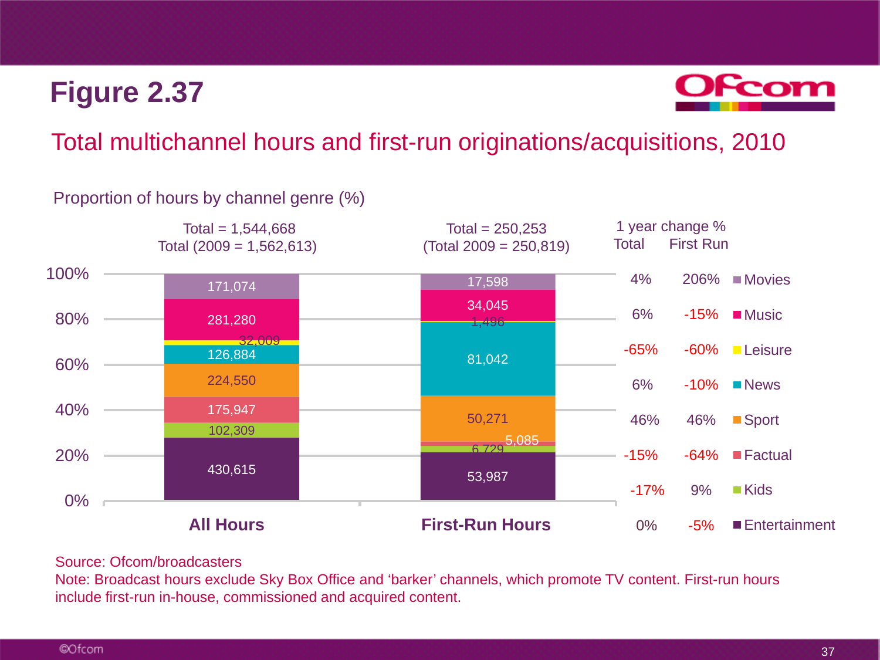# Figure 2.37

## Total multichannel hours and first-run originations/acquisitions, 2010

Proportion of hours by channel genre (%)

| Genre | All Hours (Total = 1,544,668; Total (2009 = 1,562,613)) | First-Run Hours (Total = 250,253; (Total 2009 = 250,819)) | 1 year change % Total | 1 year change % First Run |
|---|---|---|---|---|
| Movies | 171,074 | 17,598 | 4% | 206% |
| Music | 281,280 | 34,045 | 6% | -15% |
| Leisure | 32,009 | 1,496 | -65% | -60% |
| News | 126,884 | 81,042 | 6% | -10% |
| Sport | 224,550 | 50,271 | 46% | 46% |
| Factual | 175,947 | 5,085 | -15% | -64% |
| Kids | 102,309 | 6,729 | -17% | 9% |
| Entertainment | 430,615 | 53,987 | 0% | -5% |

Source: Ofcom/broadcasters

Note: Broadcast hours exclude Sky Box Office and 'barker' channels, which promote TV content. First-run hours include first-run in-house, commissioned and acquired content.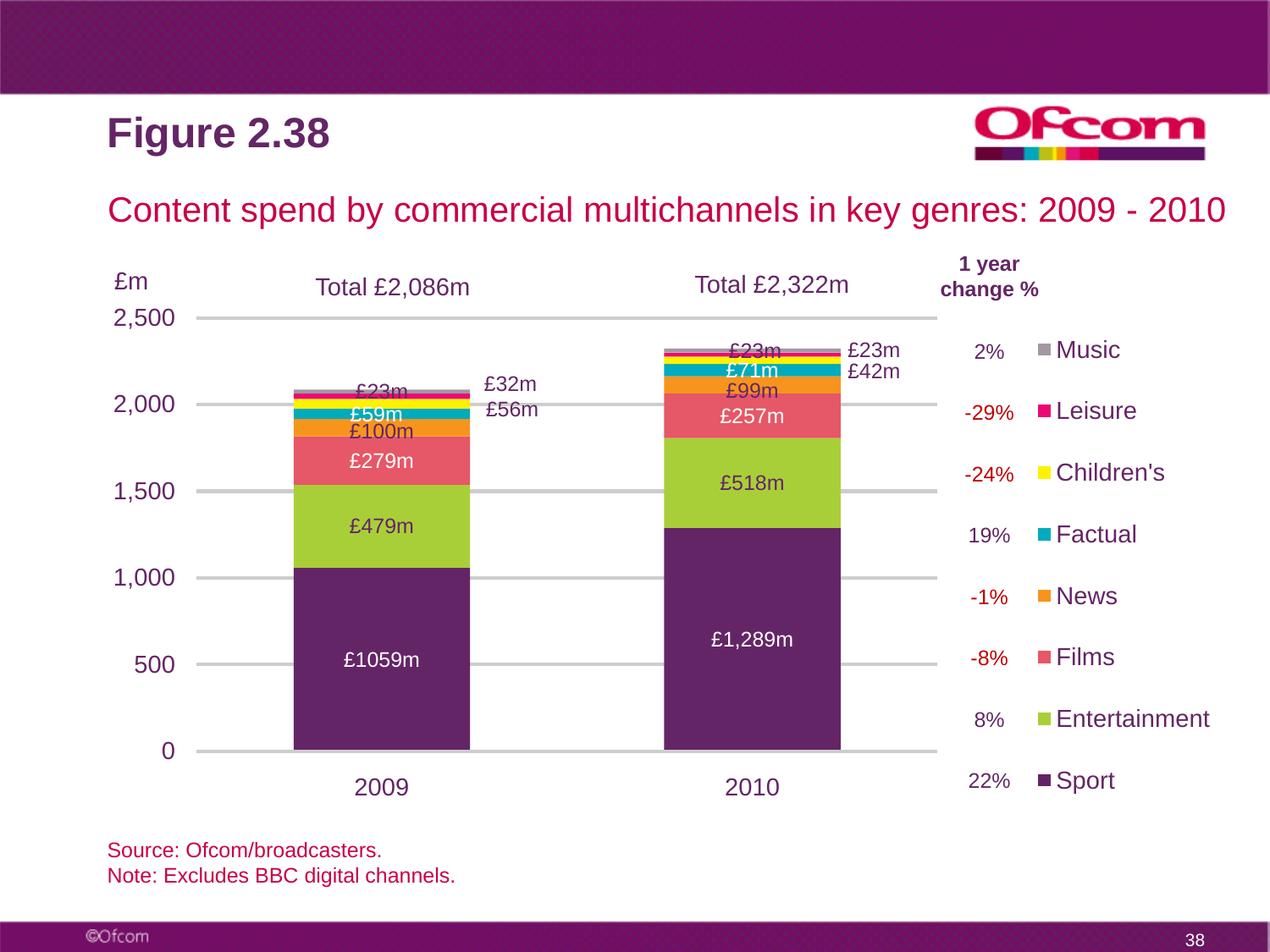# Figure 2.38

## Content spend by commercial multichannels in key genres: 2009 - 2010

| Genre | 2009 (Total £2,086m) | 2010 (Total £2,322m) | 1 year change % |
|---|---|---|---|
| Music | £23m | £23m | 2% |
| Leisure | £32m | £23m | -29% |
| Children's | £56m | £42m | -24% |
| Factual | £59m | £71m | 19% |
| News | £100m | £99m | -1% |
| Films | £279m | £257m | -8% |
| Entertainment | £479m | £518m | 8% |
| Sport | £1059m | £1,289m | 22% |

Source: Ofcom/broadcasters.
Note: Excludes BBC digital channels.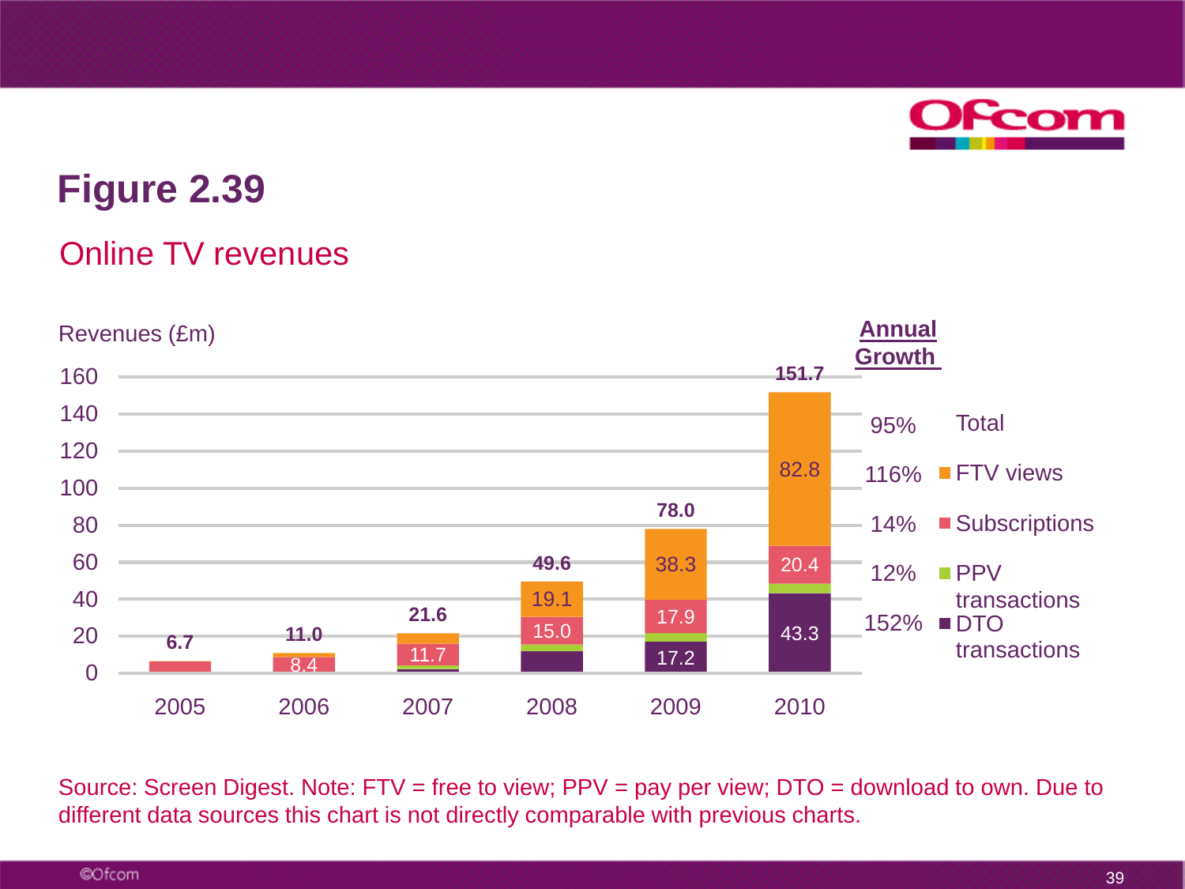# Figure 2.39

## Online TV revenues

Revenues (£m)

| Year | DTO transactions | PPV transactions | Subscriptions | FTV views | Total |
|---|---|---|---|---|---|
| 2005 | | | | | 6.7 |
| 2006 | | | 8.4 | | 11.0 |
| 2007 | | | 11.7 | | 21.6 |
| 2008 | | | 15.0 | 19.1 | 49.6 |
| 2009 | 17.2 | | 17.9 | 38.3 | 78.0 |
| 2010 | 43.3 | | 20.4 | 82.8 | 151.7 |

**Annual Growth**

- 95% Total
- 116% FTV views
- 14% Subscriptions
- 12% PPV transactions
- 152% DTO transactions

Source: Screen Digest. Note: FTV = free to view; PPV = pay per view; DTO = download to own. Due to different data sources this chart is not directly comparable with previous charts.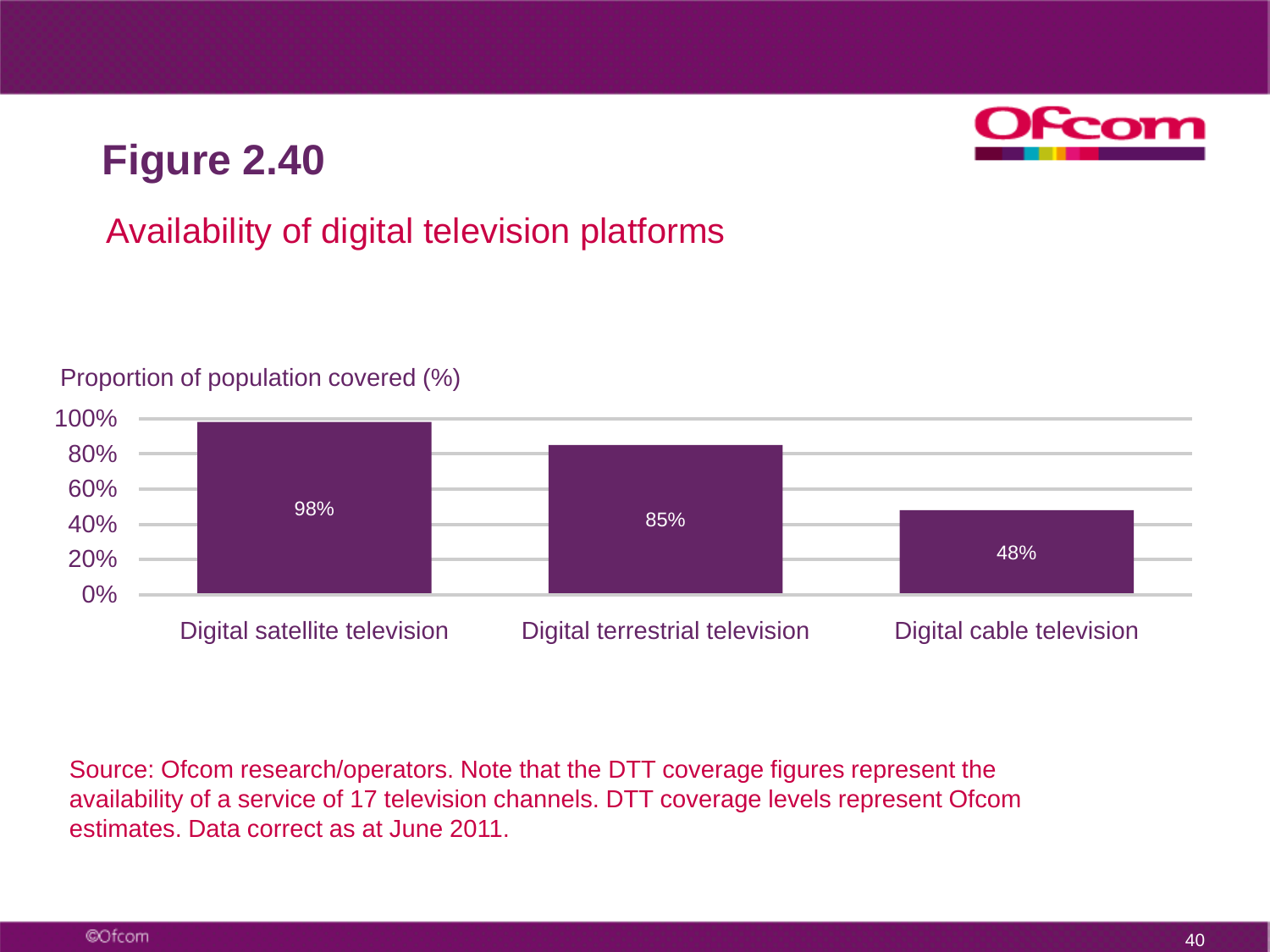# Figure 2.40

## Availability of digital television platforms

Proportion of population covered (%)

| | Proportion of population covered (%) |
|---|---|
| Digital satellite television | 98% |
| Digital terrestrial television | 85% |
| Digital cable television | 48% |

Source: Ofcom research/operators. Note that the DTT coverage figures represent the availability of a service of 17 television channels. DTT coverage levels represent Ofcom estimates. Data correct as at June 2011.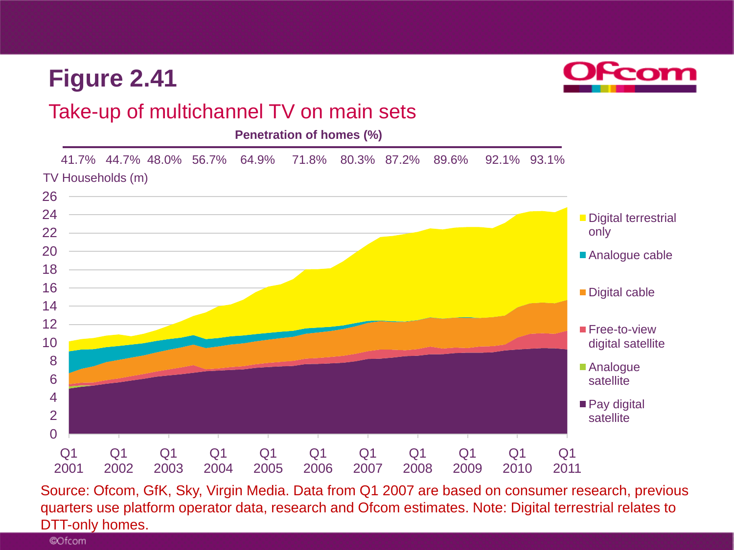# Figure 2.41

## Take-up of multichannel TV on main sets

Penetration of homes (%)

41.7% 44.7% 48.0% 56.7% 64.9% 71.8% 80.3% 87.2% 89.6% 92.1% 93.1%

TV Households (m)

26
24
22
20
18
16
14
12
10
8
6
4
2
0

Q1 2001, Q1 2002, Q1 2003, Q1 2004, Q1 2005, Q1 2006, Q1 2007, Q1 2008, Q1 2009, Q1 2010, Q1 2011

- Digital terrestrial only
- Analogue cable
- Digital cable
- Free-to-view digital satellite
- Analogue satellite
- Pay digital satellite

Source: Ofcom, GfK, Sky, Virgin Media. Data from Q1 2007 are based on consumer research, previous quarters use platform operator data, research and Ofcom estimates. Note: Digital terrestrial relates to DTT-only homes.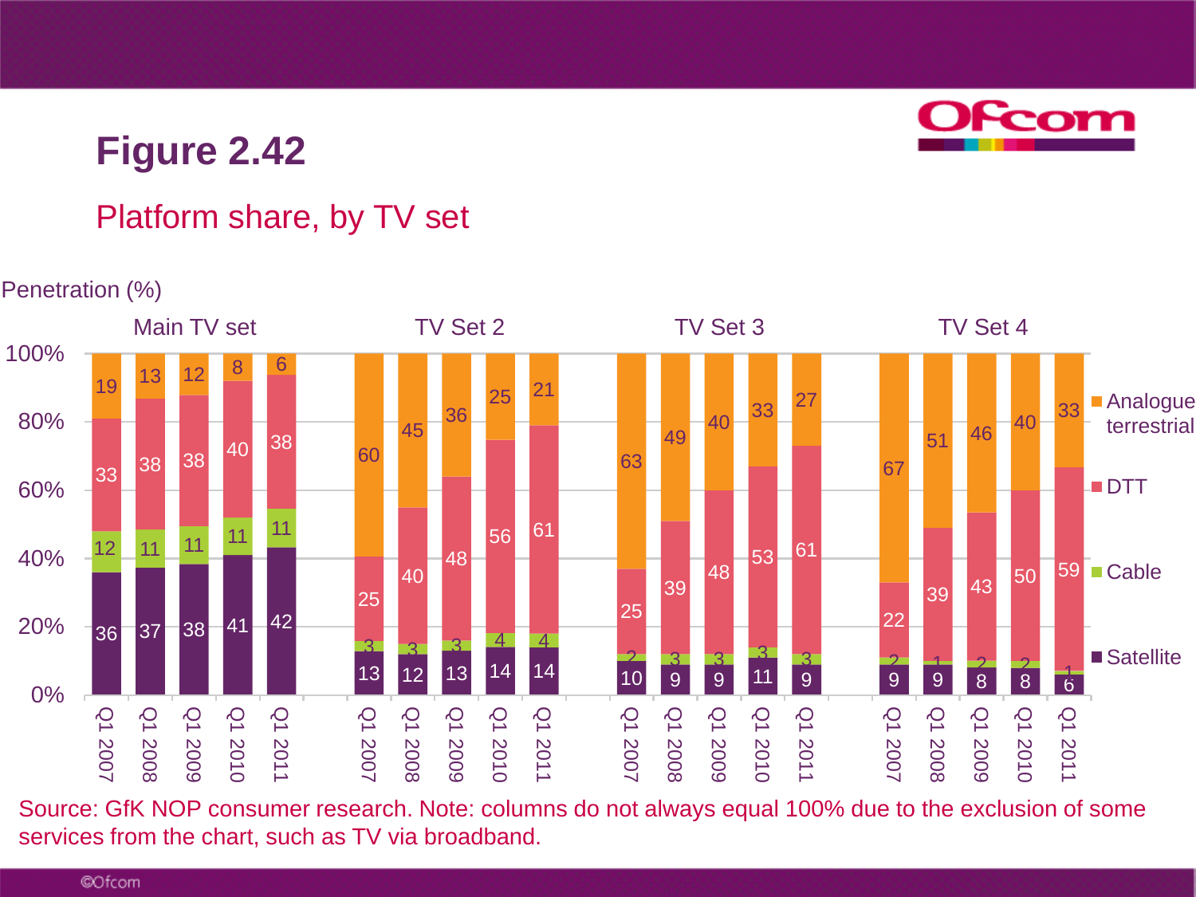# Figure 2.42

## Platform share, by TV set

Penetration (%)

| | Year | Satellite | Cable | DTT | Analogue terrestrial |
|---|---|---|---|---|---|
| Main TV set | Q1 2007 | 36 | 12 | 33 | 19 |
| | Q1 2008 | 37 | 11 | 38 | 13 |
| | Q1 2009 | 38 | 11 | 38 | 12 |
| | Q1 2010 | 41 | 11 | 40 | 8 |
| | Q1 2011 | 42 | 11 | 38 | 6 |
| TV Set 2 | Q1 2007 | 13 | 3 | 25 | 60 |
| | Q1 2008 | 12 | 3 | 40 | 45 |
| | Q1 2009 | 13 | 3 | 48 | 36 |
| | Q1 2010 | 14 | 4 | 56 | 25 |
| | Q1 2011 | 14 | 4 | 61 | 21 |
| TV Set 3 | Q1 2007 | 10 | 2 | 25 | 63 |
| | Q1 2008 | 9 | 3 | 39 | 49 |
| | Q1 2009 | 9 | 3 | 48 | 40 |
| | Q1 2010 | 11 | 3 | 53 | 33 |
| | Q1 2011 | 9 | 3 | 61 | 27 |
| TV Set 4 | Q1 2007 | 9 | 2 | 22 | 67 |
| | Q1 2008 | 9 | 1 | 39 | 51 |
| | Q1 2009 | 8 | 2 | 43 | 46 |
| | Q1 2010 | 8 | 2 | 50 | 40 |
| | Q1 2011 | 6 | 1 | 59 | 33 |

Source: GfK NOP consumer research. Note: columns do not always equal 100% due to the exclusion of some services from the chart, such as TV via broadband.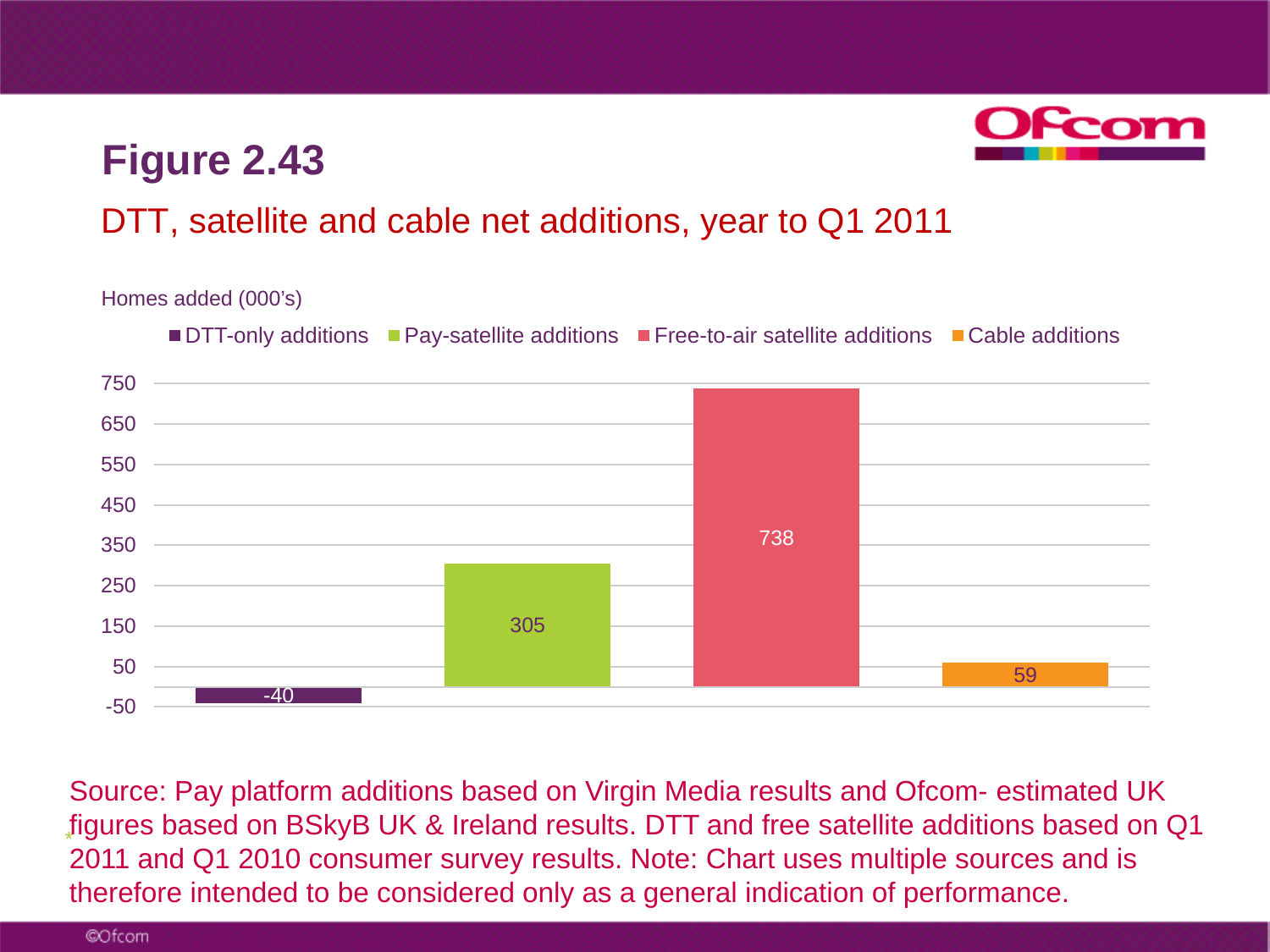# Figure 2.43

## DTT, satellite and cable net additions, year to Q1 2011

Homes added (000's)

| | Homes added (000's) |
|---|---|
| DTT-only additions | -40 |
| Pay-satellite additions | 305 |
| Free-to-air satellite additions | 738 |
| Cable additions | 59 |

Source: Pay platform additions based on Virgin Media results and Ofcom- estimated UK figures based on BSkyB UK & Ireland results. DTT and free satellite additions based on Q1 2011 and Q1 2010 consumer survey results. Note: Chart uses multiple sources and is therefore intended to be considered only as a general indication of performance.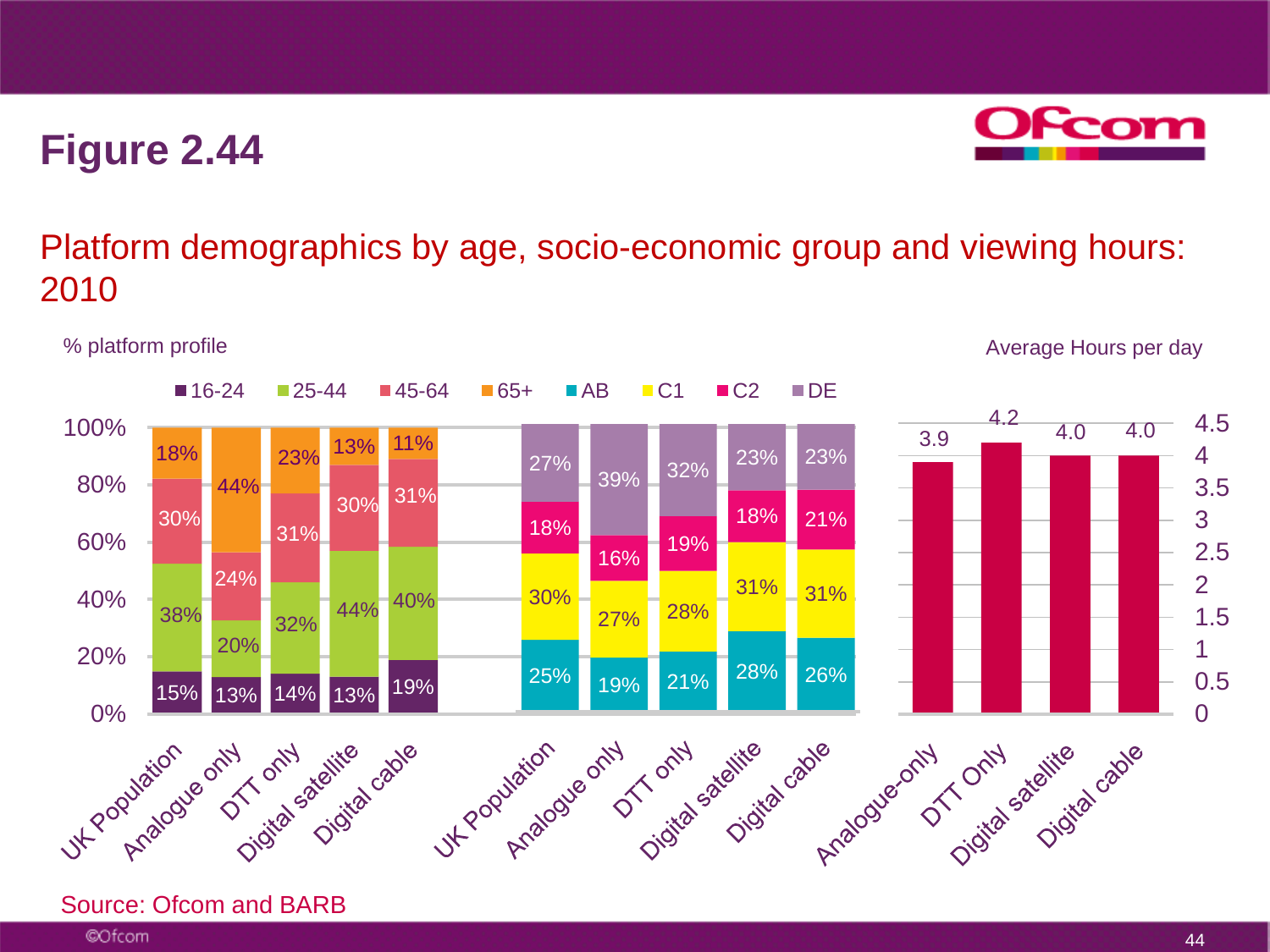# Figure 2.44

## Platform demographics by age, socio-economic group and viewing hours: 2010

% platform profile

| | 16-24 | 25-44 | 45-64 | 65+ |
|---|---|---|---|---|
| UK Population | 15% | 38% | 30% | 18% |
| Analogue only | 13% | 20% | 24% | 44% |
| DTT only | 14% | 32% | 31% | 23% |
| Digital satellite | 13% | 44% | 30% | 13% |
| Digital cable | 19% | 40% | 31% | 11% |

| | AB | C1 | C2 | DE |
|---|---|---|---|---|
| UK Population | 25% | 30% | 18% | 27% |
| Analogue only | 19% | 27% | 16% | 39% |
| DTT only | 21% | 28% | 19% | 32% |
| Digital satellite | 28% | 31% | 18% | 23% |
| Digital cable | 26% | 31% | 21% | 23% |

Average Hours per day

| | Average Hours per day |
|---|---|
| Analogue-only | 3.9 |
| DTT Only | 4.2 |
| Digital satellite | 4.0 |
| Digital cable | 4.0 |

Source: Ofcom and BARB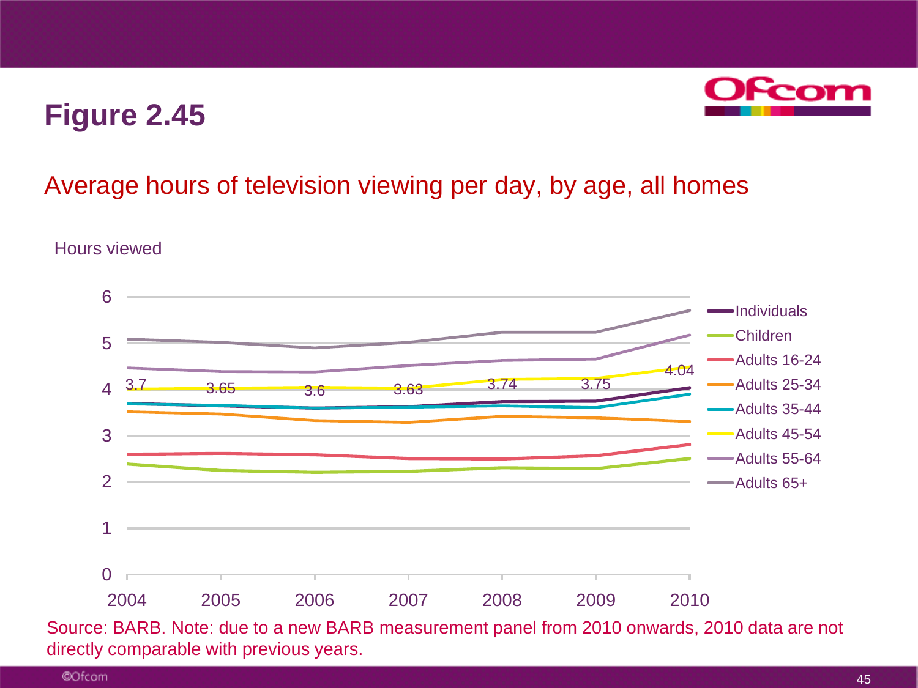# Figure 2.45

## Average hours of television viewing per day, by age, all homes

Hours viewed

| | 2004 | 2005 | 2006 | 2007 | 2008 | 2009 | 2010 |
|---|---|---|---|---|---|---|---|
| Individuals | 3.7 | 3.65 | 3.6 | 3.63 | 3.74 | 3.75 | 4.04 |

Legend: Individuals, Children, Adults 16-24, Adults 25-34, Adults 35-44, Adults 45-54, Adults 55-64, Adults 65+

Source: BARB. Note: due to a new BARB measurement panel from 2010 onwards, 2010 data are not directly comparable with previous years.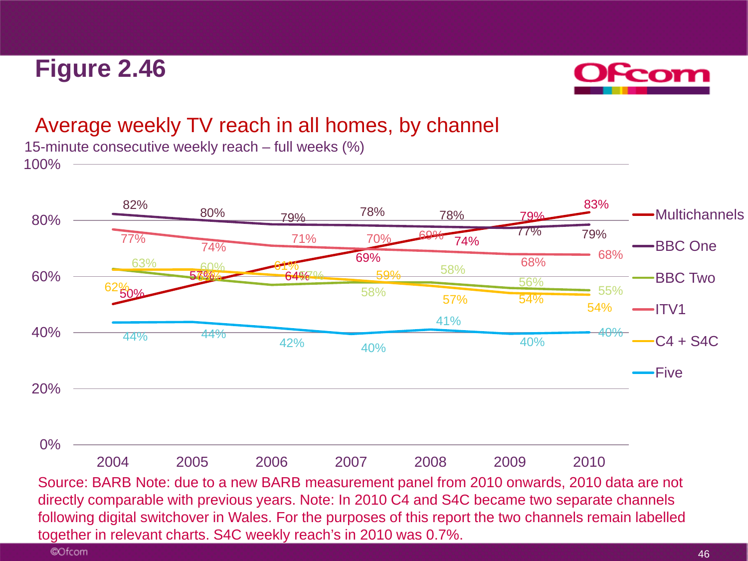# Figure 2.46

## Average weekly TV reach in all homes, by channel

15-minute consecutive weekly reach – full weeks (%)

| Channel | 2004 | 2005 | 2006 | 2007 | 2008 | 2009 | 2010 |
|---|---|---|---|---|---|---|---|
| Multichannels | 50% | 57% | 64% | 69% | 74% | 79% | 83% |
| BBC One | 82% | 80% | 79% | 78% | 78% | 77% | 79% |
| BBC Two | 63% | 60% | 57% | 58% | 58% | 56% | 55% |
| ITV1 | 77% | 74% | 71% | 70% | 69% | 68% | 68% |
| C4 + S4C | 62% | 62% | 61% | 59% | 57% | 54% | 54% |
| Five | 44% | 44% | 42% | 40% | 41% | 40% | 40% |

Source: BARB Note: due to a new BARB measurement panel from 2010 onwards, 2010 data are not directly comparable with previous years. Note: In 2010 C4 and S4C became two separate channels following digital switchover in Wales. For the purposes of this report the two channels remain labelled together in relevant charts. S4C weekly reach's in 2010 was 0.7%.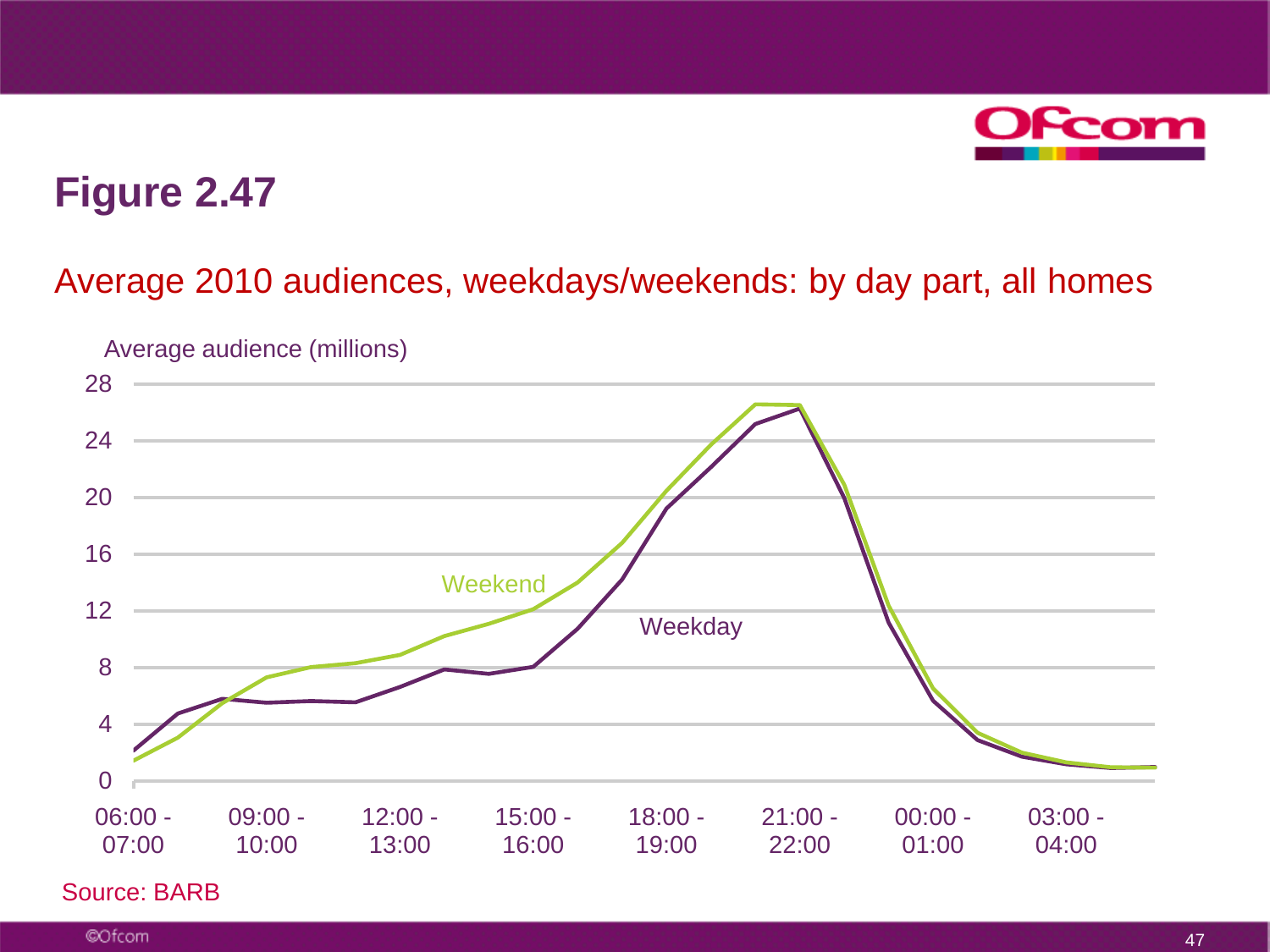# Figure 2.47

## Average 2010 audiences, weekdays/weekends: by day part, all homes

Average audience (millions)

28
24
20
16
12
8
4
0

Weekend

Weekday

06:00 - 07:00 | 09:00 - 10:00 | 12:00 - 13:00 | 15:00 - 16:00 | 18:00 - 19:00 | 21:00 - 22:00 | 00:00 - 01:00 | 03:00 - 04:00

Source: BARB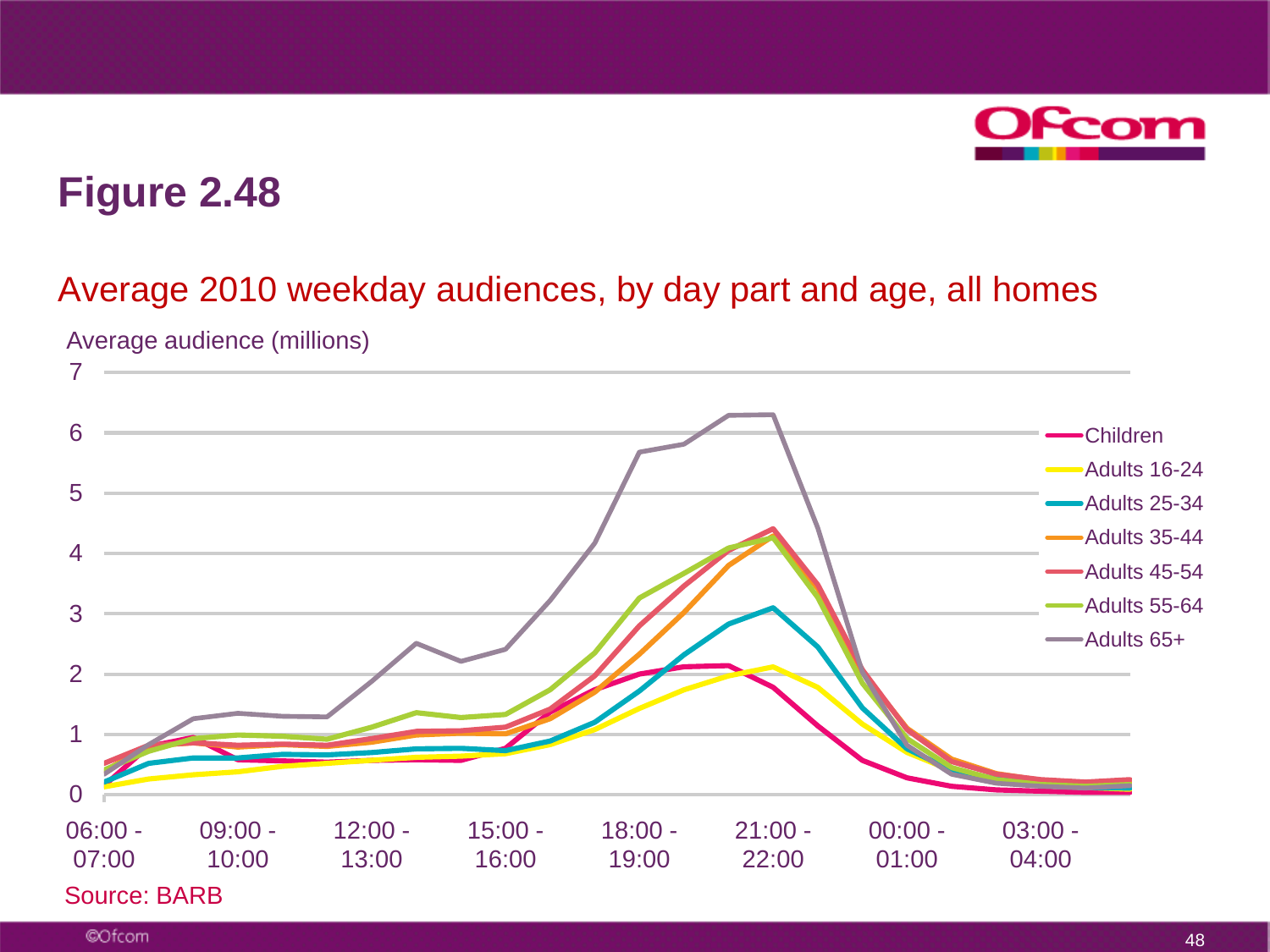# Figure 2.48

## Average 2010 weekday audiences, by day part and age, all homes

Average audience (millions)

Source: BARB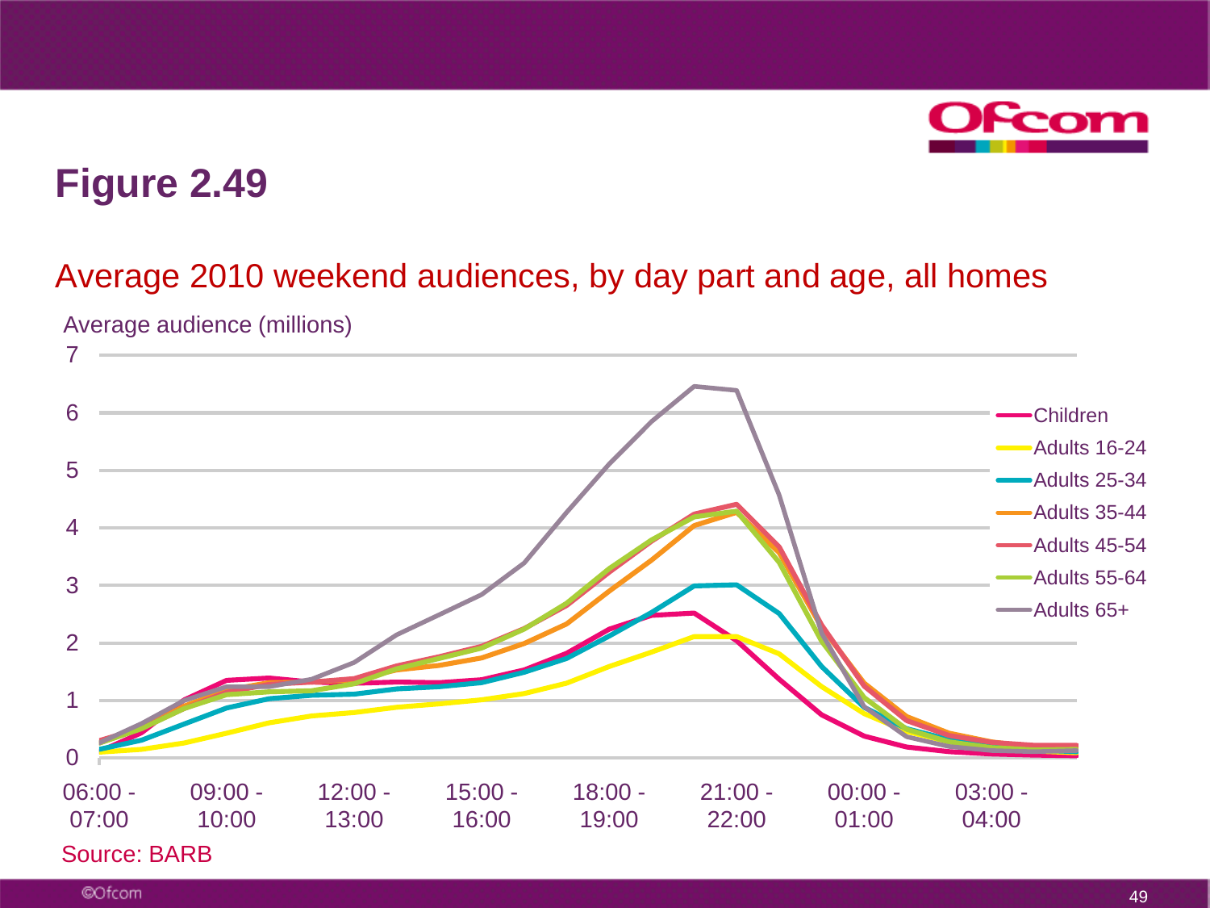# Figure 2.49

Average 2010 weekend audiences, by day part and age, all homes

Average audience (millions)

Source: BARB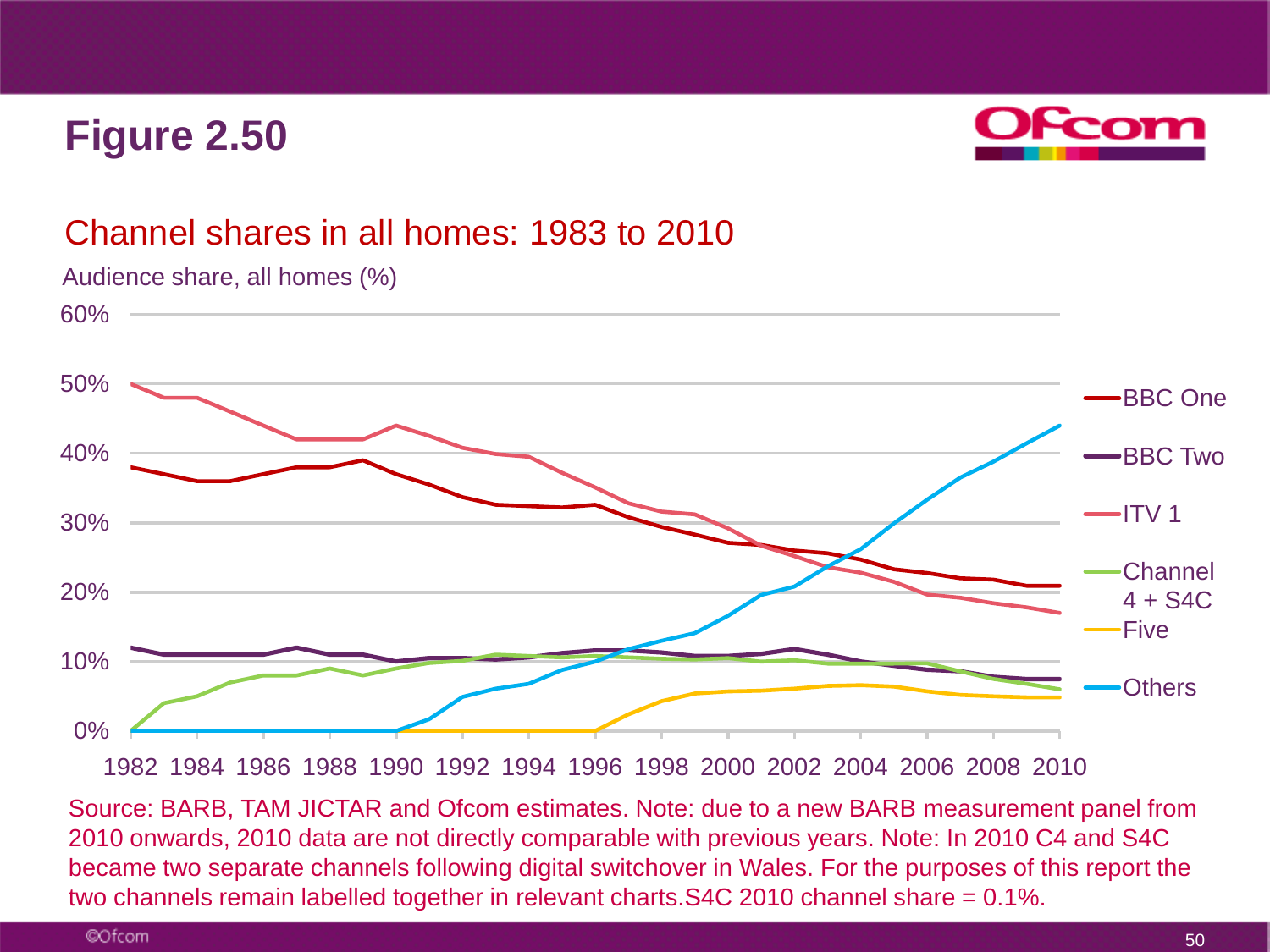# Figure 2.50

## Channel shares in all homes: 1983 to 2010

Audience share, all homes (%)

Source: BARB, TAM JICTAR and Ofcom estimates. Note: due to a new BARB measurement panel from 2010 onwards, 2010 data are not directly comparable with previous years. Note: In 2010 C4 and S4C became two separate channels following digital switchover in Wales. For the purposes of this report the two channels remain labelled together in relevant charts.S4C 2010 channel share = 0.1%.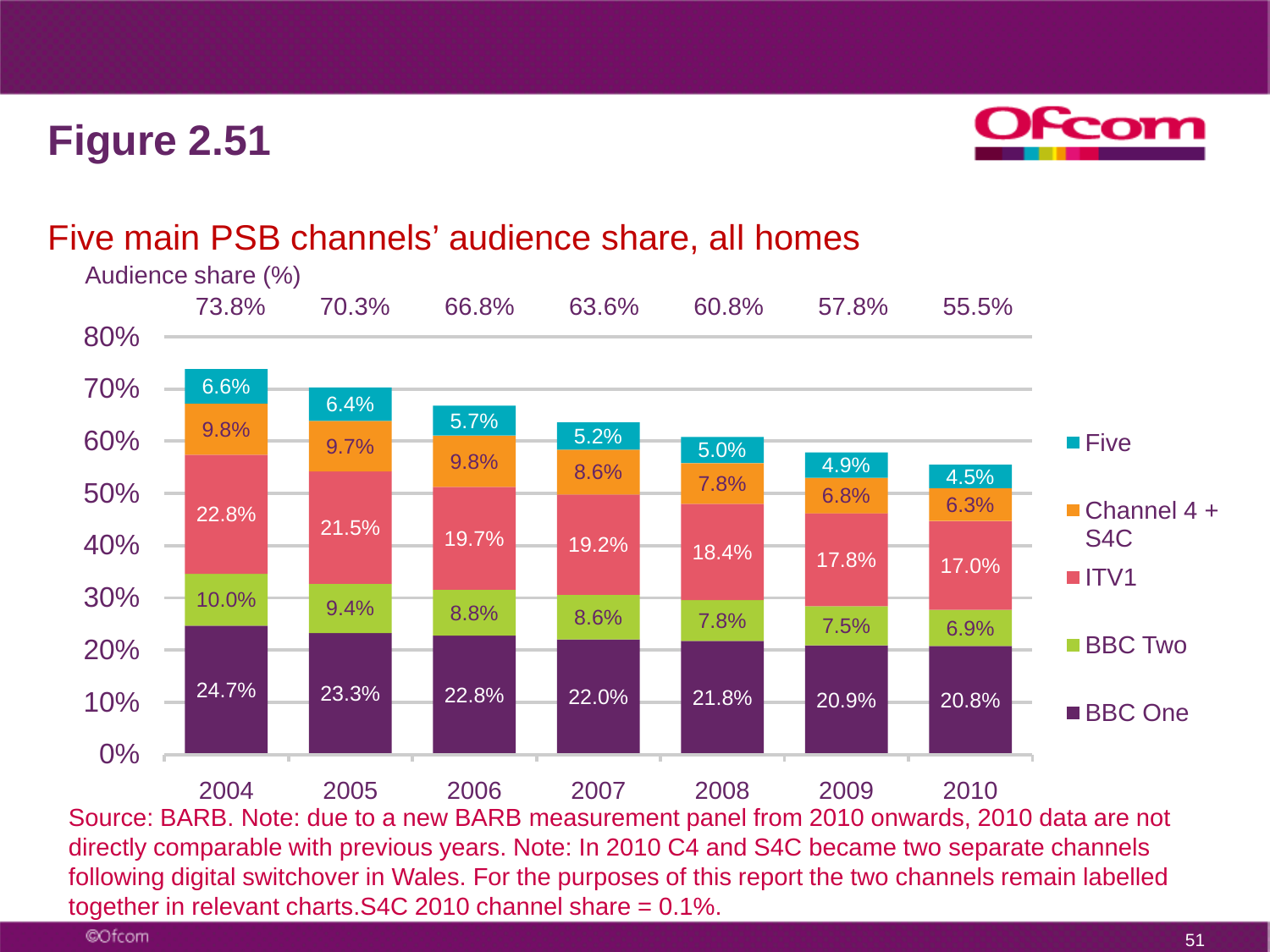# Figure 2.51

## Five main PSB channels' audience share, all homes

Audience share (%)

| | 2004 | 2005 | 2006 | 2007 | 2008 | 2009 | 2010 |
|---|---|---|---|---|---|---|---|
| Total | 73.8% | 70.3% | 66.8% | 63.6% | 60.8% | 57.8% | 55.5% |
| Five | 6.6% | 6.4% | 5.7% | 5.2% | 5.0% | 4.9% | 4.5% |
| Channel 4 + S4C | 9.8% | 9.7% | 9.8% | 8.6% | 7.8% | 6.8% | 6.3% |
| ITV1 | 22.8% | 21.5% | 19.7% | 19.2% | 18.4% | 17.8% | 17.0% |
| BBC Two | 10.0% | 9.4% | 8.8% | 8.6% | 7.8% | 7.5% | 6.9% |
| BBC One | 24.7% | 23.3% | 22.8% | 22.0% | 21.8% | 20.9% | 20.8% |

Source: BARB. Note: due to a new BARB measurement panel from 2010 onwards, 2010 data are not directly comparable with previous years. Note: In 2010 C4 and S4C became two separate channels following digital switchover in Wales. For the purposes of this report the two channels remain labelled together in relevant charts.S4C 2010 channel share = 0.1%.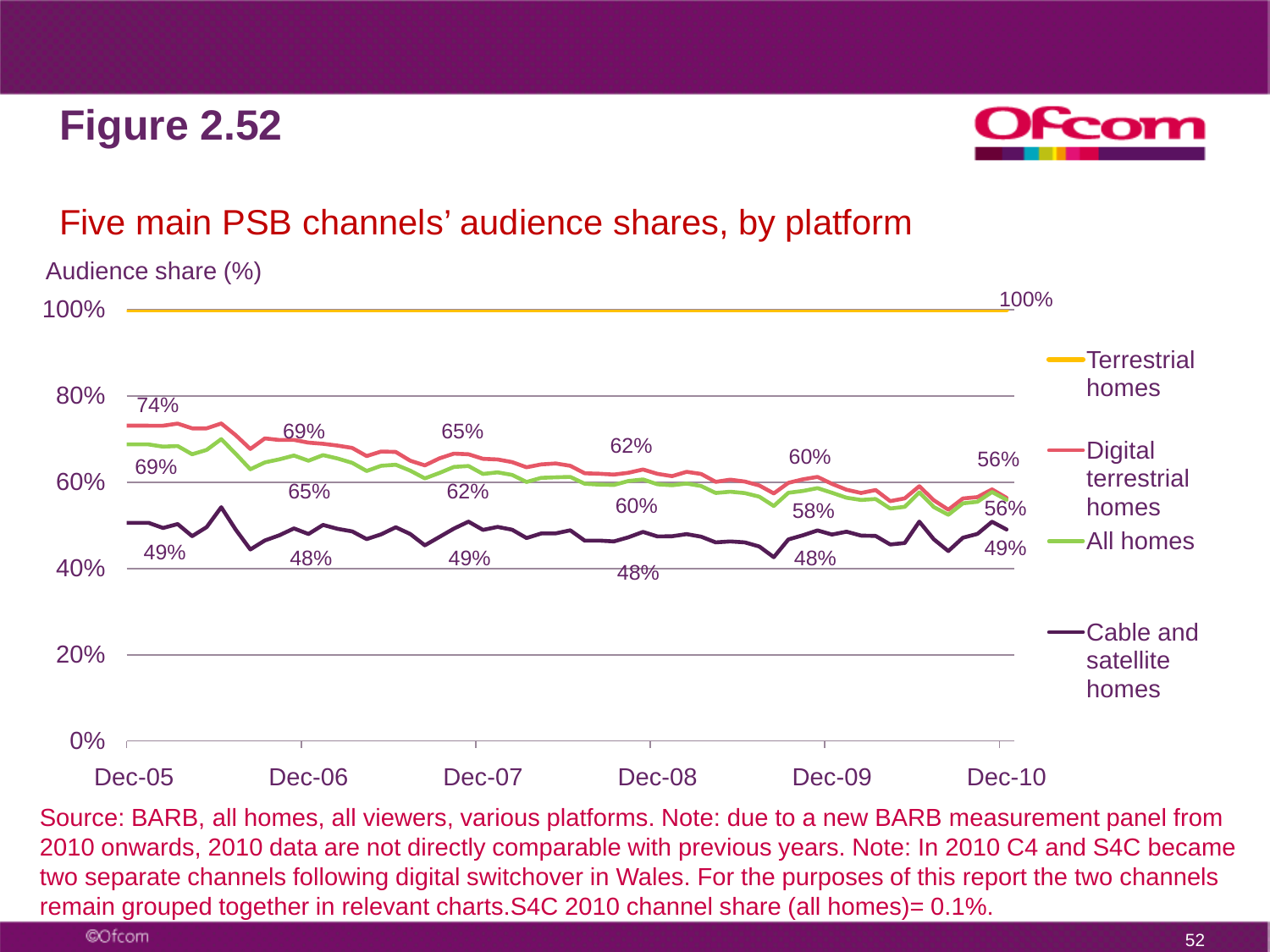# Figure 2.52

## Five main PSB channels' audience shares, by platform

Audience share (%)

| | Dec-05 | Dec-06 | Dec-07 | Dec-08 | Dec-09 | Dec-10 |
|---|---|---|---|---|---|---|
| Terrestrial homes | | | | | | 100% |
| Digital terrestrial homes | 74% | 69% | 65% | 62% | 60% | 56% |
| All homes | 69% | 65% | 62% | 60% | 58% | 56% |
| Cable and satellite homes | 49% | 48% | 49% | 48% | 48% | 49% |

Source: BARB, all homes, all viewers, various platforms. Note: due to a new BARB measurement panel from 2010 onwards, 2010 data are not directly comparable with previous years. Note: In 2010 C4 and S4C became two separate channels following digital switchover in Wales. For the purposes of this report the two channels remain grouped together in relevant charts.S4C 2010 channel share (all homes)= 0.1%.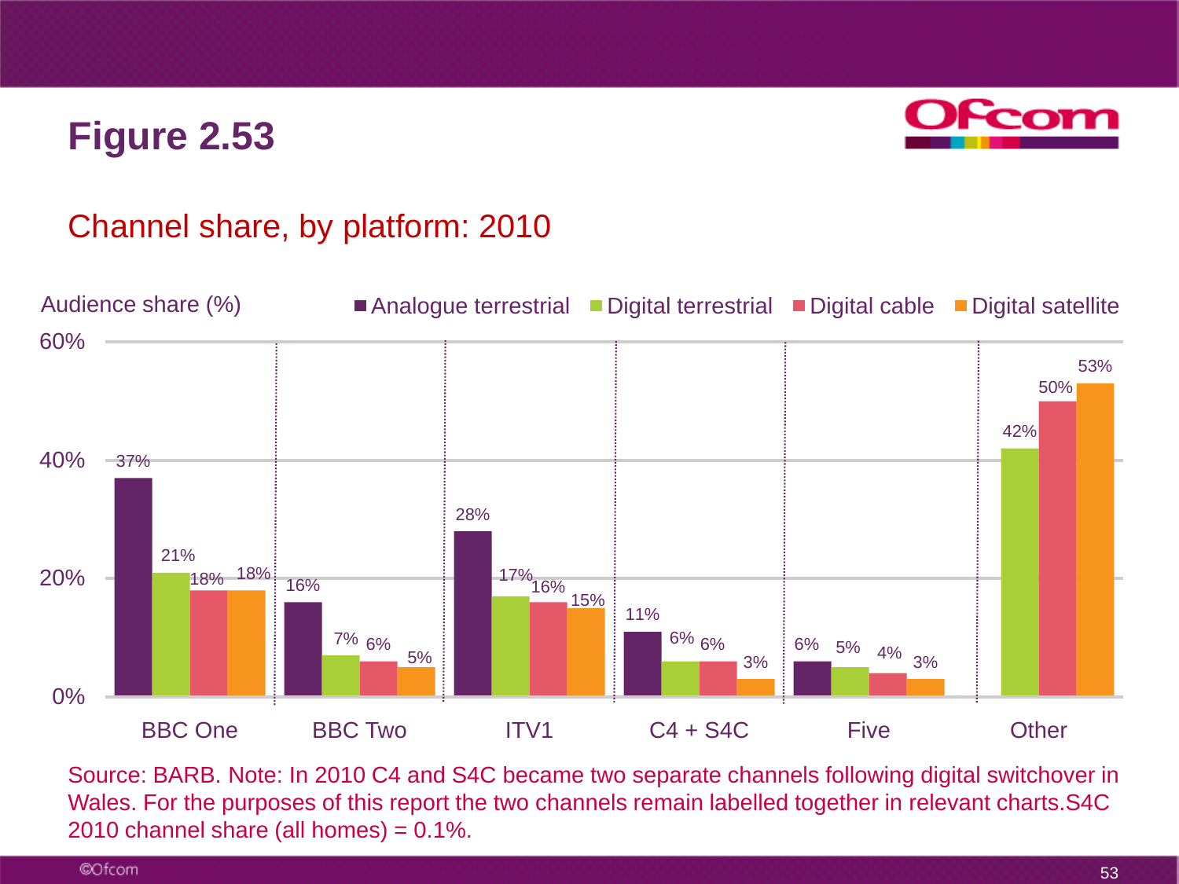# Figure 2.53

## Channel share, by platform: 2010

Audience share (%)

| | Analogue terrestrial | Digital terrestrial | Digital cable | Digital satellite |
|---|---|---|---|---|
| BBC One | 37% | 21% | 18% | 18% |
| BBC Two | 16% | 7% | 6% | 5% |
| ITV1 | 28% | 17% | 16% | 15% |
| C4 + S4C | 11% | 6% | 6% | 3% |
| Five | 6% | 5% | 4% | 3% |
| Other | | 42% | 50% | 53% |

Source: BARB. Note: In 2010 C4 and S4C became two separate channels following digital switchover in Wales. For the purposes of this report the two channels remain labelled together in relevant charts.S4C 2010 channel share (all homes) = 0.1%.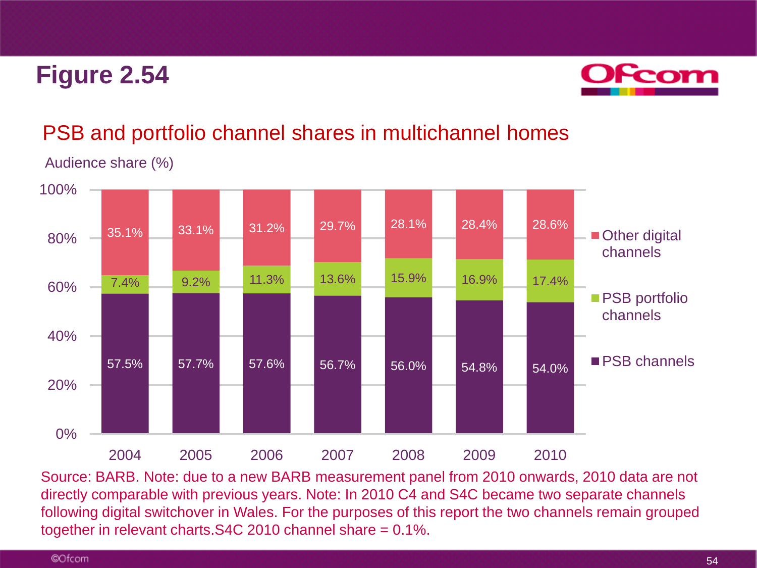# Figure 2.54

## PSB and portfolio channel shares in multichannel homes

Audience share (%)

| Year | PSB channels | PSB portfolio channels | Other digital channels |
|---|---|---|---|
| 2004 | 57.5% | 7.4% | 35.1% |
| 2005 | 57.7% | 9.2% | 33.1% |
| 2006 | 57.6% | 11.3% | 31.2% |
| 2007 | 56.7% | 13.6% | 29.7% |
| 2008 | 56.0% | 15.9% | 28.1% |
| 2009 | 54.8% | 16.9% | 28.4% |
| 2010 | 54.0% | 17.4% | 28.6% |

Source: BARB. Note: due to a new BARB measurement panel from 2010 onwards, 2010 data are not directly comparable with previous years. Note: In 2010 C4 and S4C became two separate channels following digital switchover in Wales. For the purposes of this report the two channels remain grouped together in relevant charts.S4C 2010 channel share = 0.1%.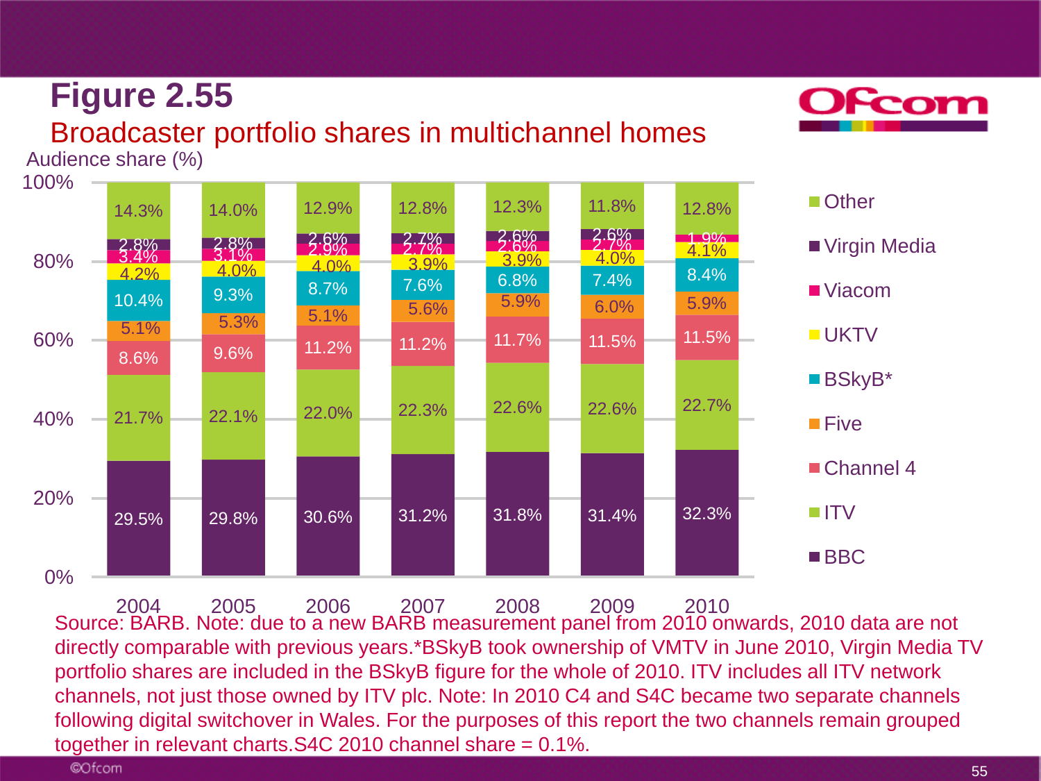# Figure 2.55

## Broadcaster portfolio shares in multichannel homes

Audience share (%)

| | 2004 | 2005 | 2006 | 2007 | 2008 | 2009 | 2010 |
|---|---|---|---|---|---|---|---|
| Other | 14.3% | 14.0% | 12.9% | 12.8% | 12.3% | 11.8% | 12.8% |
| Virgin Media | 2.8% | 2.8% | 2.6% | 2.7% | 2.6% | 2.6% | |
| Viacom | 3.4% | 3.1% | 2.9% | 2.7% | 2.6% | 2.7% | 1.9% |
| UKTV | 4.2% | 4.0% | 4.0% | 3.9% | 3.9% | 4.0% | 4.1% |
| BSkyB* | 10.4% | 9.3% | 8.7% | 7.6% | 6.8% | 7.4% | 8.4% |
| Five | 5.1% | 5.3% | 5.1% | 5.6% | 5.9% | 6.0% | 5.9% |
| Channel 4 | 8.6% | 9.6% | 11.2% | 11.2% | 11.7% | 11.5% | 11.5% |
| ITV | 21.7% | 22.1% | 22.0% | 22.3% | 22.6% | 22.6% | 22.7% |
| BBC | 29.5% | 29.8% | 30.6% | 31.2% | 31.8% | 31.4% | 32.3% |

Source: BARB. Note: due to a new BARB measurement panel from 2010 onwards, 2010 data are not directly comparable with previous years.*BSkyB took ownership of VMTV in June 2010, Virgin Media TV portfolio shares are included in the BSkyB figure for the whole of 2010. ITV includes all ITV network channels, not just those owned by ITV plc. Note: In 2010 C4 and S4C became two separate channels following digital switchover in Wales. For the purposes of this report the two channels remain grouped together in relevant charts.S4C 2010 channel share = 0.1%.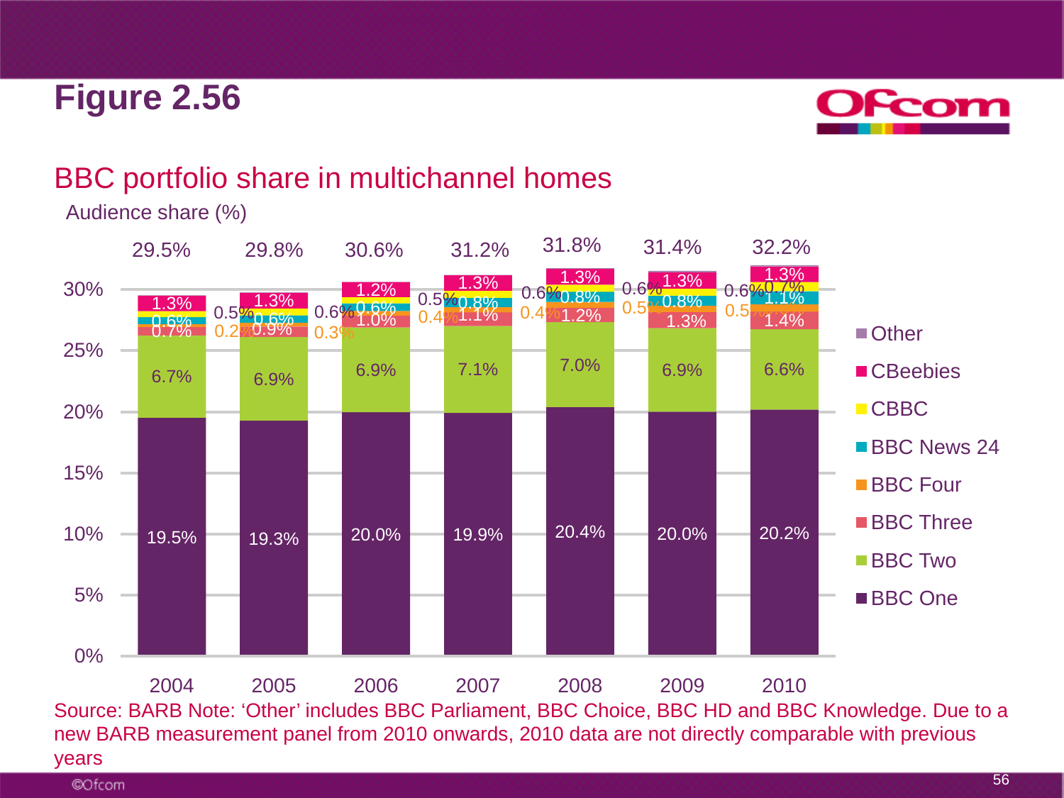# Figure 2.56

## BBC portfolio share in multichannel homes

Audience share (%)

| | 2004 | 2005 | 2006 | 2007 | 2008 | 2009 | 2010 |
|---|---|---|---|---|---|---|---|
| Total | 29.5% | 29.8% | 30.6% | 31.2% | 31.8% | 31.4% | 32.2% |
| CBeebies | 1.3% | 1.3% | 1.2% | 1.3% | 1.3% | 1.3% | 1.3% |
| CBBC | | 0.5% | 0.6% | 0.5% | 0.6% | 0.6% | 0.6% / 0.7% |
| BBC News 24 | 0.6% | 0.6% | 0.6% | 0.8% | 0.8% | 0.8% | 1.1% |
| BBC Four | | 0.2% | 0.3% | 0.4% | 0.4% | 0.5% | 0.5% |
| BBC Three | 0.7% | 0.9% | 1.0% | 1.1% | 1.2% | 1.3% | 1.4% |
| BBC Two | 6.7% | 6.9% | 6.9% | 7.1% | 7.0% | 6.9% | 6.6% |
| BBC One | 19.5% | 19.3% | 20.0% | 19.9% | 20.4% | 20.0% | 20.2% |

Legend: Other, CBeebies, CBBC, BBC News 24, BBC Four, BBC Three, BBC Two, BBC One

Source: BARB Note: 'Other' includes BBC Parliament, BBC Choice, BBC HD and BBC Knowledge. Due to a new BARB measurement panel from 2010 onwards, 2010 data are not directly comparable with previous years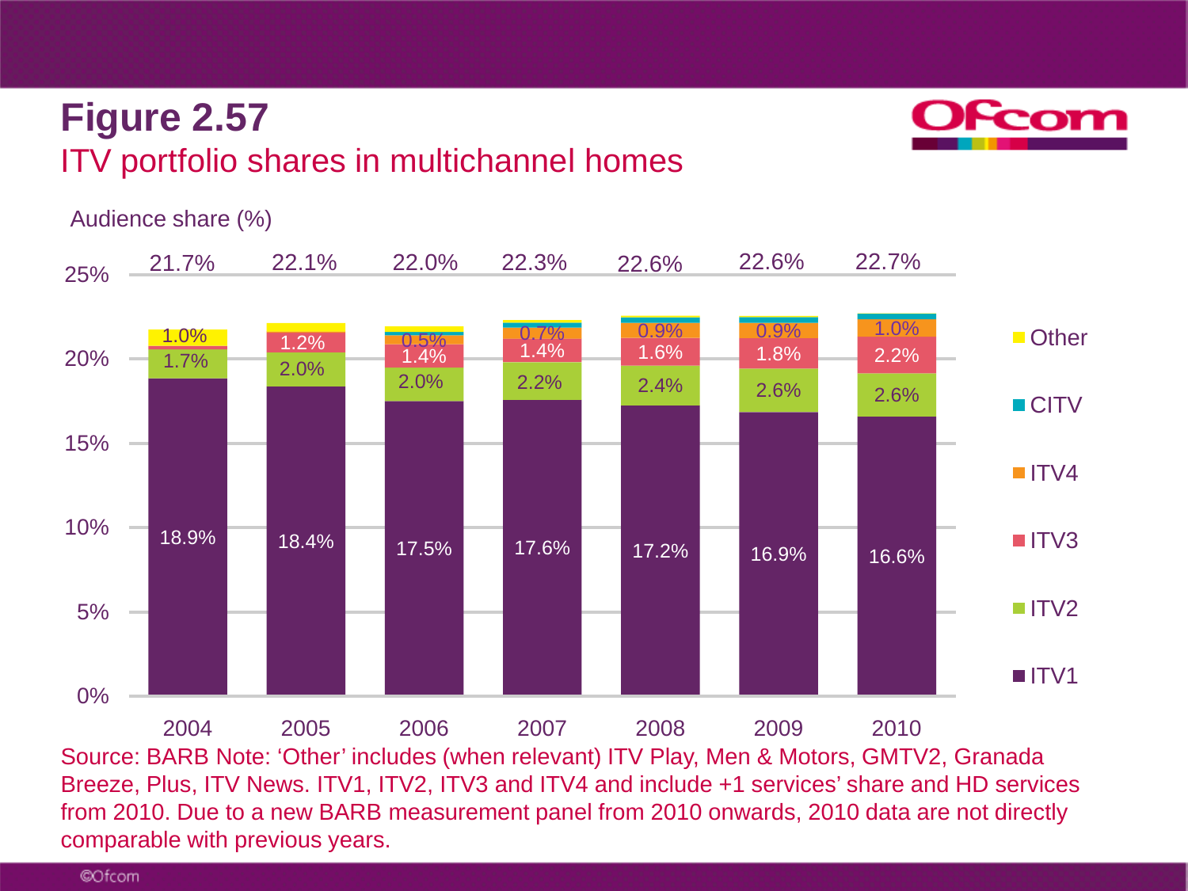# Figure 2.57

## ITV portfolio shares in multichannel homes

Audience share (%)

| | 2004 | 2005 | 2006 | 2007 | 2008 | 2009 | 2010 |
|---|---|---|---|---|---|---|---|
| Total | 21.7% | 22.1% | 22.0% | 22.3% | 22.6% | 22.6% | 22.7% |
| Other | 1.0% | | | | | | |
| CITV | | | | | | | |
| ITV4 | | | 0.5% | 0.7% | 0.9% | 0.9% | 1.0% |
| ITV3 | | 1.2% | 1.4% | 1.4% | 1.6% | 1.8% | 2.2% |
| ITV2 | 1.7% | 2.0% | 2.0% | 2.2% | 2.4% | 2.6% | 2.6% |
| ITV1 | 18.9% | 18.4% | 17.5% | 17.6% | 17.2% | 16.9% | 16.6% |

Source: BARB Note: 'Other' includes (when relevant) ITV Play, Men & Motors, GMTV2, Granada Breeze, Plus, ITV News. ITV1, ITV2, ITV3 and ITV4 and include +1 services' share and HD services from 2010. Due to a new BARB measurement panel from 2010 onwards, 2010 data are not directly comparable with previous years.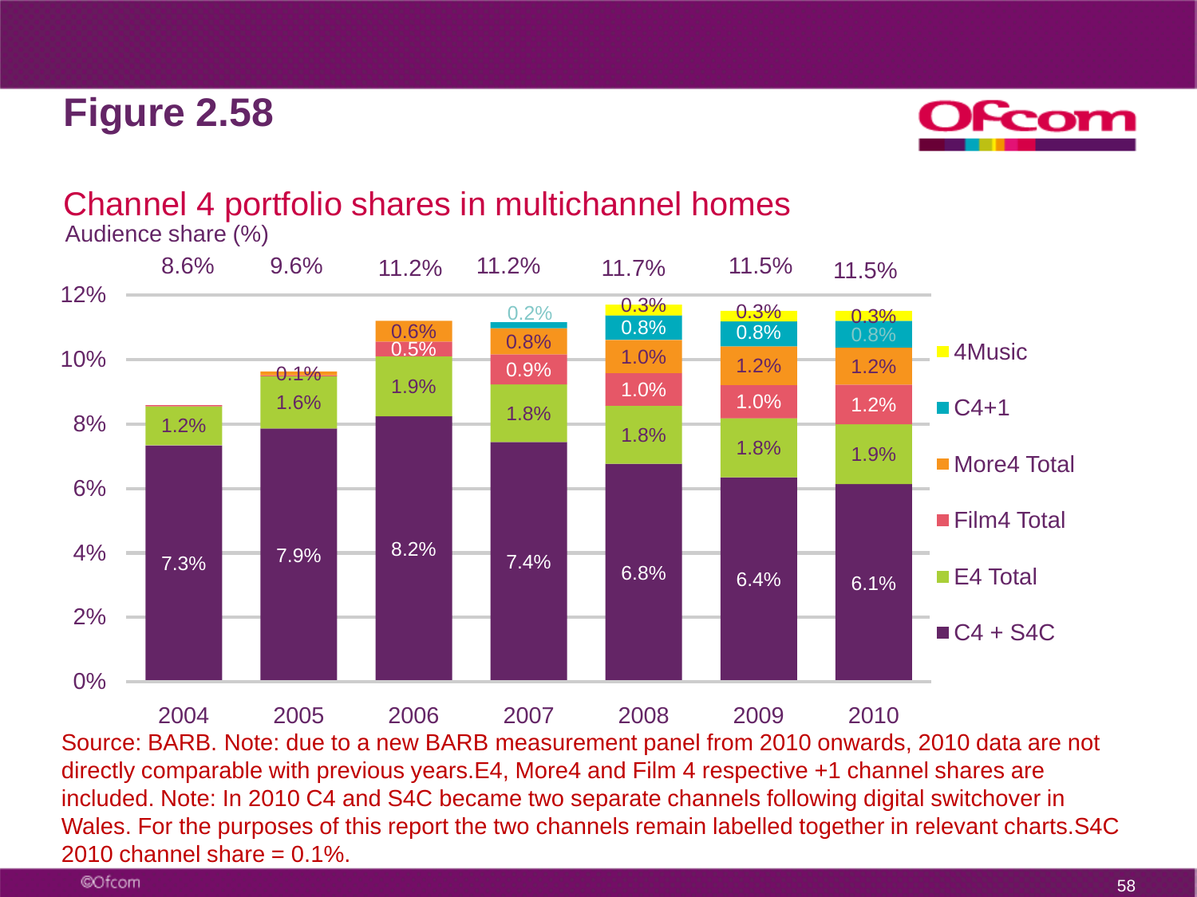# Figure 2.58

## Channel 4 portfolio shares in multichannel homes

Audience share (%)

| | 2004 | 2005 | 2006 | 2007 | 2008 | 2009 | 2010 |
|---|---|---|---|---|---|---|---|
| 4Music | | | | | 0.3% | 0.3% | 0.3% |
| C4+1 | | | | 0.2% | 0.8% | 0.8% | 0.8% |
| More4 Total | | 0.1% | 0.6% | 0.8% | 1.0% | 1.2% | 1.2% |
| Film4 Total | | | 0.5% | 0.9% | 1.0% | 1.0% | 1.2% |
| E4 Total | 1.2% | 1.6% | 1.9% | 1.8% | 1.8% | 1.8% | 1.9% |
| C4 + S4C | 7.3% | 7.9% | 8.2% | 7.4% | 6.8% | 6.4% | 6.1% |
| Total | 8.6% | 9.6% | 11.2% | 11.2% | 11.7% | 11.5% | 11.5% |

Source: BARB. Note: due to a new BARB measurement panel from 2010 onwards, 2010 data are not directly comparable with previous years.E4, More4 and Film 4 respective +1 channel shares are included. Note: In 2010 C4 and S4C became two separate channels following digital switchover in Wales. For the purposes of this report the two channels remain labelled together in relevant charts.S4C 2010 channel share = 0.1%.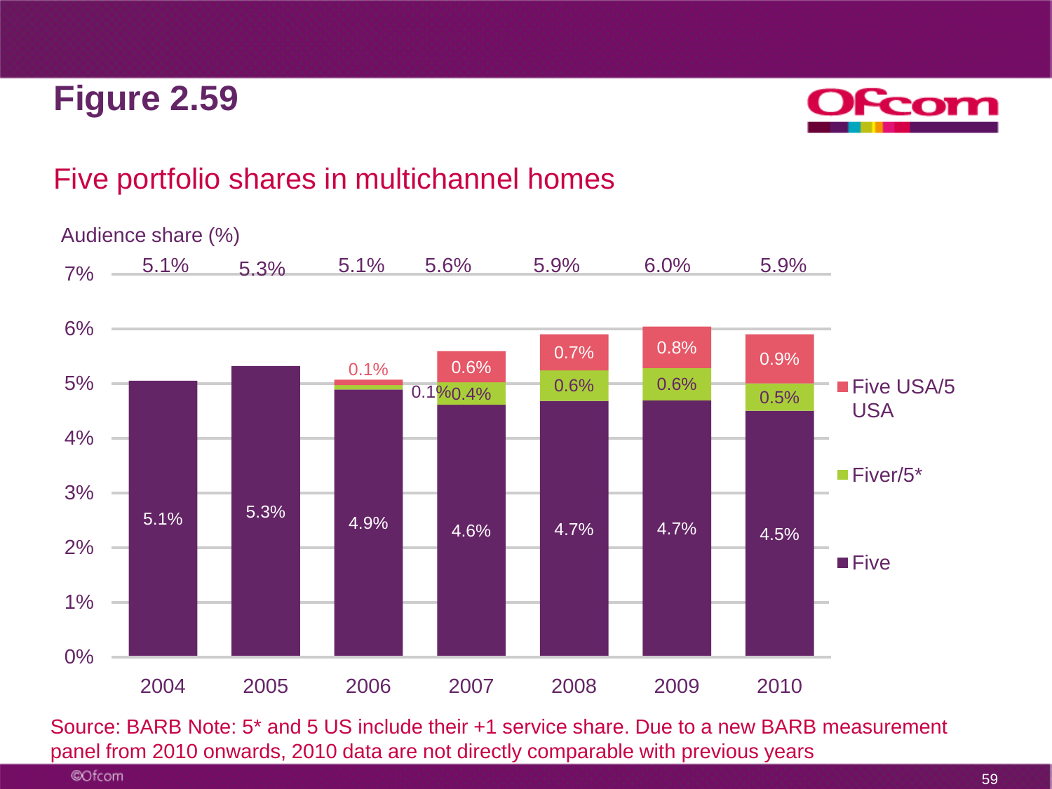# Figure 2.59

## Five portfolio shares in multichannel homes

Audience share (%)

| Year | Five | Fiver/5* | Five USA/5 USA | Total |
|---|---|---|---|---|
| 2004 | 5.1% | | | 5.1% |
| 2005 | 5.3% | | | 5.3% |
| 2006 | 4.9% | 0.1% | 0.1% | 5.1% |
| 2007 | 4.6% | 0.4% | 0.6% | 5.6% |
| 2008 | 4.7% | 0.6% | 0.7% | 5.9% |
| 2009 | 4.7% | 0.6% | 0.8% | 6.0% |
| 2010 | 4.5% | 0.5% | 0.9% | 5.9% |

Source: BARB Note: 5* and 5 US include their +1 service share. Due to a new BARB measurement panel from 2010 onwards, 2010 data are not directly comparable with previous years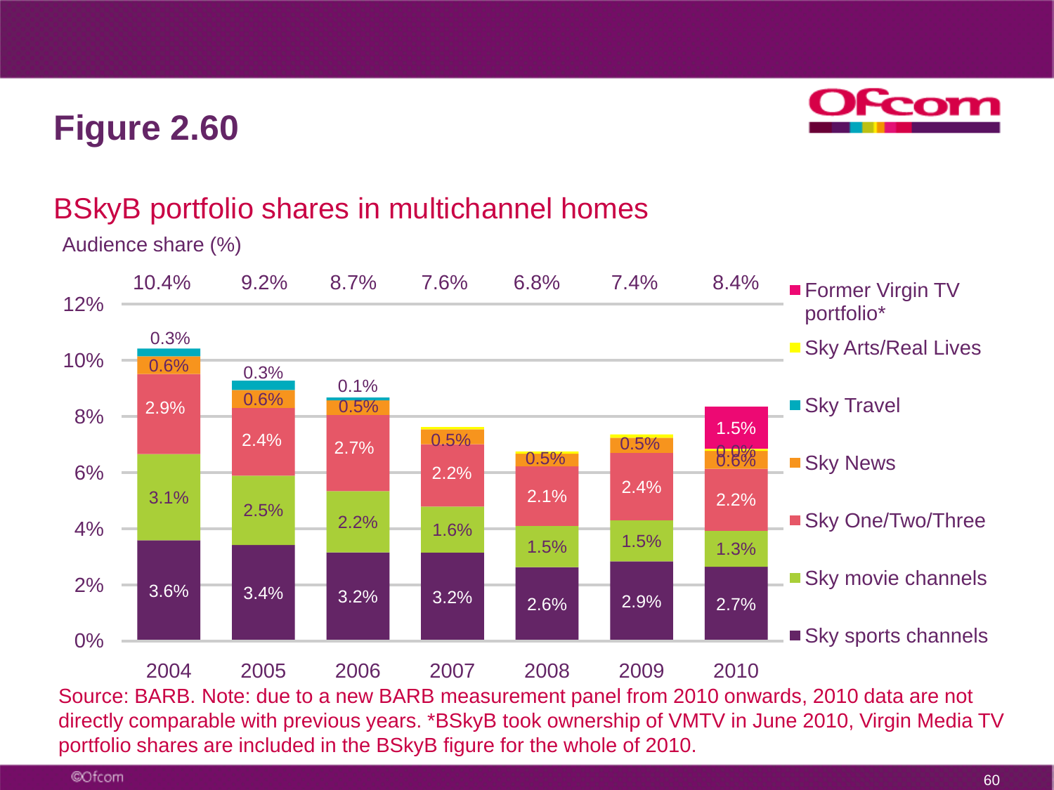# Figure 2.60

## BSkyB portfolio shares in multichannel homes

Audience share (%)

| | 2004 | 2005 | 2006 | 2007 | 2008 | 2009 | 2010 |
|---|---|---|---|---|---|---|---|
| Total | 10.4% | 9.2% | 8.7% | 7.6% | 6.8% | 7.4% | 8.4% |
| Former Virgin TV portfolio* | | | | | | | 1.5% |
| Sky Arts/Real Lives | | | | | | | 0.0% |
| Sky Travel | 0.3% | 0.3% | 0.1% | | | | |
| Sky News | 0.6% | 0.6% | 0.5% | 0.5% | 0.5% | 0.5% | 0.6% |
| Sky One/Two/Three | 2.9% | 2.4% | 2.7% | 2.2% | 2.1% | 2.4% | 2.2% |
| Sky movie channels | 3.1% | 2.5% | 2.2% | 1.6% | 1.5% | 1.5% | 1.3% |
| Sky sports channels | 3.6% | 3.4% | 3.2% | 3.2% | 2.6% | 2.9% | 2.7% |

Source: BARB. Note: due to a new BARB measurement panel from 2010 onwards, 2010 data are not directly comparable with previous years. *BSkyB took ownership of VMTV in June 2010, Virgin Media TV portfolio shares are included in the BSkyB figure for the whole of 2010.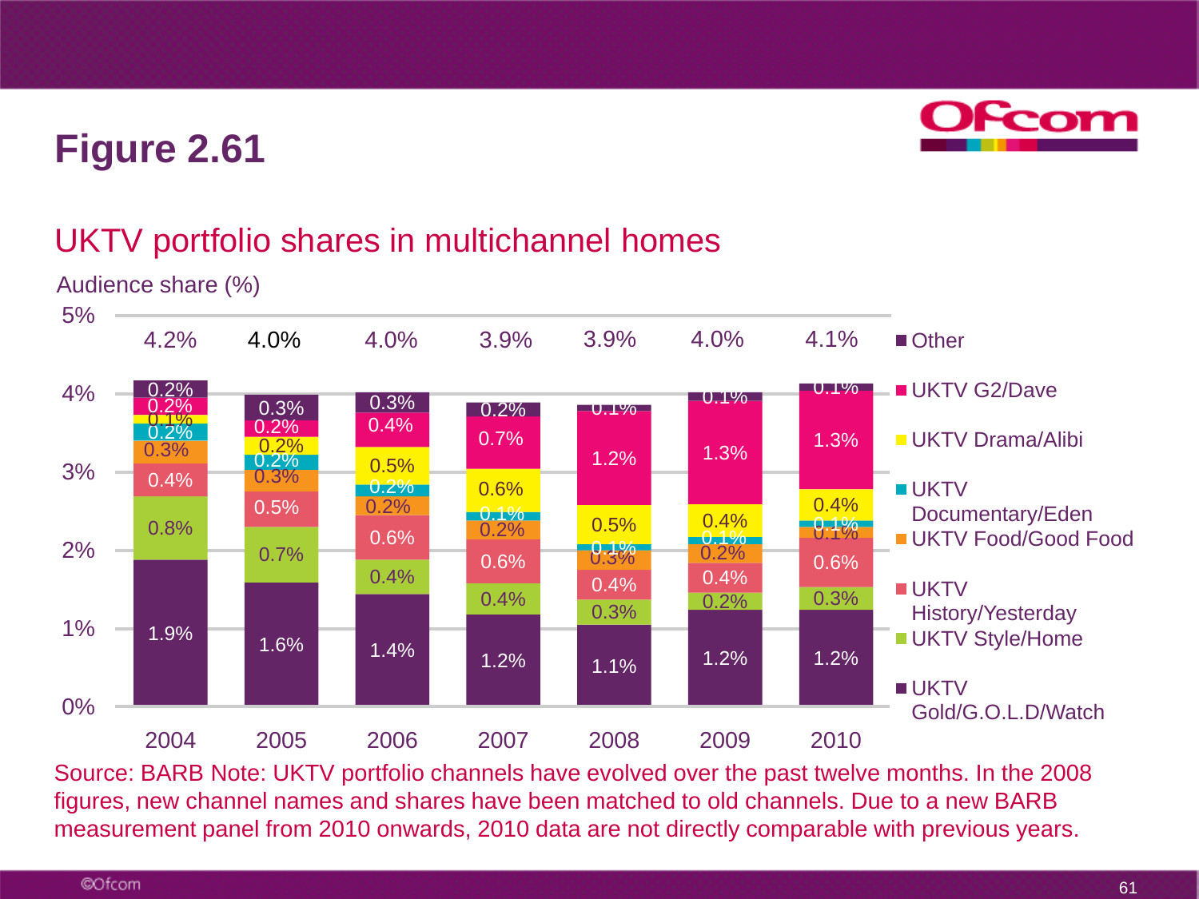# Figure 2.61

## UKTV portfolio shares in multichannel homes

Audience share (%)

| | 2004 | 2005 | 2006 | 2007 | 2008 | 2009 | 2010 |
|---|---|---|---|---|---|---|---|
| Total | 4.2% | 4.0% | 4.0% | 3.9% | 3.9% | 4.0% | 4.1% |
| Other | 0.2% | 0.3% | 0.3% | 0.2% | 0.1% | 0.1% | 0.1% |
| UKTV G2/Dave | 0.2% | 0.2% | 0.4% | 0.7% | 1.2% | 1.3% | 1.3% |
| UKTV Drama/Alibi | 0.1% | 0.2% | 0.5% | 0.6% | 0.5% | 0.4% | 0.4% |
| UKTV Documentary/Eden | 0.2% | 0.2% | 0.2% | 0.1% | 0.1% | 0.1% | 0.1% |
| UKTV Food/Good Food | 0.3% | 0.3% | 0.2% | 0.2% | 0.3% | 0.2% | 0.1% |
| UKTV History/Yesterday | 0.4% | 0.5% | 0.6% | 0.6% | 0.4% | 0.4% | 0.6% |
| UKTV Style/Home | 0.8% | 0.7% | 0.4% | 0.4% | 0.3% | 0.2% | 0.3% |
| UKTV Gold/G.O.L.D/Watch | 1.9% | 1.6% | 1.4% | 1.2% | 1.1% | 1.2% | 1.2% |

Source: BARB Note: UKTV portfolio channels have evolved over the past twelve months. In the 2008 figures, new channel names and shares have been matched to old channels. Due to a new BARB measurement panel from 2010 onwards, 2010 data are not directly comparable with previous years.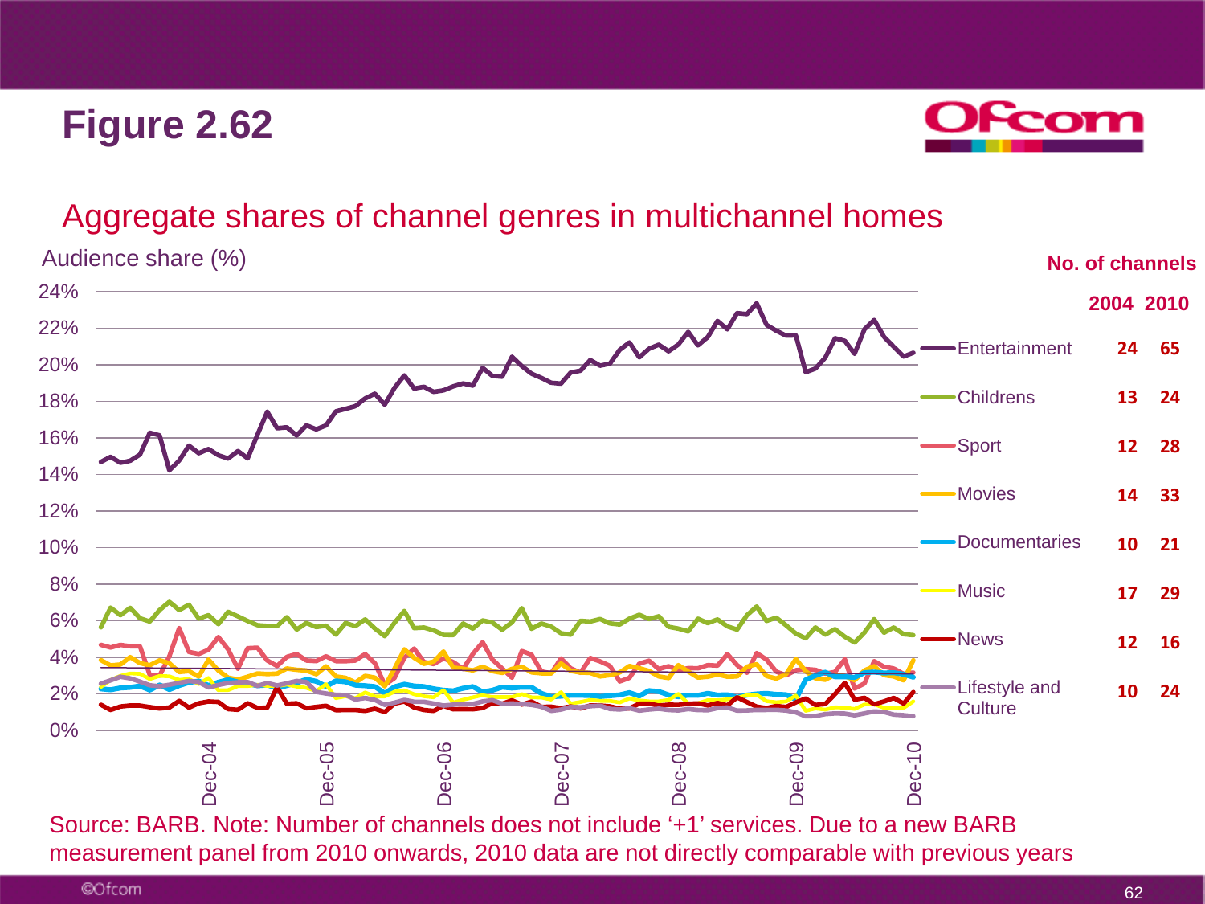# Figure 2.62

## Aggregate shares of channel genres in multichannel homes

Audience share (%)

| Genre | No. of channels 2004 | No. of channels 2010 |
| --- | --- | --- |
| Entertainment | 24 | 65 |
| Childrens | 13 | 24 |
| Sport | 12 | 28 |
| Movies | 14 | 33 |
| Documentaries | 10 | 21 |
| Music | 17 | 29 |
| News | 12 | 16 |
| Lifestyle and Culture | 10 | 24 |

Source: BARB. Note: Number of channels does not include '+1' services. Due to a new BARB measurement panel from 2010 onwards, 2010 data are not directly comparable with previous years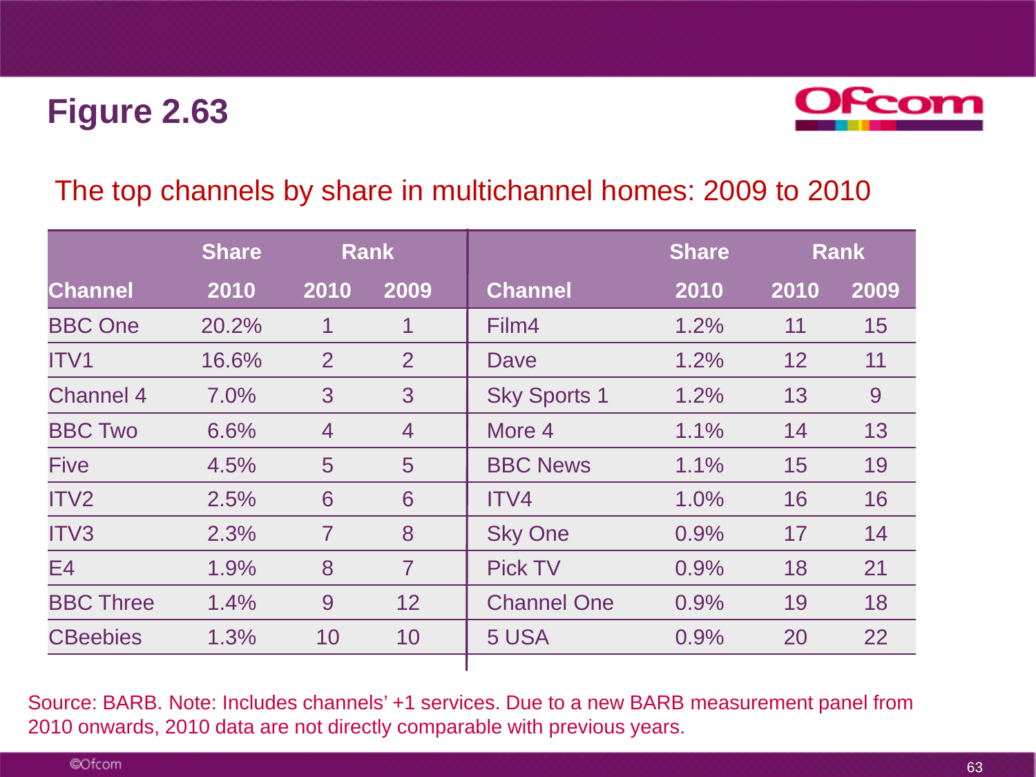# Figure 2.63

## The top channels by share in multichannel homes: 2009 to 2010

| | Share | Rank | | | Share | Rank | |
|---|---|---|---|---|---|---|---|
| Channel | 2010 | 2010 | 2009 | Channel | 2010 | 2010 | 2009 |
| BBC One | 20.2% | 1 | 1 | Film4 | 1.2% | 11 | 15 |
| ITV1 | 16.6% | 2 | 2 | Dave | 1.2% | 12 | 11 |
| Channel 4 | 7.0% | 3 | 3 | Sky Sports 1 | 1.2% | 13 | 9 |
| BBC Two | 6.6% | 4 | 4 | More 4 | 1.1% | 14 | 13 |
| Five | 4.5% | 5 | 5 | BBC News | 1.1% | 15 | 19 |
| ITV2 | 2.5% | 6 | 6 | ITV4 | 1.0% | 16 | 16 |
| ITV3 | 2.3% | 7 | 8 | Sky One | 0.9% | 17 | 14 |
| E4 | 1.9% | 8 | 7 | Pick TV | 0.9% | 18 | 21 |
| BBC Three | 1.4% | 9 | 12 | Channel One | 0.9% | 19 | 18 |
| CBeebies | 1.3% | 10 | 10 | 5 USA | 0.9% | 20 | 22 |

Source: BARB. Note: Includes channels' +1 services. Due to a new BARB measurement panel from 2010 onwards, 2010 data are not directly comparable with previous years.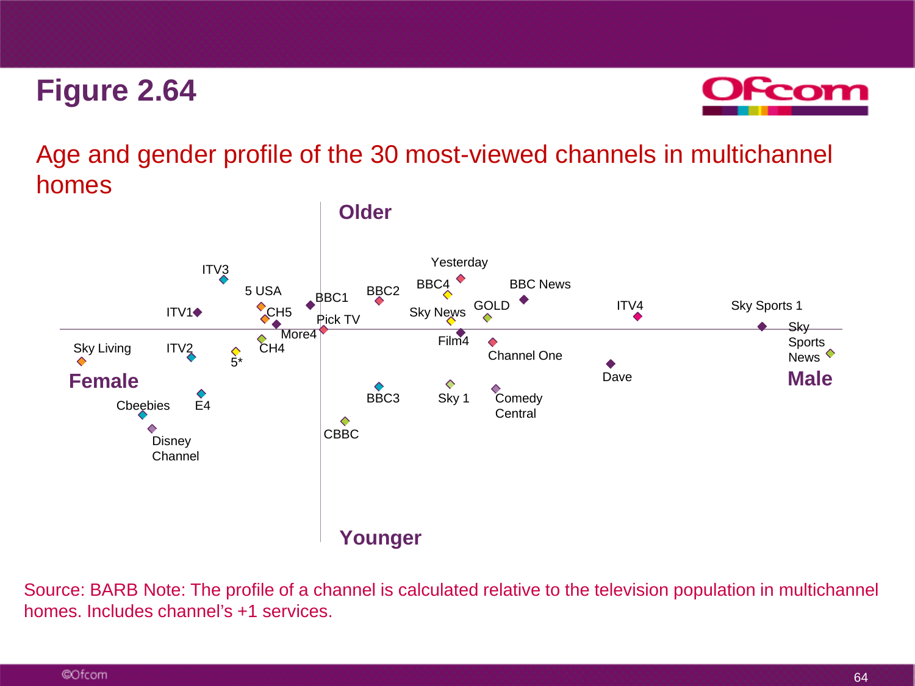# Figure 2.64

## Age and gender profile of the 30 most-viewed channels in multichannel homes

Older

ITV3, 5 USA, BBC1, BBC2, Yesterday, BBC4, BBC News, ITV1, CH5, Pick TV, Sky News, GOLD, ITV4, Sky Sports 1, More4, Film4, Sky Living, ITV2, CH4, Channel One, Sky Sports News, 5*, Dave

Female | Male

E4, BBC3, Sky 1, Comedy Central, Cbeebies, CBBC, Disney Channel

Younger

Source: BARB Note: The profile of a channel is calculated relative to the television population in multichannel homes. Includes channel's +1 services.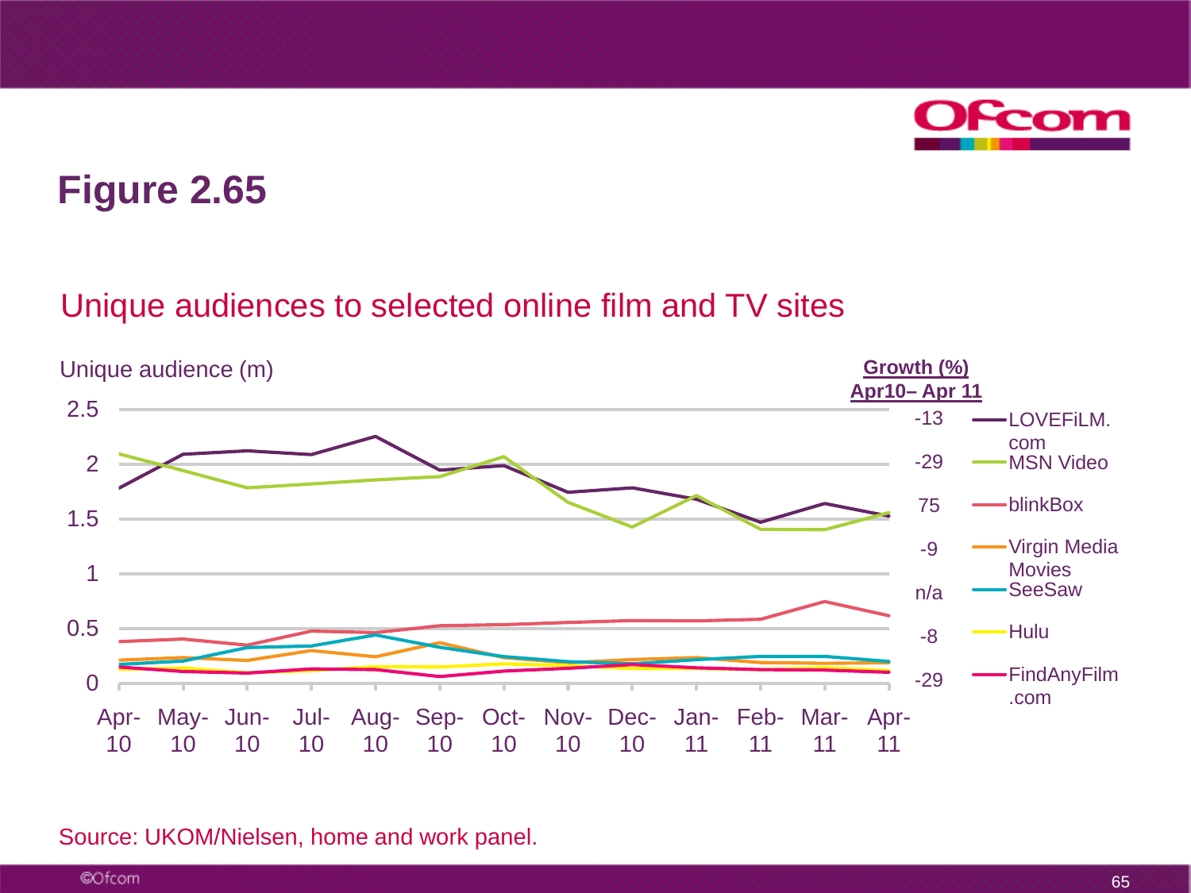# Figure 2.65

## Unique audiences to selected online film and TV sites

Unique audience (m)

| Site | Growth (%) Apr10– Apr 11 |
|---|---|
| LOVEFiLM.com | -13 |
| MSN Video | -29 |
| blinkBox | 75 |
| Virgin Media Movies | -9 |
| SeeSaw | n/a |
| Hulu | -8 |
| FindAnyFilm.com | -29 |

Source: UKOM/Nielsen, home and work panel.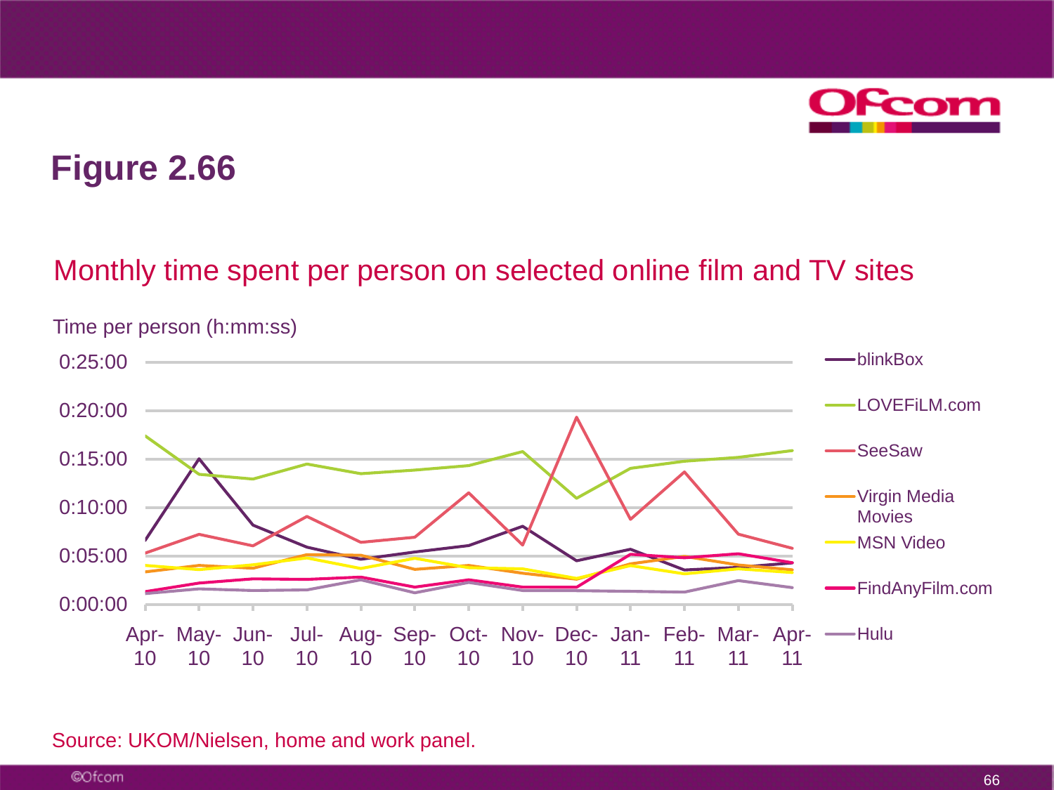# Figure 2.66

## Monthly time spent per person on selected online film and TV sites

Time per person (h:mm:ss)

Series: blinkBox, LOVEFiLM.com, SeeSaw, Virgin Media Movies, MSN Video, FindAnyFilm.com, Hulu

Y-axis: 0:00:00, 0:05:00, 0:10:00, 0:15:00, 0:20:00, 0:25:00

X-axis: Apr-10, May-10, Jun-10, Jul-10, Aug-10, Sep-10, Oct-10, Nov-10, Dec-10, Jan-11, Feb-11, Mar-11, Apr-11

Source: UKOM/Nielsen, home and work panel.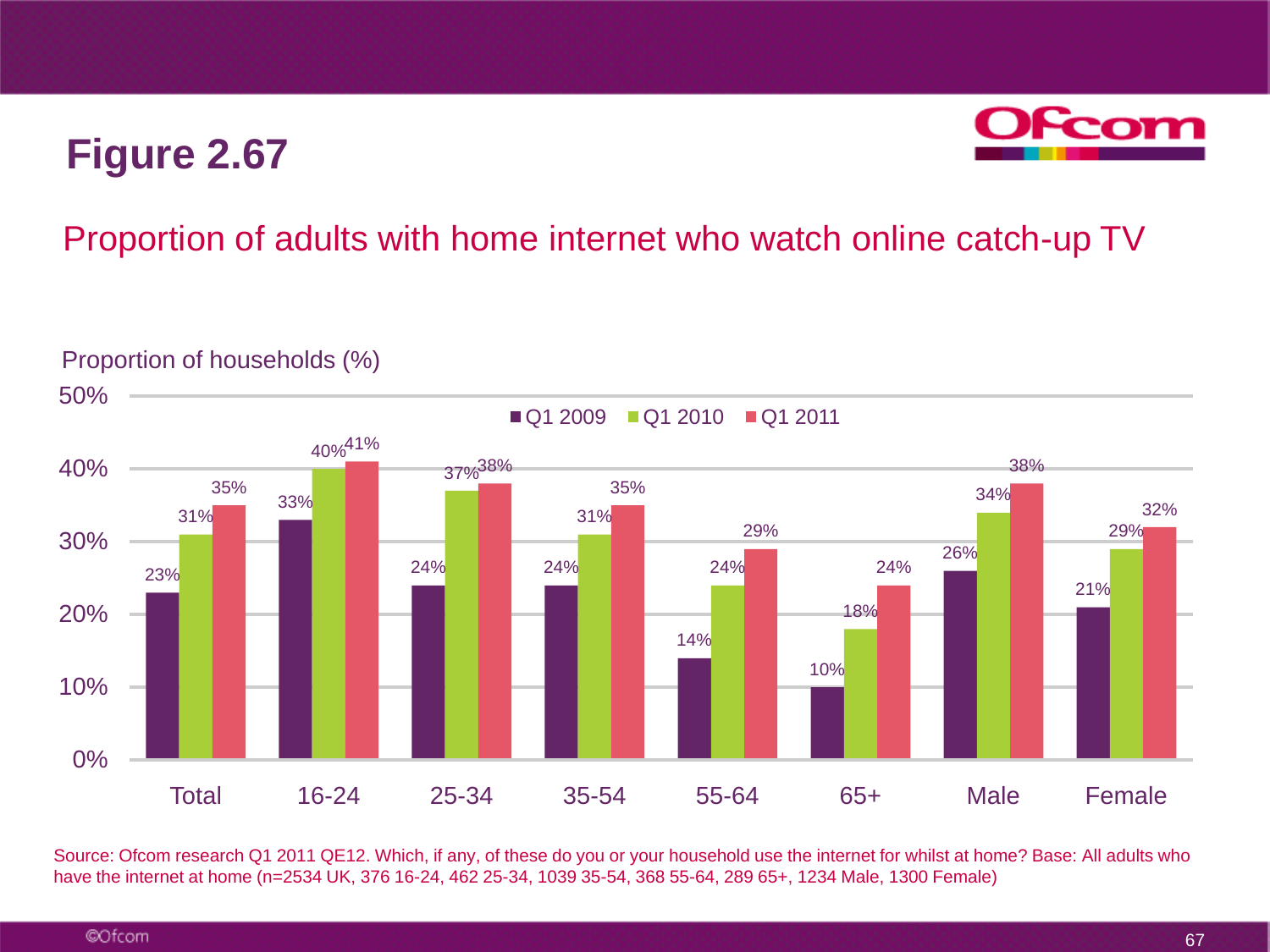# Figure 2.67

## Proportion of adults with home internet who watch online catch-up TV

Proportion of households (%)

| | Q1 2009 | Q1 2010 | Q1 2011 |
|---|---|---|---|
| Total | 23% | 31% | 35% |
| 16-24 | 33% | 40% | 41% |
| 25-34 | 24% | 37% | 38% |
| 35-54 | 24% | 31% | 35% |
| 55-64 | 14% | 24% | 29% |
| 65+ | 10% | 18% | 24% |
| Male | 26% | 34% | 38% |
| Female | 21% | 29% | 32% |

Source: Ofcom research Q1 2011 QE12. Which, if any, of these do you or your household use the internet for whilst at home? Base: All adults who have the internet at home (n=2534 UK, 376 16-24, 462 25-34, 1039 35-54, 368 55-64, 289 65+, 1234 Male, 1300 Female)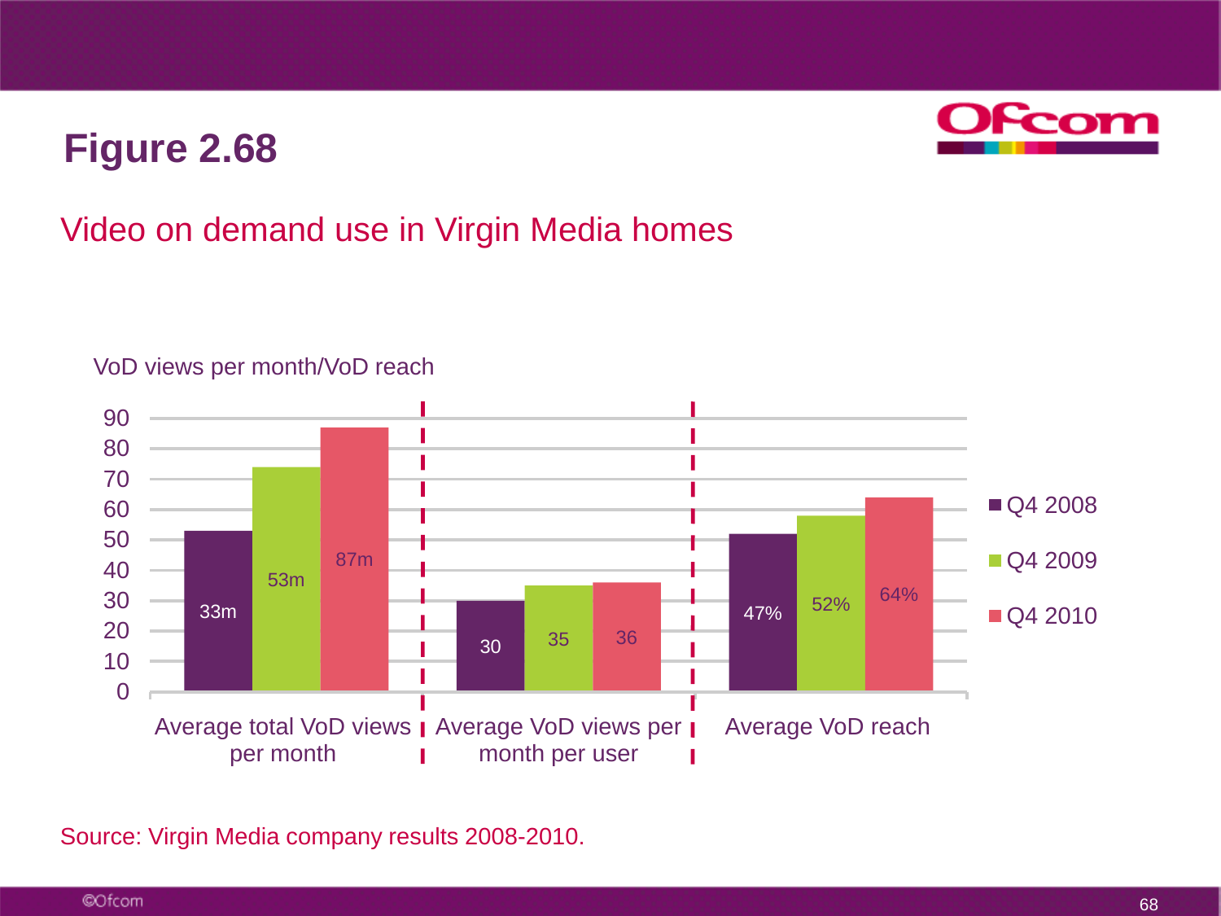# Figure 2.68

## Video on demand use in Virgin Media homes

VoD views per month/VoD reach

| | Q4 2008 | Q4 2009 | Q4 2010 |
|---|---|---|---|
| Average total VoD views per month | 33m | 53m | 87m |
| Average VoD views per month per user | 30 | 35 | 36 |
| Average VoD reach | 47% | 52% | 64% |

Source: Virgin Media company results 2008-2010.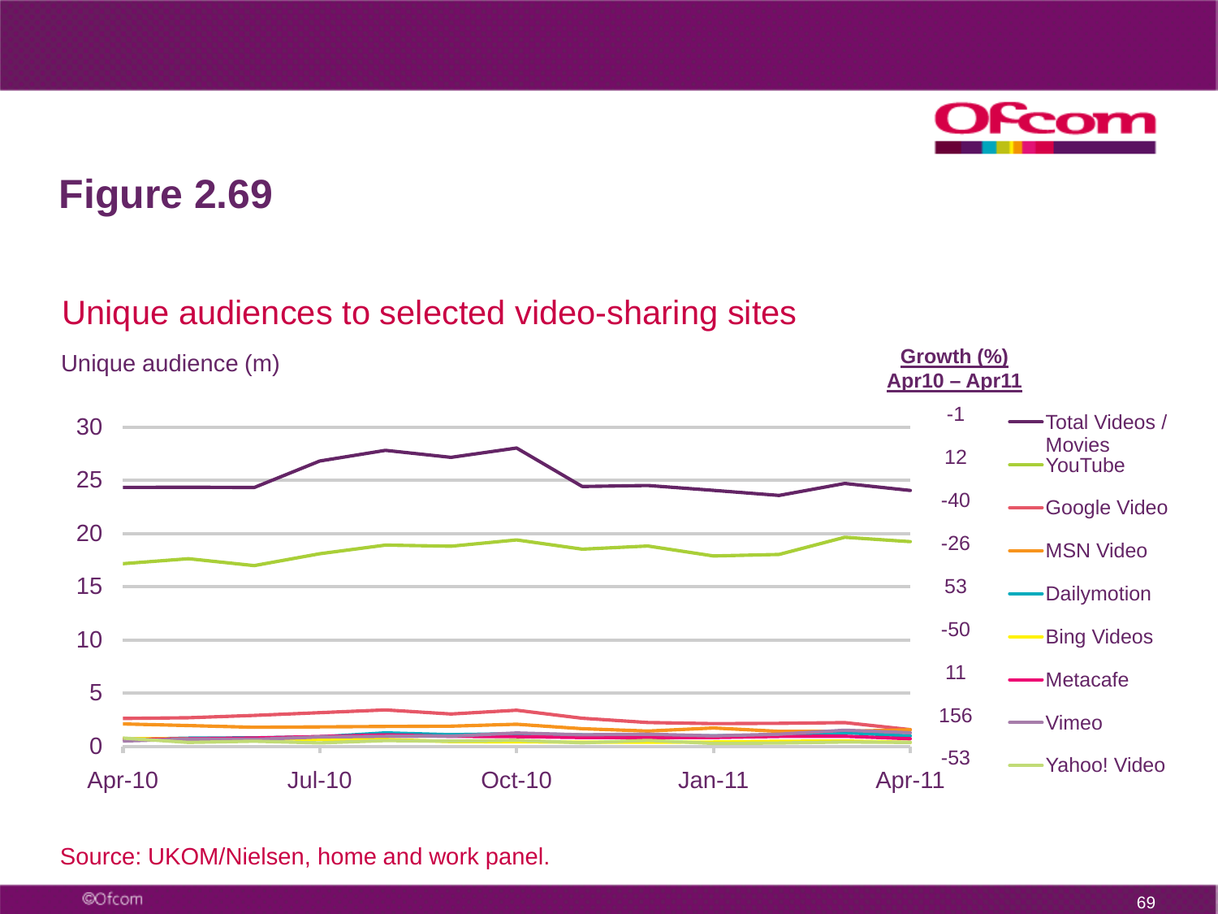# Figure 2.69

## Unique audiences to selected video-sharing sites

Unique audience (m)

| | Growth (%) Apr10 – Apr11 |
|---|---|
| Total Videos / Movies | -1 |
| YouTube | 12 |
| Google Video | -40 |
| MSN Video | -26 |
| Dailymotion | 53 |
| Bing Videos | -50 |
| Metacafe | 11 |
| Vimeo | 156 |
| Yahoo! Video | -53 |

Source: UKOM/Nielsen, home and work panel.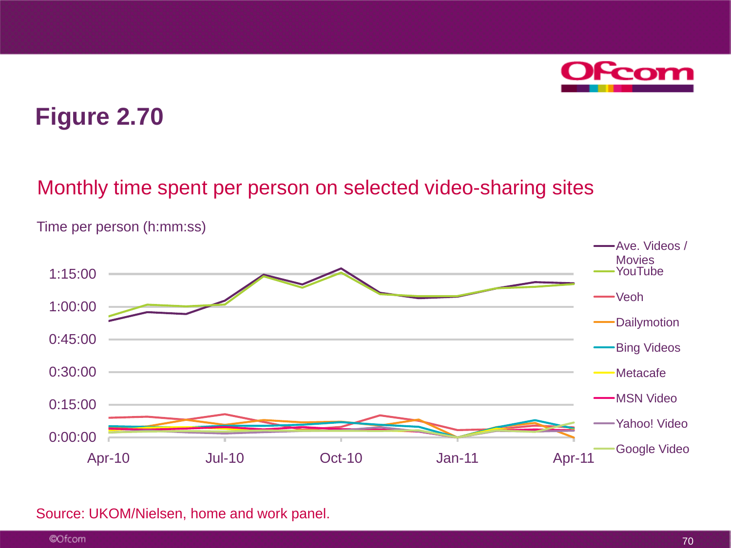# Figure 2.70

## Monthly time spent per person on selected video-sharing sites

Time per person (h:mm:ss)

Source: UKOM/Nielsen, home and work panel.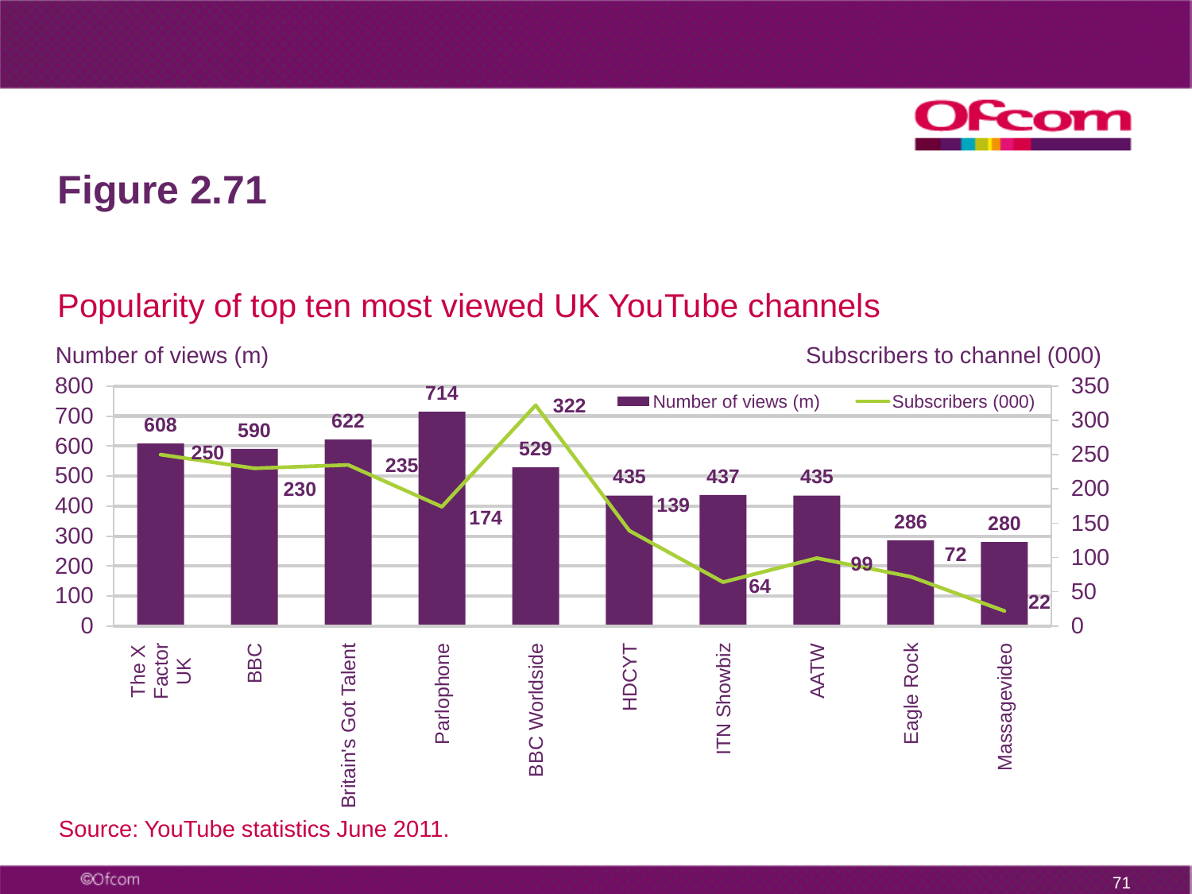# Figure 2.71

## Popularity of top ten most viewed UK YouTube channels

| Channel | Number of views (m) | Subscribers (000) |
| --- | --- | --- |
| The X Factor UK | 608 | 250 |
| BBC | 590 | 230 |
| Britain's Got Talent | 622 | 235 |
| Parlophone | 714 | 174 |
| BBC Worldside | 529 | 322 |
| HDCYT | 435 | 139 |
| ITN Showbiz | 437 | 64 |
| AATW | 435 | 99 |
| Eagle Rock | 286 | 72 |
| Massagevideo | 280 | 22 |

Source: YouTube statistics June 2011.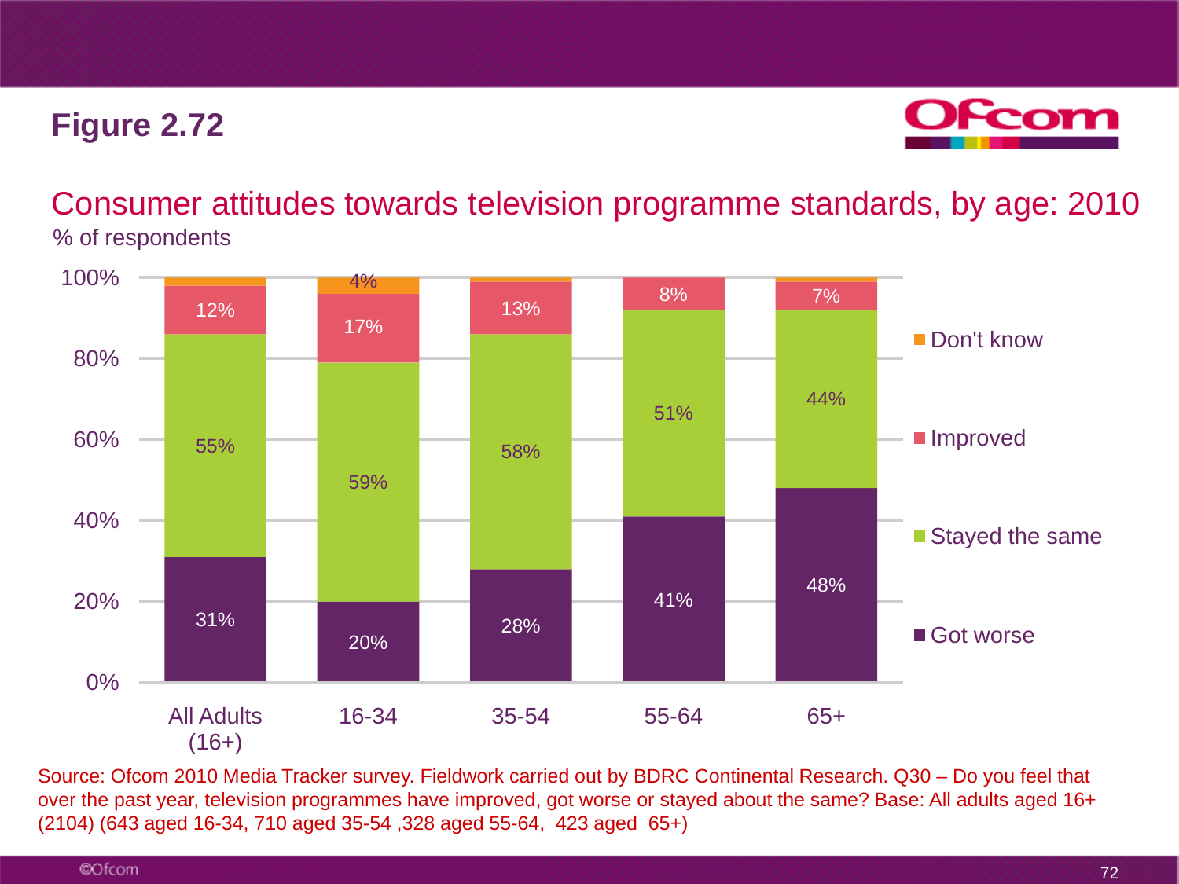# Figure 2.72

## Consumer attitudes towards television programme standards, by age: 2010

% of respondents

| | All Adults (16+) | 16-34 | 35-54 | 55-64 | 65+ |
|---|---|---|---|---|---|
| Don't know | | 4% | | | |
| Improved | 12% | 17% | 13% | 8% | 7% |
| Stayed the same | 55% | 59% | 58% | 51% | 44% |
| Got worse | 31% | 20% | 28% | 41% | 48% |

Source: Ofcom 2010 Media Tracker survey. Fieldwork carried out by BDRC Continental Research. Q30 – Do you feel that over the past year, television programmes have improved, got worse or stayed about the same? Base: All adults aged 16+ (2104) (643 aged 16-34, 710 aged 35-54 ,328 aged 55-64, 423 aged 65+)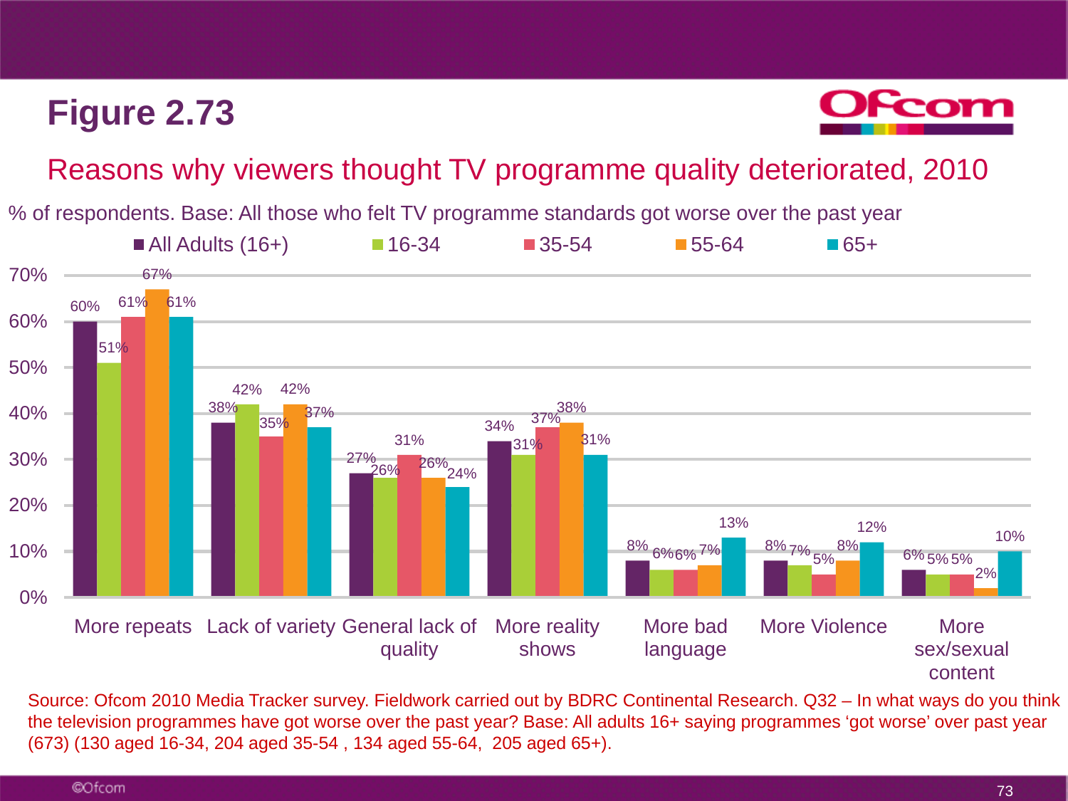# Figure 2.73

## Reasons why viewers thought TV programme quality deteriorated, 2010

% of respondents. Base: All those who felt TV programme standards got worse over the past year

| | All Adults (16+) | 16-34 | 35-54 | 55-64 | 65+ |
|---|---|---|---|---|---|
| More repeats | 60% | 51% | 61% | 67% | 61% |
| Lack of variety | 38% | 42% | 35% | 42% | 37% |
| General lack of quality | 27% | 26% | 31% | 26% | 24% |
| More reality shows | 34% | 31% | 37% | 38% | 31% |
| More bad language | 8% | 6% | 6% | 7% | 13% |
| More Violence | 8% | 7% | 5% | 8% | 12% |
| More sex/sexual content | 6% | 5% | 5% | 2% | 10% |

Source: Ofcom 2010 Media Tracker survey. Fieldwork carried out by BDRC Continental Research. Q32 – In what ways do you think the television programmes have got worse over the past year? Base: All adults 16+ saying programmes 'got worse' over past year (673) (130 aged 16-34, 204 aged 35-54 , 134 aged 55-64, 205 aged 65+).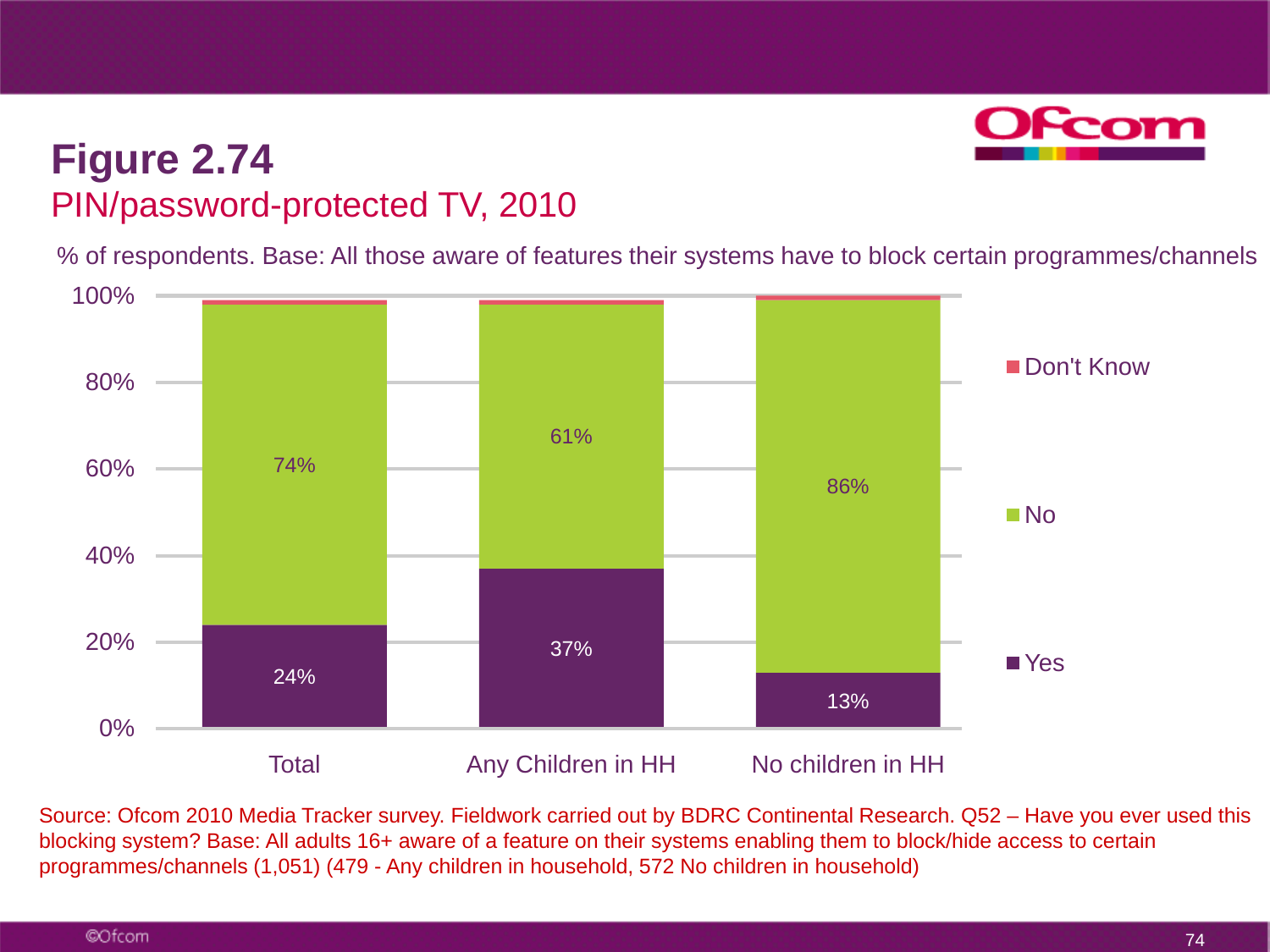# Figure 2.74

## PIN/password-protected TV, 2010

% of respondents. Base: All those aware of features their systems have to block certain programmes/channels

100%
80%
60%
40%
20%
0%

Total: 24%, 74%
Any Children in HH: 37%, 61%
No children in HH: 13%, 86%

Don't Know
No
Yes

Source: Ofcom 2010 Media Tracker survey. Fieldwork carried out by BDRC Continental Research. Q52 – Have you ever used this blocking system? Base: All adults 16+ aware of a feature on their systems enabling them to block/hide access to certain programmes/channels (1,051) (479 - Any children in household, 572 No children in household)